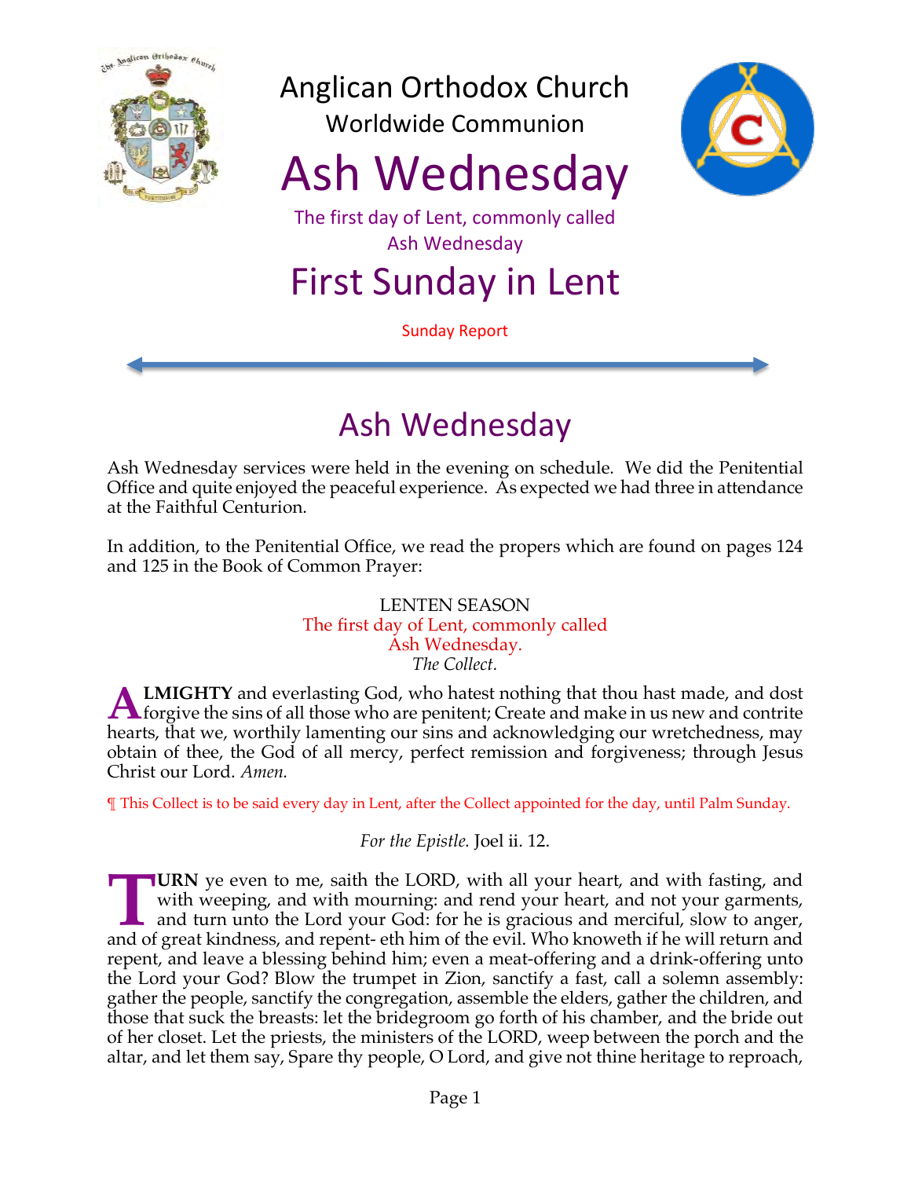# Anglican Orthodox Church

Worldwide Communion

# Ash Wednesday

The first day of Lent, commonly called Ash Wednesday

# First Sunday in Lent

Sunday Report

## Ash Wednesday

Ash Wednesday services were held in the evening on schedule. We did the Penitential Office and quite enjoyed the peaceful experience. As expected we had three in attendance at the Faithful Centurion.

In addition, to the Penitential Office, we read the propers which are found on pages 124 and 125 in the Book of Common Prayer:

LENTEN SEASON
The first day of Lent, commonly called
Ash Wednesday.
*The Collect.*

**ALMIGHTY** and everlasting God, who hatest nothing that thou hast made, and dost forgive the sins of all those who are penitent; Create and make in us new and contrite hearts, that we, worthily lamenting our sins and acknowledging our wretchedness, may obtain of thee, the God of all mercy, perfect remission and forgiveness; through Jesus Christ our Lord. *Amen.*

¶ This Collect is to be said every day in Lent, after the Collect appointed for the day, until Palm Sunday.

*For the Epistle.* Joel ii. 12.

**TURN** ye even to me, saith the LORD, with all your heart, and with fasting, and with weeping, and with mourning: and rend your heart, and not your garments, and turn unto the Lord your God: for he is gracious and merciful, slow to anger, and of great kindness, and repent- eth him of the evil. Who knoweth if he will return and repent, and leave a blessing behind him; even a meat-offering and a drink-offering unto the Lord your God? Blow the trumpet in Zion, sanctify a fast, call a solemn assembly: gather the people, sanctify the congregation, assemble the elders, gather the children, and those that suck the breasts: let the bridegroom go forth of his chamber, and the bride out of her closet. Let the priests, the ministers of the LORD, weep between the porch and the altar, and let them say, Spare thy people, O Lord, and give not thine heritage to reproach,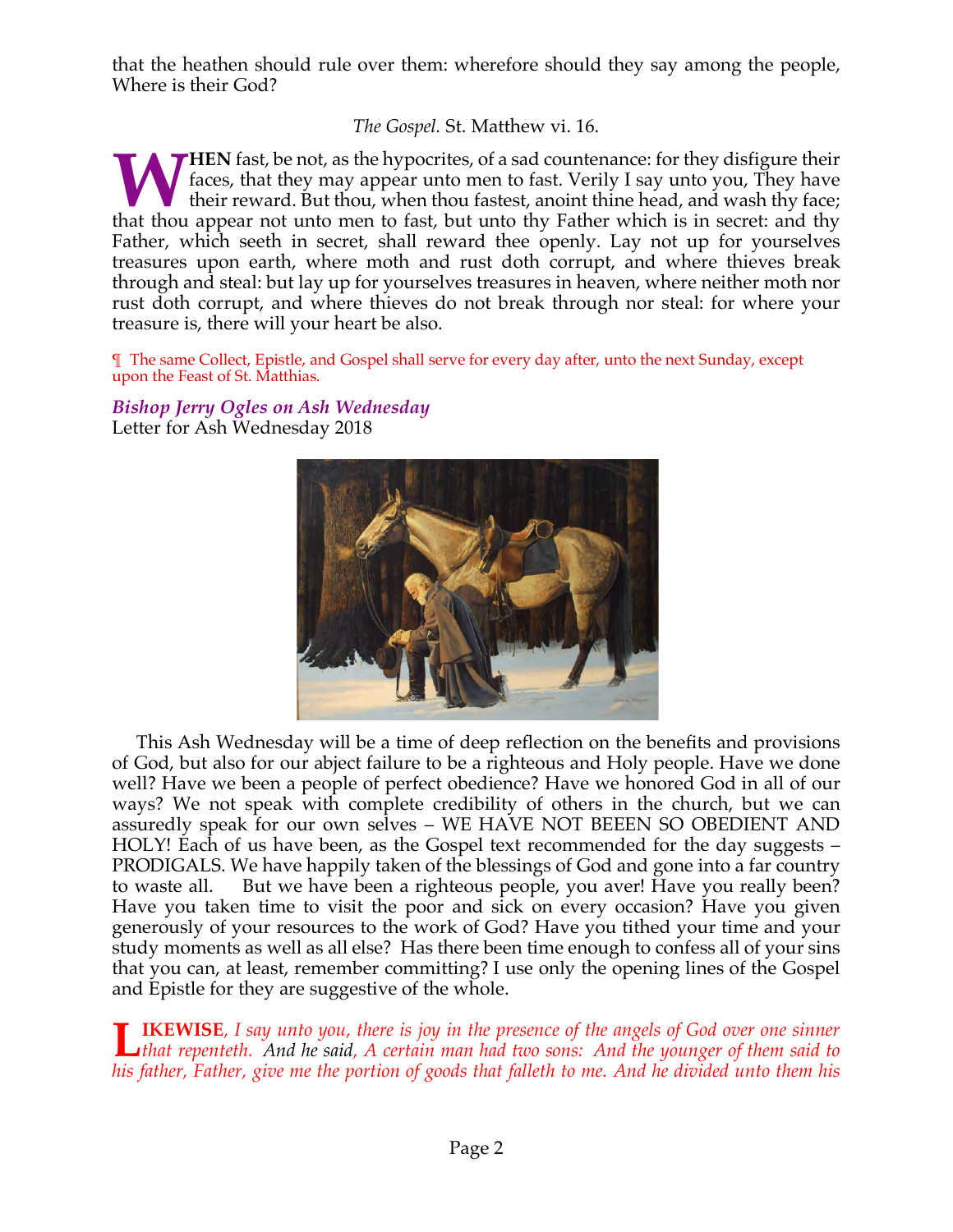that the heathen should rule over them: wherefore should they say among the people, Where is their God?

*The Gospel.* St. Matthew vi. 16.

**WHEN** fast, be not, as the hypocrites, of a sad countenance: for they disfigure their faces, that they may appear unto men to fast. Verily I say unto you, They have their reward. But thou, when thou fastest, anoint thine head, and wash thy face; that thou appear not unto men to fast, but unto thy Father which is in secret: and thy Father, which seeth in secret, shall reward thee openly. Lay not up for yourselves treasures upon earth, where moth and rust doth corrupt, and where thieves break through and steal: but lay up for yourselves treasures in heaven, where neither moth nor rust doth corrupt, and where thieves do not break through nor steal: for where your treasure is, there will your heart be also.

¶ The same Collect, Epistle, and Gospel shall serve for every day after, unto the next Sunday, except upon the Feast of St. Matthias.

***Bishop Jerry Ogles on Ash Wednesday***

Letter for Ash Wednesday 2018

This Ash Wednesday will be a time of deep reflection on the benefits and provisions of God, but also for our abject failure to be a righteous and Holy people. Have we done well? Have we been a people of perfect obedience? Have we honored God in all of our ways? We not speak with complete credibility of others in the church, but we can assuredly speak for our own selves – WE HAVE NOT BEEEN SO OBEDIENT AND HOLY! Each of us have been, as the Gospel text recommended for the day suggests – PRODIGALS. We have happily taken of the blessings of God and gone into a far country to waste all. But we have been a righteous people, you aver! Have you really been? Have you taken time to visit the poor and sick on every occasion? Have you given generously of your resources to the work of God? Have you tithed your time and your study moments as well as all else? Has there been time enough to confess all of your sins that you can, at least, remember committing? I use only the opening lines of the Gospel and Epistle for they are suggestive of the whole.

**LIKEWISE**, *I say unto you, there is joy in the presence of the angels of God over one sinner that repenteth.* And he said, *A certain man had two sons: And the younger of them said to his father, Father, give me the portion of goods that falleth to me. And he divided unto them his*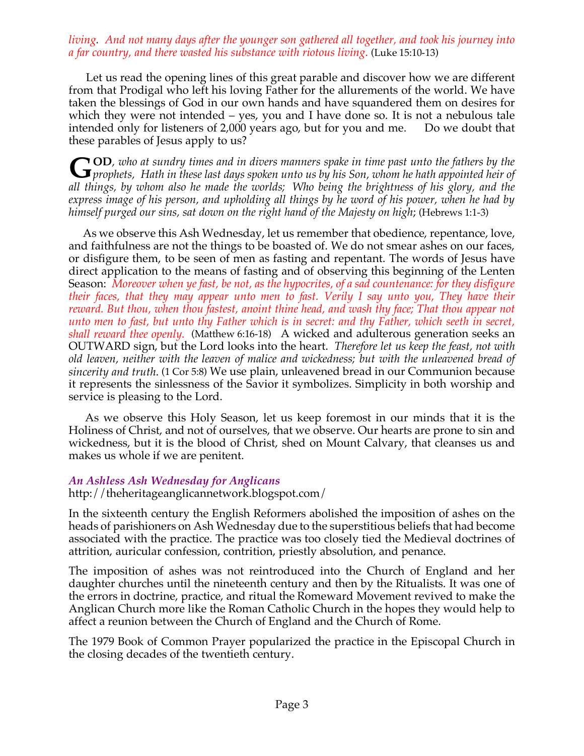*living. And not many days after the younger son gathered all together, and took his journey into a far country, and there wasted his substance with riotous living.* (Luke 15:10-13)

Let us read the opening lines of this great parable and discover how we are different from that Prodigal who left his loving Father for the allurements of the world. We have taken the blessings of God in our own hands and have squandered them on desires for which they were not intended – yes, you and I have done so. It is not a nebulous tale intended only for listeners of 2,000 years ago, but for you and me. Do we doubt that these parables of Jesus apply to us?

**GOD**, *who at sundry times and in divers manners spake in time past unto the fathers by the prophets, Hath in these last days spoken unto us by his Son, whom he hath appointed heir of all things, by whom also he made the worlds; Who being the brightness of his glory, and the express image of his person, and upholding all things by he word of his power, when he had by himself purged our sins, sat down on the right hand of the Majesty on high*; (Hebrews 1:1-3)

As we observe this Ash Wednesday, let us remember that obedience, repentance, love, and faithfulness are not the things to be boasted of. We do not smear ashes on our faces, or disfigure them, to be seen of men as fasting and repentant. The words of Jesus have direct application to the means of fasting and of observing this beginning of the Lenten Season: *Moreover when ye fast, be not, as the hypocrites, of a sad countenance: for they disfigure their faces, that they may appear unto men to fast. Verily I say unto you, They have their reward. But thou, when thou fastest, anoint thine head, and wash thy face; That thou appear not unto men to fast, but unto thy Father which is in secret: and thy Father, which seeth in secret, shall reward thee openly.* (Matthew 6:16-18) A wicked and adulterous generation seeks an OUTWARD sign, but the Lord looks into the heart. *Therefore let us keep the feast, not with old leaven, neither with the leaven of malice and wickedness; but with the unleavened bread of sincerity and truth.* (1 Cor 5:8) We use plain, unleavened bread in our Communion because it represents the sinlessness of the Savior it symbolizes. Simplicity in both worship and service is pleasing to the Lord.

As we observe this Holy Season, let us keep foremost in our minds that it is the Holiness of Christ, and not of ourselves, that we observe. Our hearts are prone to sin and wickedness, but it is the blood of Christ, shed on Mount Calvary, that cleanses us and makes us whole if we are penitent.

### *An Ashless Ash Wednesday for Anglicans*

http://theheritageanglicannetwork.blogspot.com/

In the sixteenth century the English Reformers abolished the imposition of ashes on the heads of parishioners on Ash Wednesday due to the superstitious beliefs that had become associated with the practice. The practice was too closely tied the Medieval doctrines of attrition, auricular confession, contrition, priestly absolution, and penance.

The imposition of ashes was not reintroduced into the Church of England and her daughter churches until the nineteenth century and then by the Ritualists. It was one of the errors in doctrine, practice, and ritual the Romeward Movement revived to make the Anglican Church more like the Roman Catholic Church in the hopes they would help to affect a reunion between the Church of England and the Church of Rome.

The 1979 Book of Common Prayer popularized the practice in the Episcopal Church in the closing decades of the twentieth century.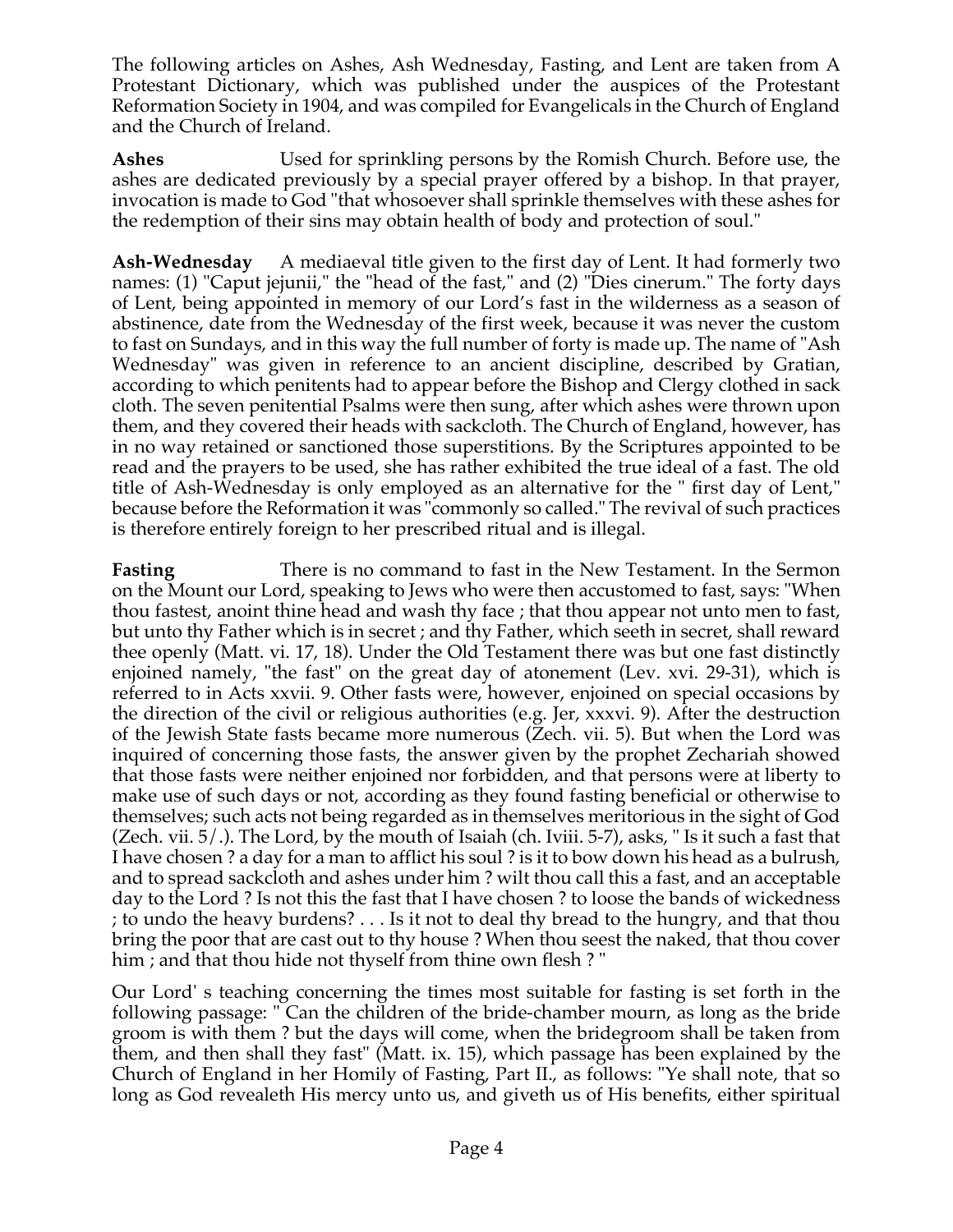The following articles on Ashes, Ash Wednesday, Fasting, and Lent are taken from A Protestant Dictionary, which was published under the auspices of the Protestant Reformation Society in 1904, and was compiled for Evangelicals in the Church of England and the Church of Ireland.

**Ashes** Used for sprinkling persons by the Romish Church. Before use, the ashes are dedicated previously by a special prayer offered by a bishop. In that prayer, invocation is made to God "that whosoever shall sprinkle themselves with these ashes for the redemption of their sins may obtain health of body and protection of soul."

**Ash-Wednesday** A mediaeval title given to the first day of Lent. It had formerly two names: (1) "Caput jejunii," the "head of the fast," and (2) "Dies cinerum." The forty days of Lent, being appointed in memory of our Lord's fast in the wilderness as a season of abstinence, date from the Wednesday of the first week, because it was never the custom to fast on Sundays, and in this way the full number of forty is made up. The name of "Ash Wednesday" was given in reference to an ancient discipline, described by Gratian, according to which penitents had to appear before the Bishop and Clergy clothed in sack cloth. The seven penitential Psalms were then sung, after which ashes were thrown upon them, and they covered their heads with sackcloth. The Church of England, however, has in no way retained or sanctioned those superstitions. By the Scriptures appointed to be read and the prayers to be used, she has rather exhibited the true ideal of a fast. The old title of Ash-Wednesday is only employed as an alternative for the " first day of Lent," because before the Reformation it was "commonly so called." The revival of such practices is therefore entirely foreign to her prescribed ritual and is illegal.

**Fasting** There is no command to fast in the New Testament. In the Sermon on the Mount our Lord, speaking to Jews who were then accustomed to fast, says: "When thou fastest, anoint thine head and wash thy face ; that thou appear not unto men to fast, but unto thy Father which is in secret ; and thy Father, which seeth in secret, shall reward thee openly (Matt. vi. 17, 18). Under the Old Testament there was but one fast distinctly enjoined namely, "the fast" on the great day of atonement (Lev. xvi. 29-31), which is referred to in Acts xxvii. 9. Other fasts were, however, enjoined on special occasions by the direction of the civil or religious authorities (e.g. Jer, xxxvi. 9). After the destruction of the Jewish State fasts became more numerous (Zech. vii. 5). But when the Lord was inquired of concerning those fasts, the answer given by the prophet Zechariah showed that those fasts were neither enjoined nor forbidden, and that persons were at liberty to make use of such days or not, according as they found fasting beneficial or otherwise to themselves; such acts not being regarded as in themselves meritorious in the sight of God (Zech. vii. 5/.). The Lord, by the mouth of Isaiah (ch. Iviii. 5-7), asks, " Is it such a fast that I have chosen ? a day for a man to afflict his soul ? is it to bow down his head as a bulrush, and to spread sackcloth and ashes under him ? wilt thou call this a fast, and an acceptable day to the Lord ? Is not this the fast that I have chosen ? to loose the bands of wickedness ; to undo the heavy burdens? . . . Is it not to deal thy bread to the hungry, and that thou bring the poor that are cast out to thy house ? When thou seest the naked, that thou cover him ; and that thou hide not thyself from thine own flesh ? "

Our Lord' s teaching concerning the times most suitable for fasting is set forth in the following passage: " Can the children of the bride-chamber mourn, as long as the bride groom is with them ? but the days will come, when the bridegroom shall be taken from them, and then shall they fast" (Matt. ix. 15), which passage has been explained by the Church of England in her Homily of Fasting, Part II., as follows: "Ye shall note, that so long as God revealeth His mercy unto us, and giveth us of His benefits, either spiritual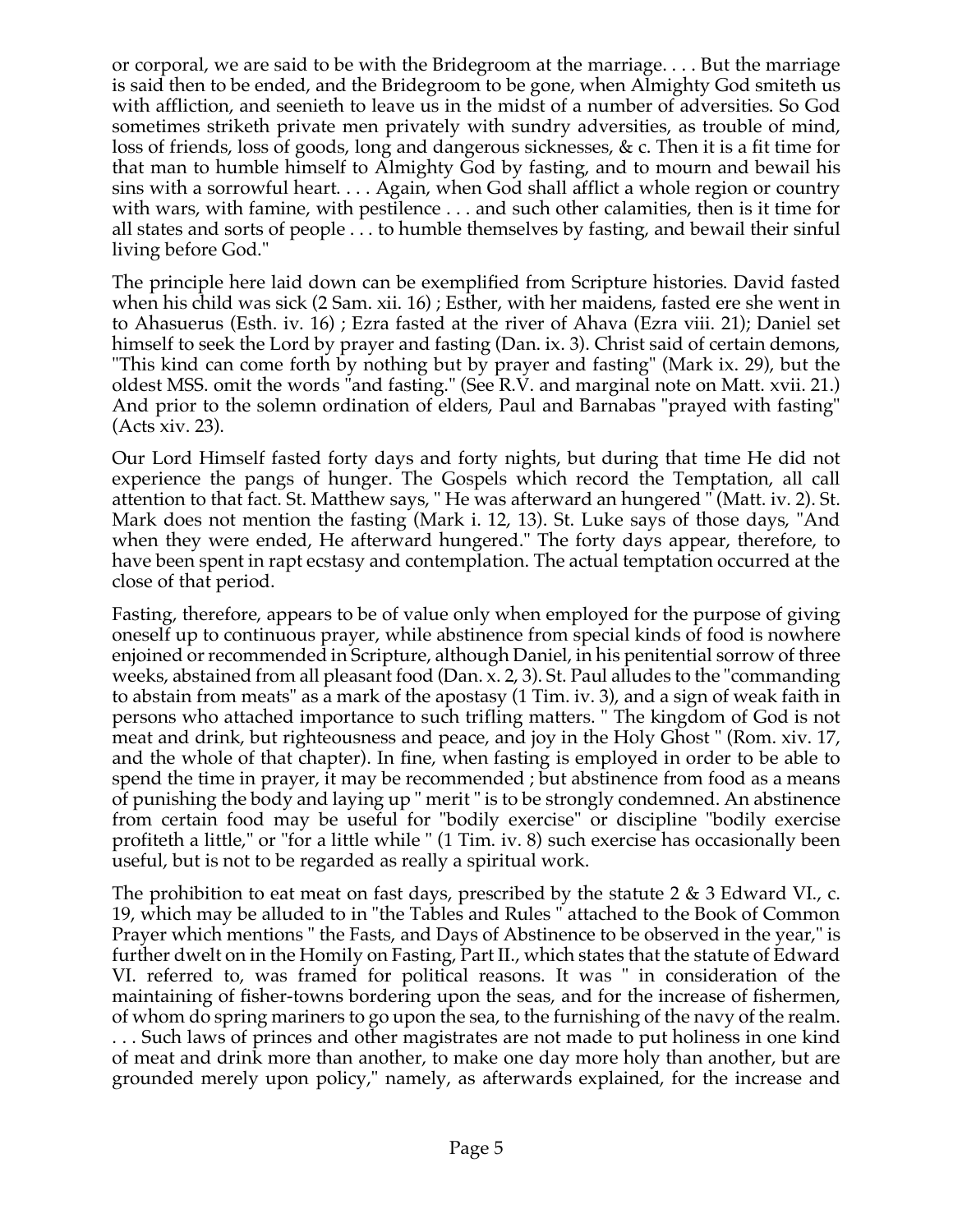or corporal, we are said to be with the Bridegroom at the marriage. . . . But the marriage is said then to be ended, and the Bridegroom to be gone, when Almighty God smiteth us with affliction, and seenieth to leave us in the midst of a number of adversities. So God sometimes striketh private men privately with sundry adversities, as trouble of mind, loss of friends, loss of goods, long and dangerous sicknesses, & c. Then it is a fit time for that man to humble himself to Almighty God by fasting, and to mourn and bewail his sins with a sorrowful heart. . . . Again, when God shall afflict a whole region or country with wars, with famine, with pestilence . . . and such other calamities, then is it time for all states and sorts of people . . . to humble themselves by fasting, and bewail their sinful living before God."

The principle here laid down can be exemplified from Scripture histories. David fasted when his child was sick (2 Sam. xii. 16) ; Esther, with her maidens, fasted ere she went in to Ahasuerus (Esth. iv. 16) ; Ezra fasted at the river of Ahava (Ezra viii. 21); Daniel set himself to seek the Lord by prayer and fasting (Dan. ix. 3). Christ said of certain demons, "This kind can come forth by nothing but by prayer and fasting" (Mark ix. 29), but the oldest MSS. omit the words "and fasting." (See R.V. and marginal note on Matt. xvii. 21.) And prior to the solemn ordination of elders, Paul and Barnabas "prayed with fasting" (Acts xiv. 23).

Our Lord Himself fasted forty days and forty nights, but during that time He did not experience the pangs of hunger. The Gospels which record the Temptation, all call attention to that fact. St. Matthew says, " He was afterward an hungered " (Matt. iv. 2). St. Mark does not mention the fasting (Mark i. 12, 13). St. Luke says of those days, "And when they were ended, He afterward hungered." The forty days appear, therefore, to have been spent in rapt ecstasy and contemplation. The actual temptation occurred at the close of that period.

Fasting, therefore, appears to be of value only when employed for the purpose of giving oneself up to continuous prayer, while abstinence from special kinds of food is nowhere enjoined or recommended in Scripture, although Daniel, in his penitential sorrow of three weeks, abstained from all pleasant food (Dan. x. 2, 3). St. Paul alludes to the "commanding to abstain from meats" as a mark of the apostasy (1 Tim. iv. 3), and a sign of weak faith in persons who attached importance to such trifling matters. " The kingdom of God is not meat and drink, but righteousness and peace, and joy in the Holy Ghost " (Rom. xiv. 17, and the whole of that chapter). In fine, when fasting is employed in order to be able to spend the time in prayer, it may be recommended ; but abstinence from food as a means of punishing the body and laying up " merit " is to be strongly condemned. An abstinence from certain food may be useful for "bodily exercise" or discipline "bodily exercise profiteth a little," or "for a little while " (1 Tim. iv. 8) such exercise has occasionally been useful, but is not to be regarded as really a spiritual work.

The prohibition to eat meat on fast days, prescribed by the statute 2 & 3 Edward VI., c. 19, which may be alluded to in "the Tables and Rules " attached to the Book of Common Prayer which mentions " the Fasts, and Days of Abstinence to be observed in the year," is further dwelt on in the Homily on Fasting, Part II., which states that the statute of Edward VI. referred to, was framed for political reasons. It was " in consideration of the maintaining of fisher-towns bordering upon the seas, and for the increase of fishermen, of whom do spring mariners to go upon the sea, to the furnishing of the navy of the realm. . . . Such laws of princes and other magistrates are not made to put holiness in one kind of meat and drink more than another, to make one day more holy than another, but are grounded merely upon policy," namely, as afterwards explained, for the increase and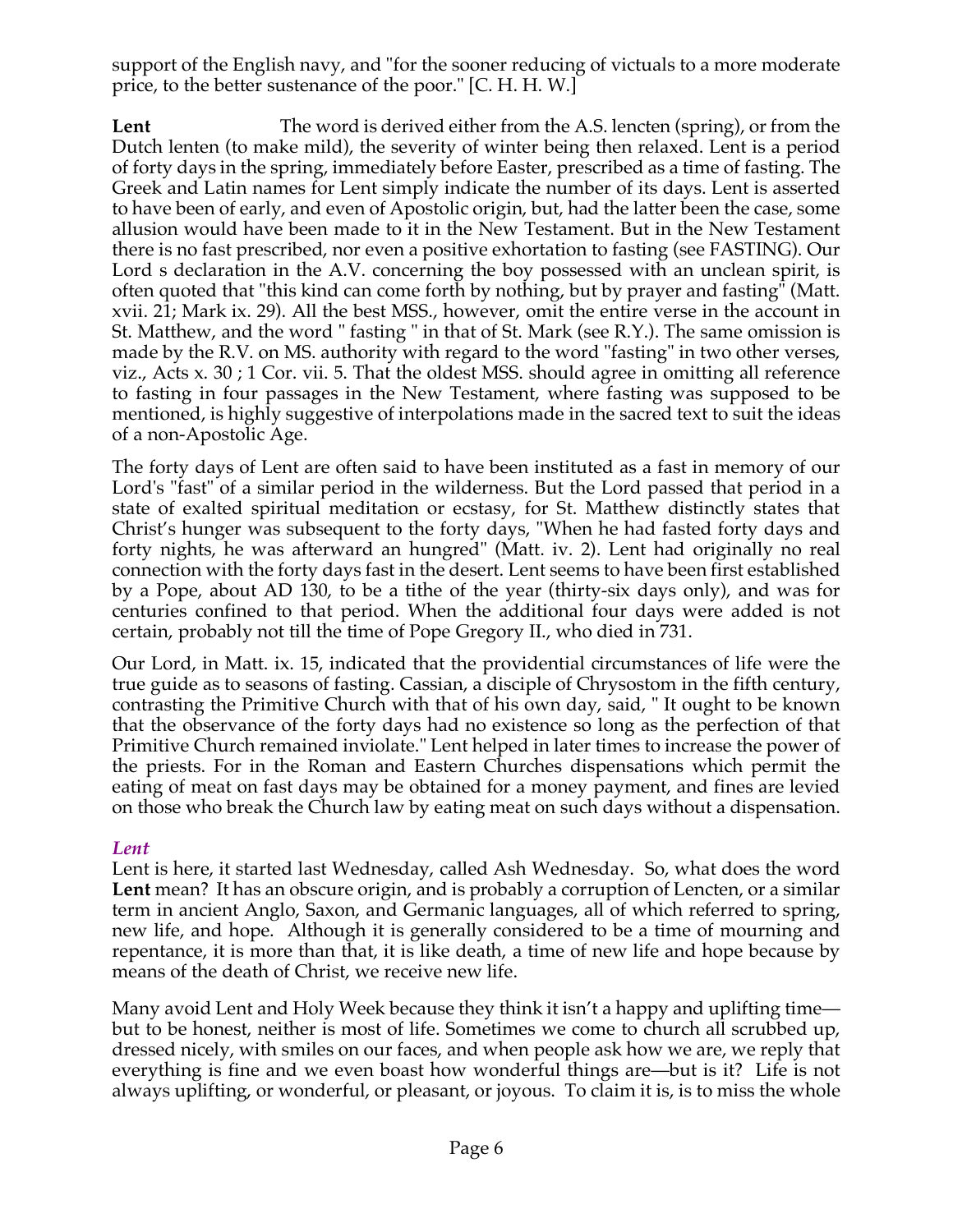support of the English navy, and "for the sooner reducing of victuals to a more moderate price, to the better sustenance of the poor." [C. H. H. W.]

**Lent** The word is derived either from the A.S. lencten (spring), or from the Dutch lenten (to make mild), the severity of winter being then relaxed. Lent is a period of forty days in the spring, immediately before Easter, prescribed as a time of fasting. The Greek and Latin names for Lent simply indicate the number of its days. Lent is asserted to have been of early, and even of Apostolic origin, but, had the latter been the case, some allusion would have been made to it in the New Testament. But in the New Testament there is no fast prescribed, nor even a positive exhortation to fasting (see FASTING). Our Lord s declaration in the A.V. concerning the boy possessed with an unclean spirit, is often quoted that "this kind can come forth by nothing, but by prayer and fasting" (Matt. xvii. 21; Mark ix. 29). All the best MSS., however, omit the entire verse in the account in St. Matthew, and the word " fasting " in that of St. Mark (see R.Y.). The same omission is made by the R.V. on MS. authority with regard to the word "fasting" in two other verses, viz., Acts x. 30 ; 1 Cor. vii. 5. That the oldest MSS. should agree in omitting all reference to fasting in four passages in the New Testament, where fasting was supposed to be mentioned, is highly suggestive of interpolations made in the sacred text to suit the ideas of a non-Apostolic Age.

The forty days of Lent are often said to have been instituted as a fast in memory of our Lord's "fast" of a similar period in the wilderness. But the Lord passed that period in a state of exalted spiritual meditation or ecstasy, for St. Matthew distinctly states that Christ's hunger was subsequent to the forty days, "When he had fasted forty days and forty nights, he was afterward an hungred" (Matt. iv. 2). Lent had originally no real connection with the forty days fast in the desert. Lent seems to have been first established by a Pope, about AD 130, to be a tithe of the year (thirty-six days only), and was for centuries confined to that period. When the additional four days were added is not certain, probably not till the time of Pope Gregory II., who died in 731.

Our Lord, in Matt. ix. 15, indicated that the providential circumstances of life were the true guide as to seasons of fasting. Cassian, a disciple of Chrysostom in the fifth century, contrasting the Primitive Church with that of his own day, said, " It ought to be known that the observance of the forty days had no existence so long as the perfection of that Primitive Church remained inviolate." Lent helped in later times to increase the power of the priests. For in the Roman and Eastern Churches dispensations which permit the eating of meat on fast days may be obtained for a money payment, and fines are levied on those who break the Church law by eating meat on such days without a dispensation.

### *Lent*

Lent is here, it started last Wednesday, called Ash Wednesday. So, what does the word **Lent** mean? It has an obscure origin, and is probably a corruption of Lencten, or a similar term in ancient Anglo, Saxon, and Germanic languages, all of which referred to spring, new life, and hope. Although it is generally considered to be a time of mourning and repentance, it is more than that, it is like death, a time of new life and hope because by means of the death of Christ, we receive new life.

Many avoid Lent and Holy Week because they think it isn't a happy and uplifting time—but to be honest, neither is most of life. Sometimes we come to church all scrubbed up, dressed nicely, with smiles on our faces, and when people ask how we are, we reply that everything is fine and we even boast how wonderful things are—but is it? Life is not always uplifting, or wonderful, or pleasant, or joyous. To claim it is, is to miss the whole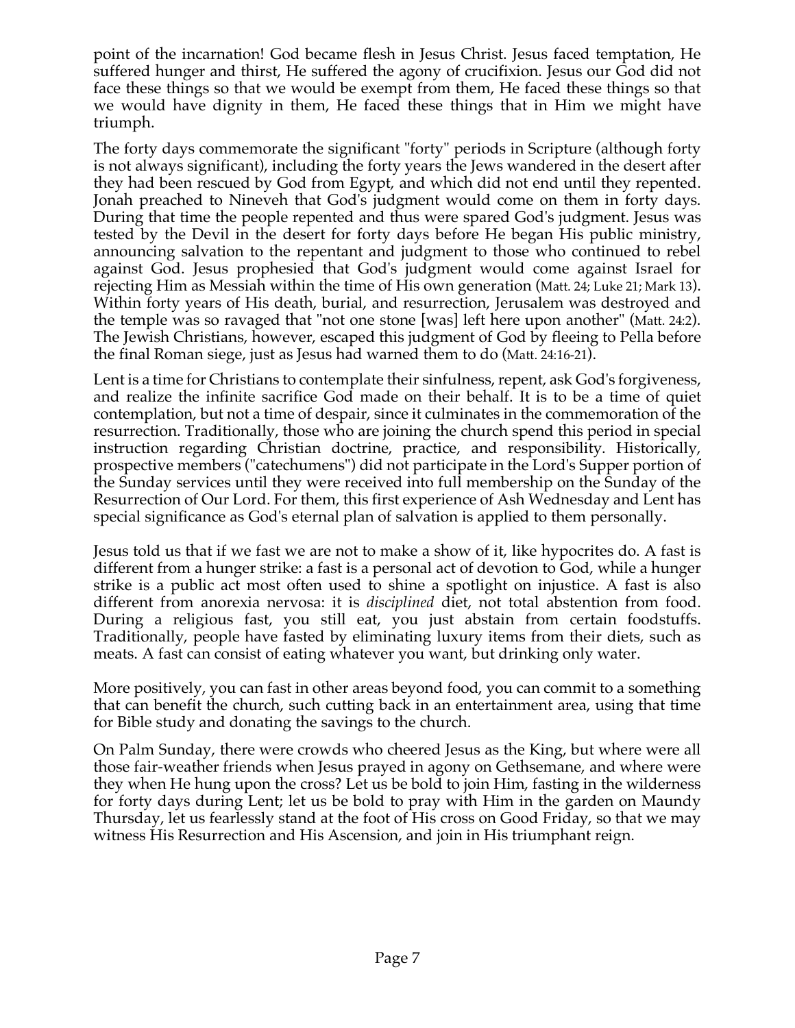point of the incarnation! God became flesh in Jesus Christ. Jesus faced temptation, He suffered hunger and thirst, He suffered the agony of crucifixion. Jesus our God did not face these things so that we would be exempt from them, He faced these things so that we would have dignity in them, He faced these things that in Him we might have triumph.

The forty days commemorate the significant "forty" periods in Scripture (although forty is not always significant), including the forty years the Jews wandered in the desert after they had been rescued by God from Egypt, and which did not end until they repented. Jonah preached to Nineveh that God's judgment would come on them in forty days. During that time the people repented and thus were spared God's judgment. Jesus was tested by the Devil in the desert for forty days before He began His public ministry, announcing salvation to the repentant and judgment to those who continued to rebel against God. Jesus prophesied that God's judgment would come against Israel for rejecting Him as Messiah within the time of His own generation (Matt. 24; Luke 21; Mark 13). Within forty years of His death, burial, and resurrection, Jerusalem was destroyed and the temple was so ravaged that "not one stone [was] left here upon another" (Matt. 24:2). The Jewish Christians, however, escaped this judgment of God by fleeing to Pella before the final Roman siege, just as Jesus had warned them to do (Matt. 24:16-21).

Lent is a time for Christians to contemplate their sinfulness, repent, ask God's forgiveness, and realize the infinite sacrifice God made on their behalf. It is to be a time of quiet contemplation, but not a time of despair, since it culminates in the commemoration of the resurrection. Traditionally, those who are joining the church spend this period in special instruction regarding Christian doctrine, practice, and responsibility. Historically, prospective members ("catechumens") did not participate in the Lord's Supper portion of the Sunday services until they were received into full membership on the Sunday of the Resurrection of Our Lord. For them, this first experience of Ash Wednesday and Lent has special significance as God's eternal plan of salvation is applied to them personally.

Jesus told us that if we fast we are not to make a show of it, like hypocrites do. A fast is different from a hunger strike: a fast is a personal act of devotion to God, while a hunger strike is a public act most often used to shine a spotlight on injustice. A fast is also different from anorexia nervosa: it is *disciplined* diet, not total abstention from food. During a religious fast, you still eat, you just abstain from certain foodstuffs. Traditionally, people have fasted by eliminating luxury items from their diets, such as meats. A fast can consist of eating whatever you want, but drinking only water.

More positively, you can fast in other areas beyond food, you can commit to a something that can benefit the church, such cutting back in an entertainment area, using that time for Bible study and donating the savings to the church.

On Palm Sunday, there were crowds who cheered Jesus as the King, but where were all those fair-weather friends when Jesus prayed in agony on Gethsemane, and where were they when He hung upon the cross? Let us be bold to join Him, fasting in the wilderness for forty days during Lent; let us be bold to pray with Him in the garden on Maundy Thursday, let us fearlessly stand at the foot of His cross on Good Friday, so that we may witness His Resurrection and His Ascension, and join in His triumphant reign.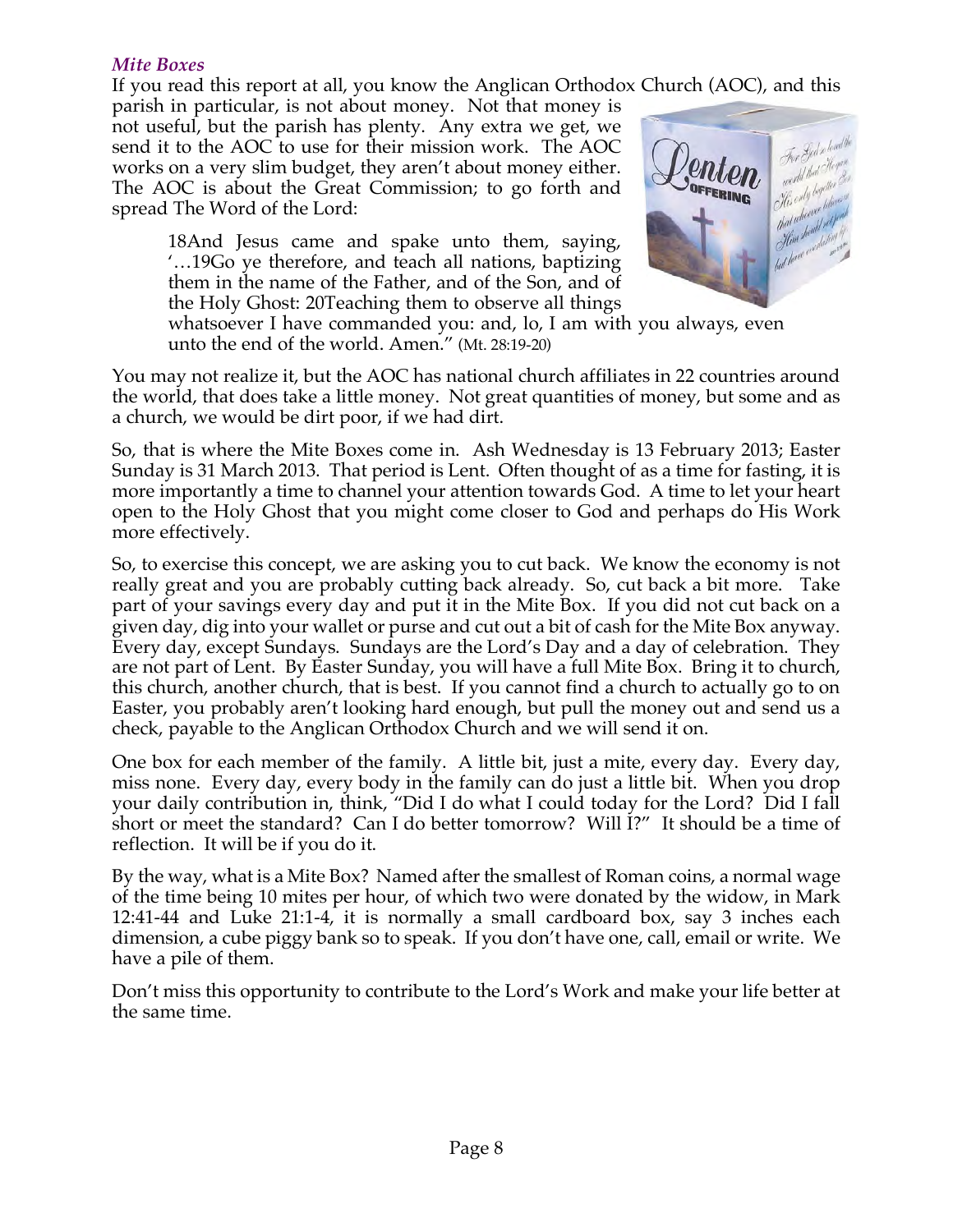### *Mite Boxes*

If you read this report at all, you know the Anglican Orthodox Church (AOC), and this parish in particular, is not about money. Not that money is not useful, but the parish has plenty. Any extra we get, we send it to the AOC to use for their mission work. The AOC works on a very slim budget, they aren't about money either. The AOC is about the Great Commission; to go forth and spread The Word of the Lord:

> 18And Jesus came and spake unto them, saying, '…19Go ye therefore, and teach all nations, baptizing them in the name of the Father, and of the Son, and of the Holy Ghost: 20Teaching them to observe all things whatsoever I have commanded you: and, lo, I am with you always, even unto the end of the world. Amen." (Mt. 28:19-20)

You may not realize it, but the AOC has national church affiliates in 22 countries around the world, that does take a little money. Not great quantities of money, but some and as a church, we would be dirt poor, if we had dirt.

So, that is where the Mite Boxes come in. Ash Wednesday is 13 February 2013; Easter Sunday is 31 March 2013. That period is Lent. Often thought of as a time for fasting, it is more importantly a time to channel your attention towards God. A time to let your heart open to the Holy Ghost that you might come closer to God and perhaps do His Work more effectively.

So, to exercise this concept, we are asking you to cut back. We know the economy is not really great and you are probably cutting back already. So, cut back a bit more. Take part of your savings every day and put it in the Mite Box. If you did not cut back on a given day, dig into your wallet or purse and cut out a bit of cash for the Mite Box anyway. Every day, except Sundays. Sundays are the Lord's Day and a day of celebration. They are not part of Lent. By Easter Sunday, you will have a full Mite Box. Bring it to church, this church, another church, that is best. If you cannot find a church to actually go to on Easter, you probably aren't looking hard enough, but pull the money out and send us a check, payable to the Anglican Orthodox Church and we will send it on.

One box for each member of the family. A little bit, just a mite, every day. Every day, miss none. Every day, every body in the family can do just a little bit. When you drop your daily contribution in, think, "Did I do what I could today for the Lord? Did I fall short or meet the standard? Can I do better tomorrow? Will I?" It should be a time of reflection. It will be if you do it.

By the way, what is a Mite Box? Named after the smallest of Roman coins, a normal wage of the time being 10 mites per hour, of which two were donated by the widow, in Mark 12:41-44 and Luke 21:1-4, it is normally a small cardboard box, say 3 inches each dimension, a cube piggy bank so to speak. If you don't have one, call, email or write. We have a pile of them.

Don't miss this opportunity to contribute to the Lord's Work and make your life better at the same time.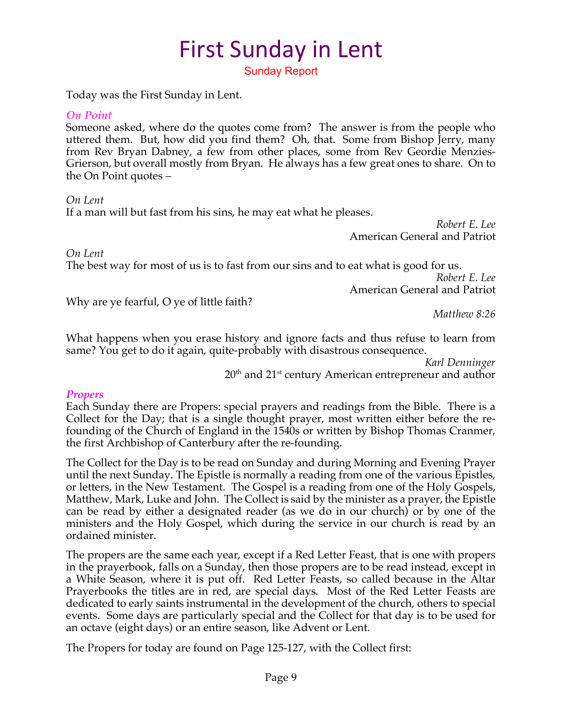# First Sunday in Lent

Sunday Report

Today was the First Sunday in Lent.

### *On Point*

Someone asked, where do the quotes come from? The answer is from the people who uttered them. But, how did you find them? Oh, that. Some from Bishop Jerry, many from Rev Bryan Dabney, a few from other places, some from Rev Geordie Menzies-Grierson, but overall mostly from Bryan. He always has a few great ones to share. On to the On Point quotes –

*On Lent*

If a man will but fast from his sins, he may eat what he pleases.

*Robert E. Lee*
American General and Patriot

*On Lent*

The best way for most of us is to fast from our sins and to eat what is good for us.

*Robert E. Lee*
American General and Patriot

Why are ye fearful, O ye of little faith?

*Matthew 8:26*

What happens when you erase history and ignore facts and thus refuse to learn from same? You get to do it again, quite-probably with disastrous consequence.

*Karl Denninger*
20th and 21st century American entrepreneur and author

### *Propers*

Each Sunday there are Propers: special prayers and readings from the Bible. There is a Collect for the Day; that is a single thought prayer, most written either before the re-founding of the Church of England in the 1540s or written by Bishop Thomas Cranmer, the first Archbishop of Canterbury after the re-founding.

The Collect for the Day is to be read on Sunday and during Morning and Evening Prayer until the next Sunday. The Epistle is normally a reading from one of the various Epistles, or letters, in the New Testament. The Gospel is a reading from one of the Holy Gospels, Matthew, Mark, Luke and John. The Collect is said by the minister as a prayer, the Epistle can be read by either a designated reader (as we do in our church) or by one of the ministers and the Holy Gospel, which during the service in our church is read by an ordained minister.

The propers are the same each year, except if a Red Letter Feast, that is one with propers in the prayerbook, falls on a Sunday, then those propers are to be read instead, except in a White Season, where it is put off. Red Letter Feasts, so called because in the Altar Prayerbooks the titles are in red, are special days. Most of the Red Letter Feasts are dedicated to early saints instrumental in the development of the church, others to special events. Some days are particularly special and the Collect for that day is to be used for an octave (eight days) or an entire season, like Advent or Lent.

The Propers for today are found on Page 125-127, with the Collect first: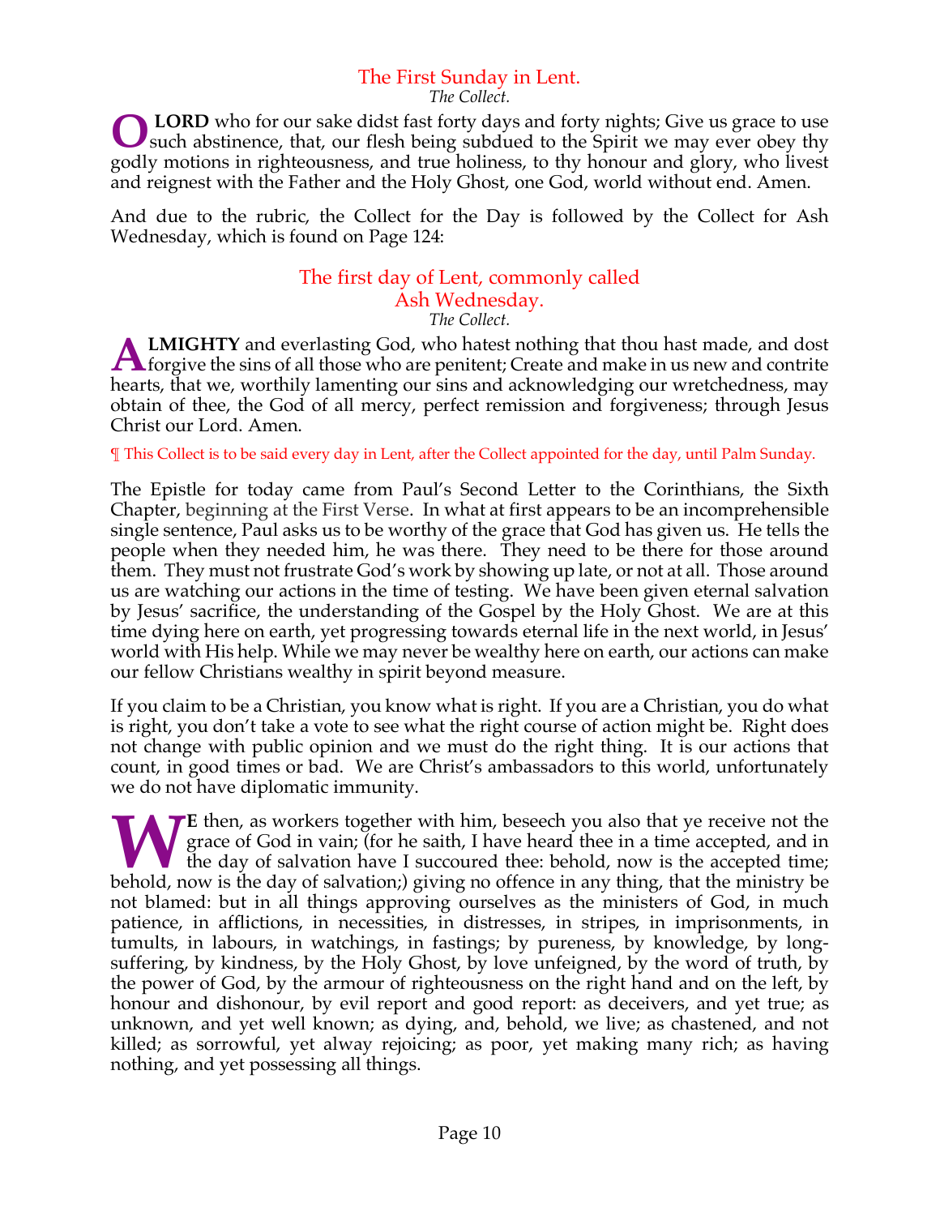## The First Sunday in Lent.

*The Collect.*

**O LORD** who for our sake didst fast forty days and forty nights; Give us grace to use such abstinence, that, our flesh being subdued to the Spirit we may ever obey thy godly motions in righteousness, and true holiness, to thy honour and glory, who livest and reignest with the Father and the Holy Ghost, one God, world without end. Amen.

And due to the rubric, the Collect for the Day is followed by the Collect for Ash Wednesday, which is found on Page 124:

## The first day of Lent, commonly called Ash Wednesday.

*The Collect.*

**ALMIGHTY** and everlasting God, who hatest nothing that thou hast made, and dost forgive the sins of all those who are penitent; Create and make in us new and contrite hearts, that we, worthily lamenting our sins and acknowledging our wretchedness, may obtain of thee, the God of all mercy, perfect remission and forgiveness; through Jesus Christ our Lord. Amen.

¶ This Collect is to be said every day in Lent, after the Collect appointed for the day, until Palm Sunday.

The Epistle for today came from Paul's Second Letter to the Corinthians, the Sixth Chapter, beginning at the First Verse. In what at first appears to be an incomprehensible single sentence, Paul asks us to be worthy of the grace that God has given us. He tells the people when they needed him, he was there. They need to be there for those around them. They must not frustrate God's work by showing up late, or not at all. Those around us are watching our actions in the time of testing. We have been given eternal salvation by Jesus' sacrifice, the understanding of the Gospel by the Holy Ghost. We are at this time dying here on earth, yet progressing towards eternal life in the next world, in Jesus' world with His help. While we may never be wealthy here on earth, our actions can make our fellow Christians wealthy in spirit beyond measure.

If you claim to be a Christian, you know what is right. If you are a Christian, you do what is right, you don't take a vote to see what the right course of action might be. Right does not change with public opinion and we must do the right thing. It is our actions that count, in good times or bad. We are Christ's ambassadors to this world, unfortunately we do not have diplomatic immunity.

**WE** then, as workers together with him, beseech you also that ye receive not the grace of God in vain; (for he saith, I have heard thee in a time accepted, and in the day of salvation have I succoured thee: behold, now is the accepted time; behold, now is the day of salvation;) giving no offence in any thing, that the ministry be not blamed: but in all things approving ourselves as the ministers of God, in much patience, in afflictions, in necessities, in distresses, in stripes, in imprisonments, in tumults, in labours, in watchings, in fastings; by pureness, by knowledge, by long-suffering, by kindness, by the Holy Ghost, by love unfeigned, by the word of truth, by the power of God, by the armour of righteousness on the right hand and on the left, by honour and dishonour, by evil report and good report: as deceivers, and yet true; as unknown, and yet well known; as dying, and, behold, we live; as chastened, and not killed; as sorrowful, yet alway rejoicing; as poor, yet making many rich; as having nothing, and yet possessing all things.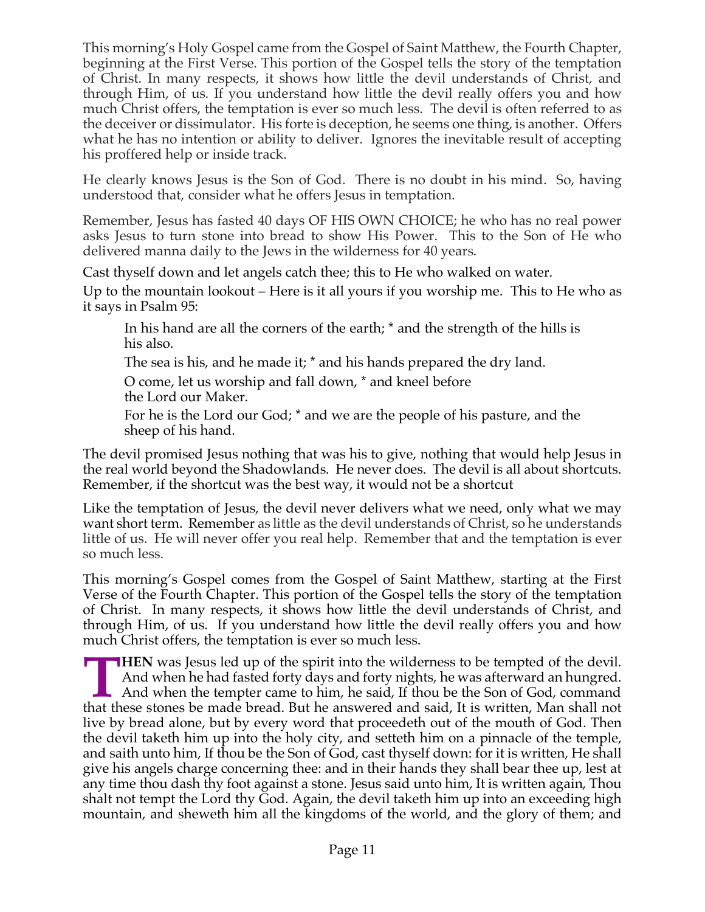This morning's Holy Gospel came from the Gospel of Saint Matthew, the Fourth Chapter, beginning at the First Verse. This portion of the Gospel tells the story of the temptation of Christ. In many respects, it shows how little the devil understands of Christ, and through Him, of us. If you understand how little the devil really offers you and how much Christ offers, the temptation is ever so much less. The devil is often referred to as the deceiver or dissimulator. His forte is deception, he seems one thing, is another. Offers what he has no intention or ability to deliver. Ignores the inevitable result of accepting his proffered help or inside track.

He clearly knows Jesus is the Son of God. There is no doubt in his mind. So, having understood that, consider what he offers Jesus in temptation.

Remember, Jesus has fasted 40 days OF HIS OWN CHOICE; he who has no real power asks Jesus to turn stone into bread to show His Power. This to the Son of He who delivered manna daily to the Jews in the wilderness for 40 years.

Cast thyself down and let angels catch thee; this to He who walked on water.

Up to the mountain lookout – Here is it all yours if you worship me. This to He who as it says in Psalm 95:

> In his hand are all the corners of the earth; * and the strength of the hills is his also.
>
> The sea is his, and he made it; * and his hands prepared the dry land.
>
> O come, let us worship and fall down, * and kneel before the Lord our Maker.
>
> For he is the Lord our God; * and we are the people of his pasture, and the sheep of his hand.

The devil promised Jesus nothing that was his to give, nothing that would help Jesus in the real world beyond the Shadowlands. He never does. The devil is all about shortcuts. Remember, if the shortcut was the best way, it would not be a shortcut

Like the temptation of Jesus, the devil never delivers what we need, only what we may want short term. Remember as little as the devil understands of Christ, so he understands little of us. He will never offer you real help. Remember that and the temptation is ever so much less.

This morning's Gospel comes from the Gospel of Saint Matthew, starting at the First Verse of the Fourth Chapter. This portion of the Gospel tells the story of the temptation of Christ. In many respects, it shows how little the devil understands of Christ, and through Him, of us. If you understand how little the devil really offers you and how much Christ offers, the temptation is ever so much less.

**THEN** was Jesus led up of the spirit into the wilderness to be tempted of the devil. And when he had fasted forty days and forty nights, he was afterward an hungred. And when the tempter came to him, he said, If thou be the Son of God, command that these stones be made bread. But he answered and said, It is written, Man shall not live by bread alone, but by every word that proceedeth out of the mouth of God. Then the devil taketh him up into the holy city, and setteth him on a pinnacle of the temple, and saith unto him, If thou be the Son of God, cast thyself down: for it is written, He shall give his angels charge concerning thee: and in their hands they shall bear thee up, lest at any time thou dash thy foot against a stone. Jesus said unto him, It is written again, Thou shalt not tempt the Lord thy God. Again, the devil taketh him up into an exceeding high mountain, and sheweth him all the kingdoms of the world, and the glory of them; and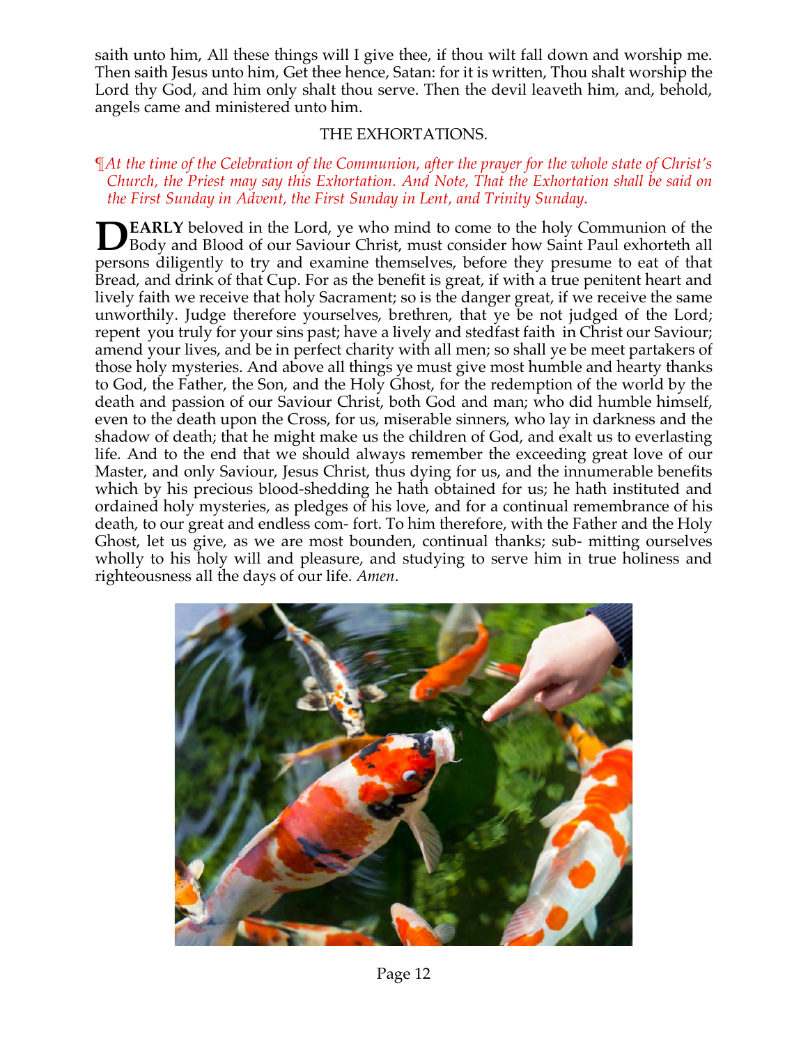saith unto him, All these things will I give thee, if thou wilt fall down and worship me. Then saith Jesus unto him, Get thee hence, Satan: for it is written, Thou shalt worship the Lord thy God, and him only shalt thou serve. Then the devil leaveth him, and, behold, angels came and ministered unto him.

## THE EXHORTATIONS.

¶*At the time of the Celebration of the Communion, after the prayer for the whole state of Christ's Church, the Priest may say this Exhortation. And Note, That the Exhortation shall be said on the First Sunday in Advent, the First Sunday in Lent, and Trinity Sunday.*

**DEARLY** beloved in the Lord, ye who mind to come to the holy Communion of the Body and Blood of our Saviour Christ, must consider how Saint Paul exhorteth all persons diligently to try and examine themselves, before they presume to eat of that Bread, and drink of that Cup. For as the benefit is great, if with a true penitent heart and lively faith we receive that holy Sacrament; so is the danger great, if we receive the same unworthily. Judge therefore yourselves, brethren, that ye be not judged of the Lord; repent you truly for your sins past; have a lively and stedfast faith in Christ our Saviour; amend your lives, and be in perfect charity with all men; so shall ye be meet partakers of those holy mysteries. And above all things ye must give most humble and hearty thanks to God, the Father, the Son, and the Holy Ghost, for the redemption of the world by the death and passion of our Saviour Christ, both God and man; who did humble himself, even to the death upon the Cross, for us, miserable sinners, who lay in darkness and the shadow of death; that he might make us the children of God, and exalt us to everlasting life. And to the end that we should always remember the exceeding great love of our Master, and only Saviour, Jesus Christ, thus dying for us, and the innumerable benefits which by his precious blood-shedding he hath obtained for us; he hath instituted and ordained holy mysteries, as pledges of his love, and for a continual remembrance of his death, to our great and endless com- fort. To him therefore, with the Father and the Holy Ghost, let us give, as we are most bounden, continual thanks; sub- mitting ourselves wholly to his holy will and pleasure, and studying to serve him in true holiness and righteousness all the days of our life. *Amen*.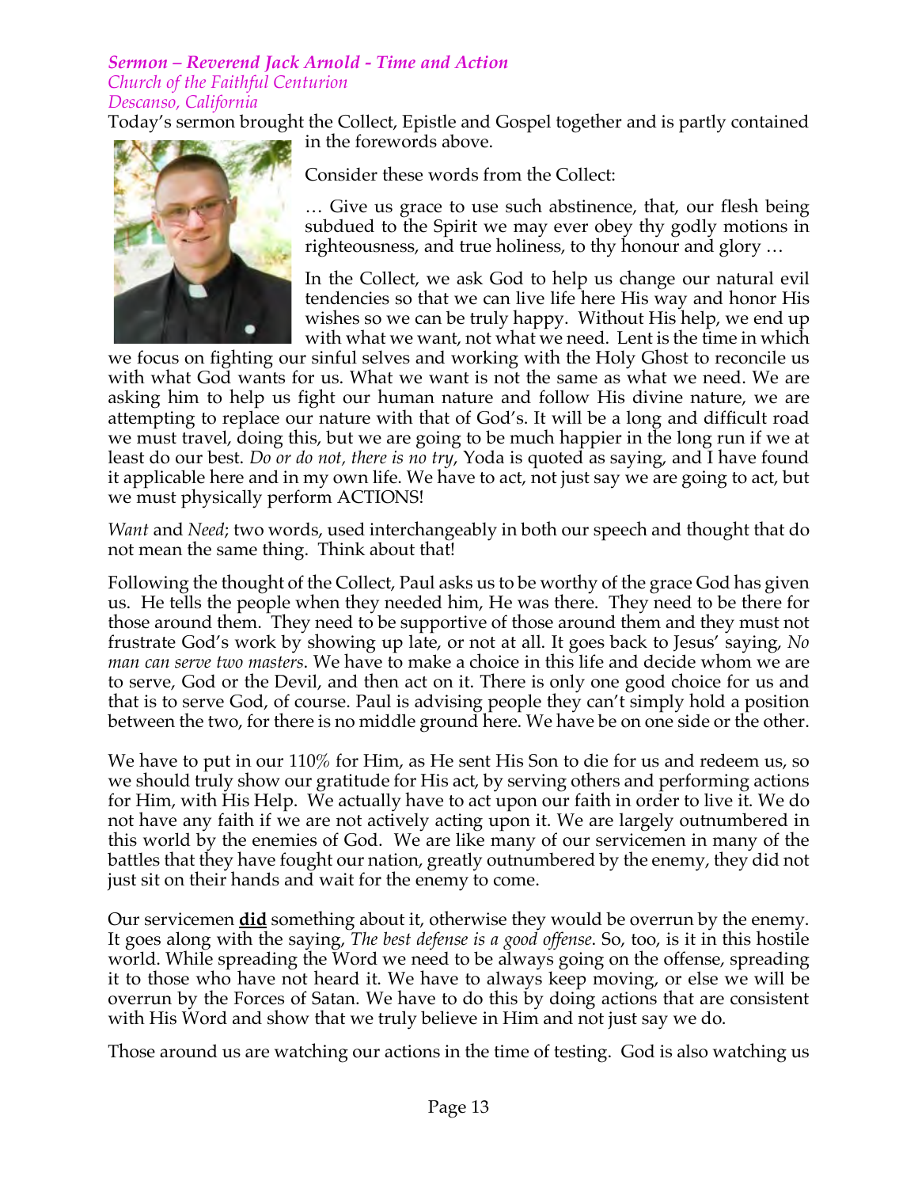*Sermon – Reverend Jack Arnold - Time and Action*
*Church of the Faithful Centurion*
*Descanso, California*

Today's sermon brought the Collect, Epistle and Gospel together and is partly contained in the forewords above.

Consider these words from the Collect:

… Give us grace to use such abstinence, that, our flesh being subdued to the Spirit we may ever obey thy godly motions in righteousness, and true holiness, to thy honour and glory …

In the Collect, we ask God to help us change our natural evil tendencies so that we can live life here His way and honor His wishes so we can be truly happy. Without His help, we end up with what we want, not what we need. Lent is the time in which we focus on fighting our sinful selves and working with the Holy Ghost to reconcile us with what God wants for us. What we want is not the same as what we need. We are asking him to help us fight our human nature and follow His divine nature, we are attempting to replace our nature with that of God's. It will be a long and difficult road we must travel, doing this, but we are going to be much happier in the long run if we at least do our best. *Do or do not, there is no try*, Yoda is quoted as saying, and I have found it applicable here and in my own life. We have to act, not just say we are going to act, but we must physically perform ACTIONS!

*Want* and *Need*; two words, used interchangeably in both our speech and thought that do not mean the same thing. Think about that!

Following the thought of the Collect, Paul asks us to be worthy of the grace God has given us. He tells the people when they needed him, He was there. They need to be there for those around them. They need to be supportive of those around them and they must not frustrate God's work by showing up late, or not at all. It goes back to Jesus' saying, *No man can serve two masters*. We have to make a choice in this life and decide whom we are to serve, God or the Devil, and then act on it. There is only one good choice for us and that is to serve God, of course. Paul is advising people they can't simply hold a position between the two, for there is no middle ground here. We have be on one side or the other.

We have to put in our 110% for Him, as He sent His Son to die for us and redeem us, so we should truly show our gratitude for His act, by serving others and performing actions for Him, with His Help. We actually have to act upon our faith in order to live it. We do not have any faith if we are not actively acting upon it. We are largely outnumbered in this world by the enemies of God. We are like many of our servicemen in many of the battles that they have fought our nation, greatly outnumbered by the enemy, they did not just sit on their hands and wait for the enemy to come.

Our servicemen <u>**did**</u> something about it, otherwise they would be overrun by the enemy. It goes along with the saying, *The best defense is a good offense*. So, too, is it in this hostile world. While spreading the Word we need to be always going on the offense, spreading it to those who have not heard it. We have to always keep moving, or else we will be overrun by the Forces of Satan. We have to do this by doing actions that are consistent with His Word and show that we truly believe in Him and not just say we do.

Those around us are watching our actions in the time of testing. God is also watching us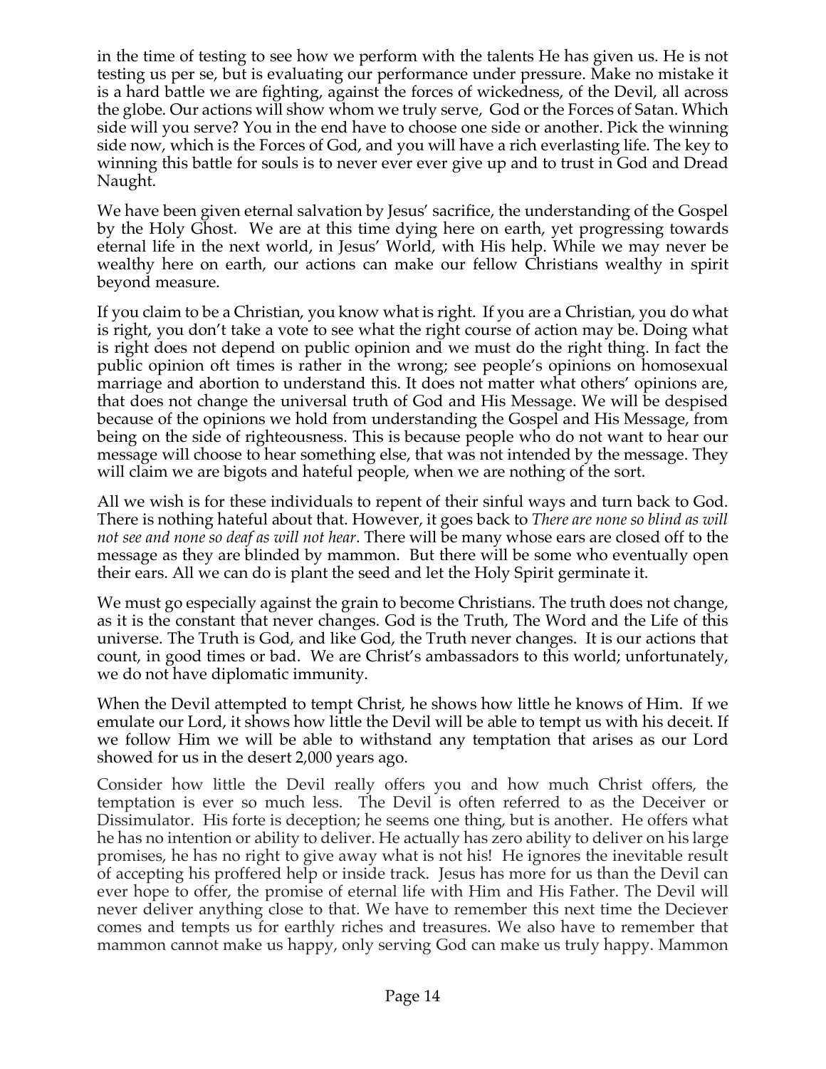in the time of testing to see how we perform with the talents He has given us. He is not testing us per se, but is evaluating our performance under pressure. Make no mistake it is a hard battle we are fighting, against the forces of wickedness, of the Devil, all across the globe. Our actions will show whom we truly serve, God or the Forces of Satan. Which side will you serve? You in the end have to choose one side or another. Pick the winning side now, which is the Forces of God, and you will have a rich everlasting life. The key to winning this battle for souls is to never ever ever give up and to trust in God and Dread Naught.

We have been given eternal salvation by Jesus' sacrifice, the understanding of the Gospel by the Holy Ghost. We are at this time dying here on earth, yet progressing towards eternal life in the next world, in Jesus' World, with His help. While we may never be wealthy here on earth, our actions can make our fellow Christians wealthy in spirit beyond measure.

If you claim to be a Christian, you know what is right. If you are a Christian, you do what is right, you don't take a vote to see what the right course of action may be. Doing what is right does not depend on public opinion and we must do the right thing. In fact the public opinion oft times is rather in the wrong; see people's opinions on homosexual marriage and abortion to understand this. It does not matter what others' opinions are, that does not change the universal truth of God and His Message. We will be despised because of the opinions we hold from understanding the Gospel and His Message, from being on the side of righteousness. This is because people who do not want to hear our message will choose to hear something else, that was not intended by the message. They will claim we are bigots and hateful people, when we are nothing of the sort.

All we wish is for these individuals to repent of their sinful ways and turn back to God. There is nothing hateful about that. However, it goes back to *There are none so blind as will not see and none so deaf as will not hear*. There will be many whose ears are closed off to the message as they are blinded by mammon. But there will be some who eventually open their ears. All we can do is plant the seed and let the Holy Spirit germinate it.

We must go especially against the grain to become Christians. The truth does not change, as it is the constant that never changes. God is the Truth, The Word and the Life of this universe. The Truth is God, and like God, the Truth never changes. It is our actions that count, in good times or bad. We are Christ's ambassadors to this world; unfortunately, we do not have diplomatic immunity.

When the Devil attempted to tempt Christ, he shows how little he knows of Him. If we emulate our Lord, it shows how little the Devil will be able to tempt us with his deceit. If we follow Him we will be able to withstand any temptation that arises as our Lord showed for us in the desert 2,000 years ago.

Consider how little the Devil really offers you and how much Christ offers, the temptation is ever so much less. The Devil is often referred to as the Deceiver or Dissimulator. His forte is deception; he seems one thing, but is another. He offers what he has no intention or ability to deliver. He actually has zero ability to deliver on his large promises, he has no right to give away what is not his! He ignores the inevitable result of accepting his proffered help or inside track. Jesus has more for us than the Devil can ever hope to offer, the promise of eternal life with Him and His Father. The Devil will never deliver anything close to that. We have to remember this next time the Deciever comes and tempts us for earthly riches and treasures. We also have to remember that mammon cannot make us happy, only serving God can make us truly happy. Mammon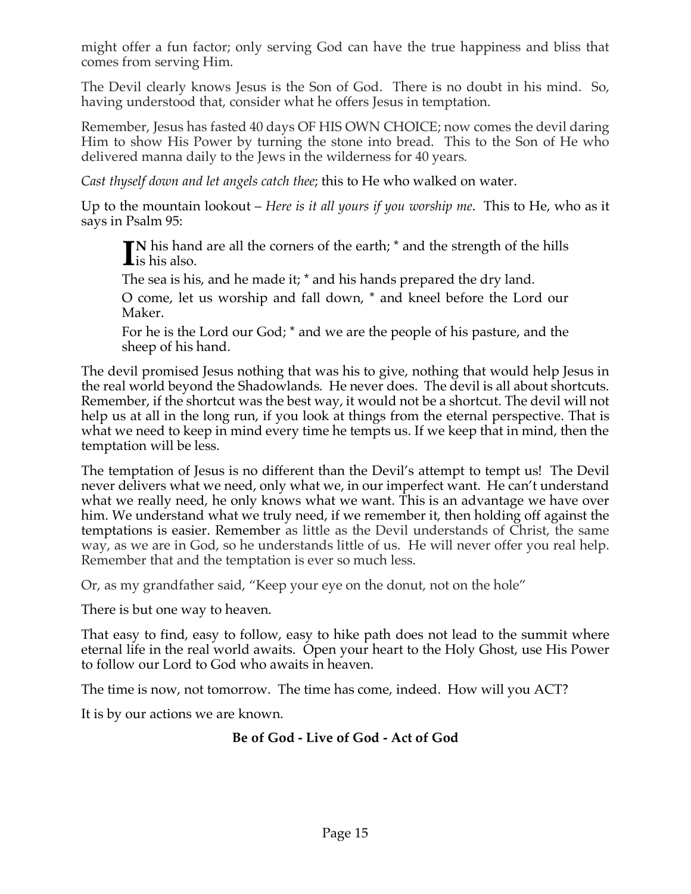might offer a fun factor; only serving God can have the true happiness and bliss that comes from serving Him.

The Devil clearly knows Jesus is the Son of God. There is no doubt in his mind. So, having understood that, consider what he offers Jesus in temptation.

Remember, Jesus has fasted 40 days OF HIS OWN CHOICE; now comes the devil daring Him to show His Power by turning the stone into bread. This to the Son of He who delivered manna daily to the Jews in the wilderness for 40 years.

*Cast thyself down and let angels catch thee*; this to He who walked on water.

Up to the mountain lookout – *Here is it all yours if you worship me*. This to He, who as it says in Psalm 95:

> **IN** his hand are all the corners of the earth; * and the strength of the hills is his also.
>
> The sea is his, and he made it; * and his hands prepared the dry land.
>
> O come, let us worship and fall down, * and kneel before the Lord our Maker.
>
> For he is the Lord our God; * and we are the people of his pasture, and the sheep of his hand.

The devil promised Jesus nothing that was his to give, nothing that would help Jesus in the real world beyond the Shadowlands. He never does. The devil is all about shortcuts. Remember, if the shortcut was the best way, it would not be a shortcut. The devil will not help us at all in the long run, if you look at things from the eternal perspective. That is what we need to keep in mind every time he tempts us. If we keep that in mind, then the temptation will be less.

The temptation of Jesus is no different than the Devil's attempt to tempt us! The Devil never delivers what we need, only what we, in our imperfect want. He can't understand what we really need, he only knows what we want. This is an advantage we have over him. We understand what we truly need, if we remember it, then holding off against the temptations is easier. Remember as little as the Devil understands of Christ, the same way, as we are in God, so he understands little of us. He will never offer you real help. Remember that and the temptation is ever so much less.

Or, as my grandfather said, "Keep your eye on the donut, not on the hole"

There is but one way to heaven.

That easy to find, easy to follow, easy to hike path does not lead to the summit where eternal life in the real world awaits. Open your heart to the Holy Ghost, use His Power to follow our Lord to God who awaits in heaven.

The time is now, not tomorrow. The time has come, indeed. How will you ACT?

It is by our actions we are known.

**Be of God - Live of God - Act of God**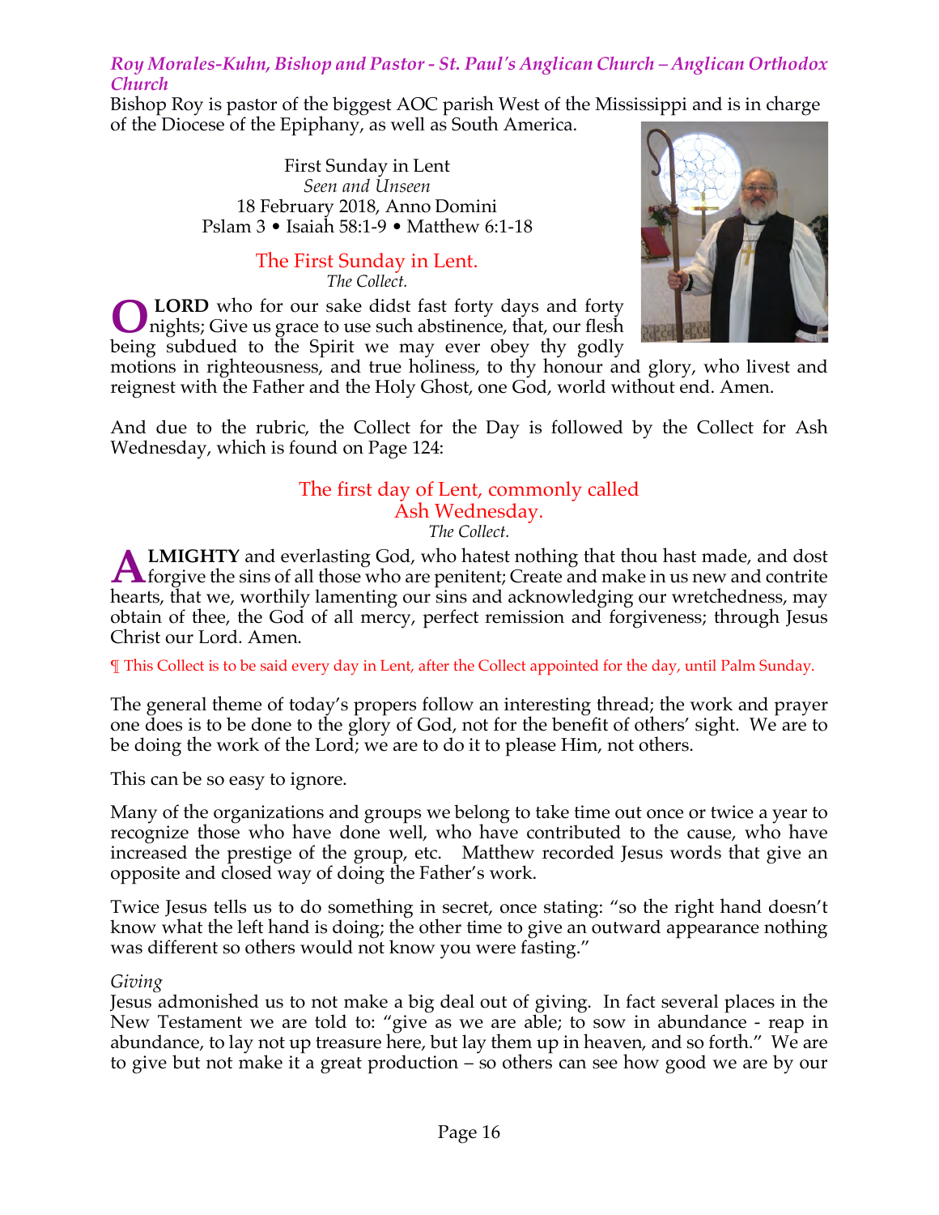*Roy Morales-Kuhn, Bishop and Pastor - St. Paul's Anglican Church – Anglican Orthodox Church*

Bishop Roy is pastor of the biggest AOC parish West of the Mississippi and is in charge of the Diocese of the Epiphany, as well as South America.

First Sunday in Lent
*Seen and Unseen*
18 February 2018, Anno Domini
Pslam 3 • Isaiah 58:1-9 • Matthew 6:1-18

## The First Sunday in Lent.

*The Collect.*

**O LORD** who for our sake didst fast forty days and forty nights; Give us grace to use such abstinence, that, our flesh being subdued to the Spirit we may ever obey thy godly motions in righteousness, and true holiness, to thy honour and glory, who livest and reignest with the Father and the Holy Ghost, one God, world without end. Amen.

And due to the rubric, the Collect for the Day is followed by the Collect for Ash Wednesday, which is found on Page 124:

## The first day of Lent, commonly called Ash Wednesday.

*The Collect.*

**ALMIGHTY** and everlasting God, who hatest nothing that thou hast made, and dost forgive the sins of all those who are penitent; Create and make in us new and contrite hearts, that we, worthily lamenting our sins and acknowledging our wretchedness, may obtain of thee, the God of all mercy, perfect remission and forgiveness; through Jesus Christ our Lord. Amen.

¶ This Collect is to be said every day in Lent, after the Collect appointed for the day, until Palm Sunday.

The general theme of today's propers follow an interesting thread; the work and prayer one does is to be done to the glory of God, not for the benefit of others' sight. We are to be doing the work of the Lord; we are to do it to please Him, not others.

This can be so easy to ignore.

Many of the organizations and groups we belong to take time out once or twice a year to recognize those who have done well, who have contributed to the cause, who have increased the prestige of the group, etc. Matthew recorded Jesus words that give an opposite and closed way of doing the Father's work.

Twice Jesus tells us to do something in secret, once stating: "so the right hand doesn't know what the left hand is doing; the other time to give an outward appearance nothing was different so others would not know you were fasting."

*Giving*

Jesus admonished us to not make a big deal out of giving. In fact several places in the New Testament we are told to: "give as we are able; to sow in abundance - reap in abundance, to lay not up treasure here, but lay them up in heaven, and so forth." We are to give but not make it a great production – so others can see how good we are by our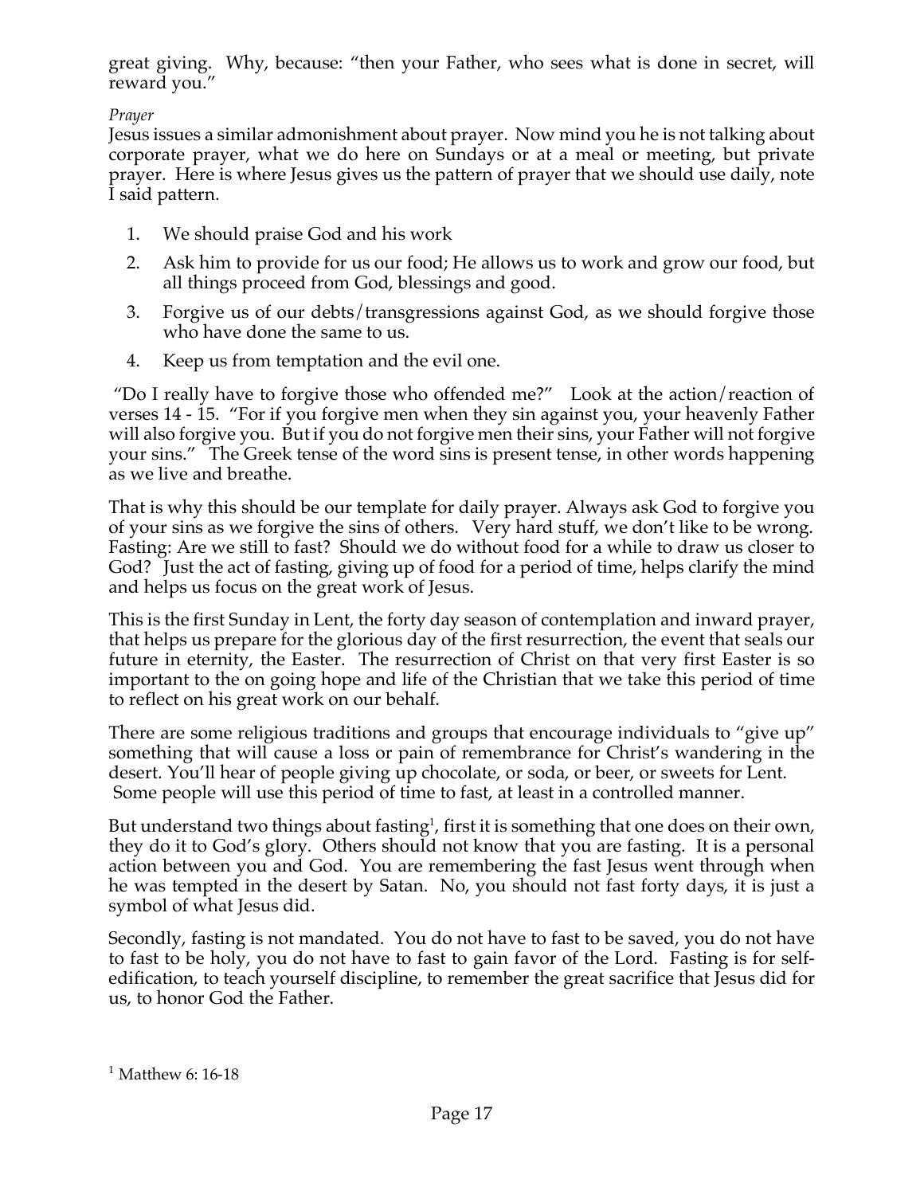great giving.  Why, because: "then your Father, who sees what is done in secret, will reward you."

*Prayer*

Jesus issues a similar admonishment about prayer.  Now mind you he is not talking about corporate prayer, what we do here on Sundays or at a meal or meeting, but private prayer.  Here is where Jesus gives us the pattern of prayer that we should use daily, note I said pattern.

1. We should praise God and his work
2. Ask him to provide for us our food; He allows us to work and grow our food, but all things proceed from God, blessings and good.
3. Forgive us of our debts/transgressions against God, as we should forgive those who have done the same to us.
4. Keep us from temptation and the evil one.

"Do I really have to forgive those who offended me?"   Look at the action/reaction of verses 14 - 15.  "For if you forgive men when they sin against you, your heavenly Father will also forgive you.  But if you do not forgive men their sins, your Father will not forgive your sins."   The Greek tense of the word sins is present tense, in other words happening as we live and breathe.

That is why this should be our template for daily prayer. Always ask God to forgive you of your sins as we forgive the sins of others.   Very hard stuff, we don't like to be wrong. Fasting: Are we still to fast?  Should we do without food for a while to draw us closer to God?  Just the act of fasting, giving up of food for a period of time, helps clarify the mind and helps us focus on the great work of Jesus.

This is the first Sunday in Lent, the forty day season of contemplation and inward prayer, that helps us prepare for the glorious day of the first resurrection, the event that seals our future in eternity, the Easter.  The resurrection of Christ on that very first Easter is so important to the on going hope and life of the Christian that we take this period of time to reflect on his great work on our behalf.

There are some religious traditions and groups that encourage individuals to "give up" something that will cause a loss or pain of remembrance for Christ's wandering in the desert. You'll hear of people giving up chocolate, or soda, or beer, or sweets for Lent. Some people will use this period of time to fast, at least in a controlled manner.

But understand two things about fasting[1], first it is something that one does on their own, they do it to God's glory.  Others should not know that you are fasting.  It is a personal action between you and God.  You are remembering the fast Jesus went through when he was tempted in the desert by Satan.  No, you should not fast forty days, it is just a symbol of what Jesus did.

Secondly, fasting is not mandated.  You do not have to fast to be saved, you do not have to fast to be holy, you do not have to fast to gain favor of the Lord.  Fasting is for self-edification, to teach yourself discipline, to remember the great sacrifice that Jesus did for us, to honor God the Father.

[1] Matthew 6: 16-18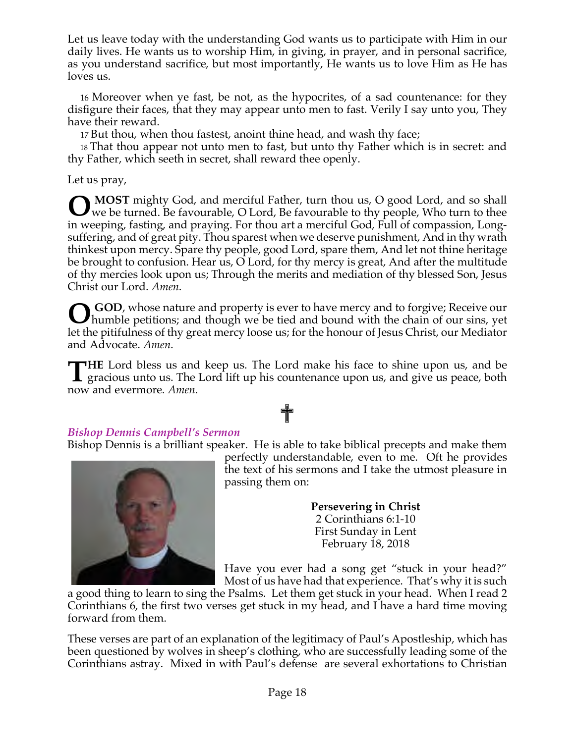Let us leave today with the understanding God wants us to participate with Him in our daily lives. He wants us to worship Him, in giving, in prayer, and in personal sacrifice, as you understand sacrifice, but most importantly, He wants us to love Him as He has loves us.

16 Moreover when ye fast, be not, as the hypocrites, of a sad countenance: for they disfigure their faces, that they may appear unto men to fast. Verily I say unto you, They have their reward.

17 But thou, when thou fastest, anoint thine head, and wash thy face;

18 That thou appear not unto men to fast, but unto thy Father which is in secret: and thy Father, which seeth in secret, shall reward thee openly.

Let us pray,

**O MOST** mighty God, and merciful Father, turn thou us, O good Lord, and so shall we be turned. Be favourable, O Lord, Be favourable to thy people, Who turn to thee in weeping, fasting, and praying. For thou art a merciful God, Full of compassion, Long-suffering, and of great pity. Thou sparest when we deserve punishment, And in thy wrath thinkest upon mercy. Spare thy people, good Lord, spare them, And let not thine heritage be brought to confusion. Hear us, O Lord, for thy mercy is great, And after the multitude of thy mercies look upon us; Through the merits and mediation of thy blessed Son, Jesus Christ our Lord. *Amen*.

**O GOD**, whose nature and property is ever to have mercy and to forgive; Receive our humble petitions; and though we be tied and bound with the chain of our sins, yet let the pitifulness of thy great mercy loose us; for the honour of Jesus Christ, our Mediator and Advocate. *Amen*.

**THE** Lord bless us and keep us. The Lord make his face to shine upon us, and be gracious unto us. The Lord lift up his countenance upon us, and give us peace, both now and evermore. *Amen*.

☩

***Bishop Dennis Campbell's Sermon***

Bishop Dennis is a brilliant speaker. He is able to take biblical precepts and make them perfectly understandable, even to me. Oft he provides the text of his sermons and I take the utmost pleasure in passing them on:

**Persevering in Christ**
2 Corinthians 6:1-10
First Sunday in Lent
February 18, 2018

Have you ever had a song get "stuck in your head?" Most of us have had that experience. That's why it is such a good thing to learn to sing the Psalms. Let them get stuck in your head. When I read 2 Corinthians 6, the first two verses get stuck in my head, and I have a hard time moving forward from them.

These verses are part of an explanation of the legitimacy of Paul's Apostleship, which has been questioned by wolves in sheep's clothing, who are successfully leading some of the Corinthians astray. Mixed in with Paul's defense are several exhortations to Christian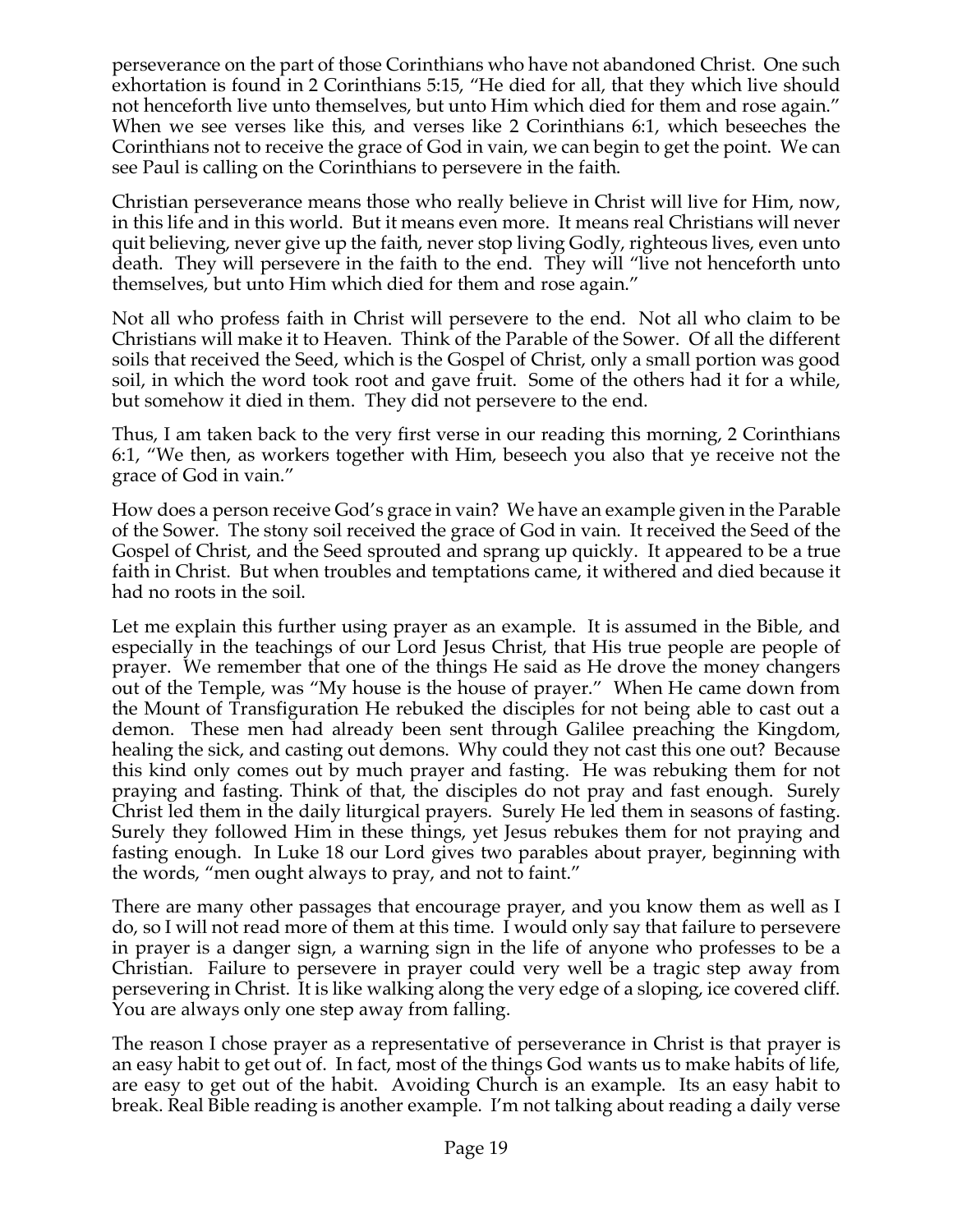perseverance on the part of those Corinthians who have not abandoned Christ. One such exhortation is found in 2 Corinthians 5:15, “He died for all, that they which live should not henceforth live unto themselves, but unto Him which died for them and rose again.” When we see verses like this, and verses like 2 Corinthians 6:1, which beseeches the Corinthians not to receive the grace of God in vain, we can begin to get the point. We can see Paul is calling on the Corinthians to persevere in the faith.

Christian perseverance means those who really believe in Christ will live for Him, now, in this life and in this world. But it means even more. It means real Christians will never quit believing, never give up the faith, never stop living Godly, righteous lives, even unto death. They will persevere in the faith to the end. They will “live not henceforth unto themselves, but unto Him which died for them and rose again.”

Not all who profess faith in Christ will persevere to the end. Not all who claim to be Christians will make it to Heaven. Think of the Parable of the Sower. Of all the different soils that received the Seed, which is the Gospel of Christ, only a small portion was good soil, in which the word took root and gave fruit. Some of the others had it for a while, but somehow it died in them. They did not persevere to the end.

Thus, I am taken back to the very first verse in our reading this morning, 2 Corinthians 6:1, “We then, as workers together with Him, beseech you also that ye receive not the grace of God in vain.”

How does a person receive God’s grace in vain? We have an example given in the Parable of the Sower. The stony soil received the grace of God in vain. It received the Seed of the Gospel of Christ, and the Seed sprouted and sprang up quickly. It appeared to be a true faith in Christ. But when troubles and temptations came, it withered and died because it had no roots in the soil.

Let me explain this further using prayer as an example. It is assumed in the Bible, and especially in the teachings of our Lord Jesus Christ, that His true people are people of prayer. We remember that one of the things He said as He drove the money changers out of the Temple, was “My house is the house of prayer.” When He came down from the Mount of Transfiguration He rebuked the disciples for not being able to cast out a demon. These men had already been sent through Galilee preaching the Kingdom, healing the sick, and casting out demons. Why could they not cast this one out? Because this kind only comes out by much prayer and fasting. He was rebuking them for not praying and fasting. Think of that, the disciples do not pray and fast enough. Surely Christ led them in the daily liturgical prayers. Surely He led them in seasons of fasting. Surely they followed Him in these things, yet Jesus rebukes them for not praying and fasting enough. In Luke 18 our Lord gives two parables about prayer, beginning with the words, “men ought always to pray, and not to faint.”

There are many other passages that encourage prayer, and you know them as well as I do, so I will not read more of them at this time. I would only say that failure to persevere in prayer is a danger sign, a warning sign in the life of anyone who professes to be a Christian. Failure to persevere in prayer could very well be a tragic step away from persevering in Christ. It is like walking along the very edge of a sloping, ice covered cliff. You are always only one step away from falling.

The reason I chose prayer as a representative of perseverance in Christ is that prayer is an easy habit to get out of. In fact, most of the things God wants us to make habits of life, are easy to get out of the habit. Avoiding Church is an example. Its an easy habit to break. Real Bible reading is another example. I’m not talking about reading a daily verse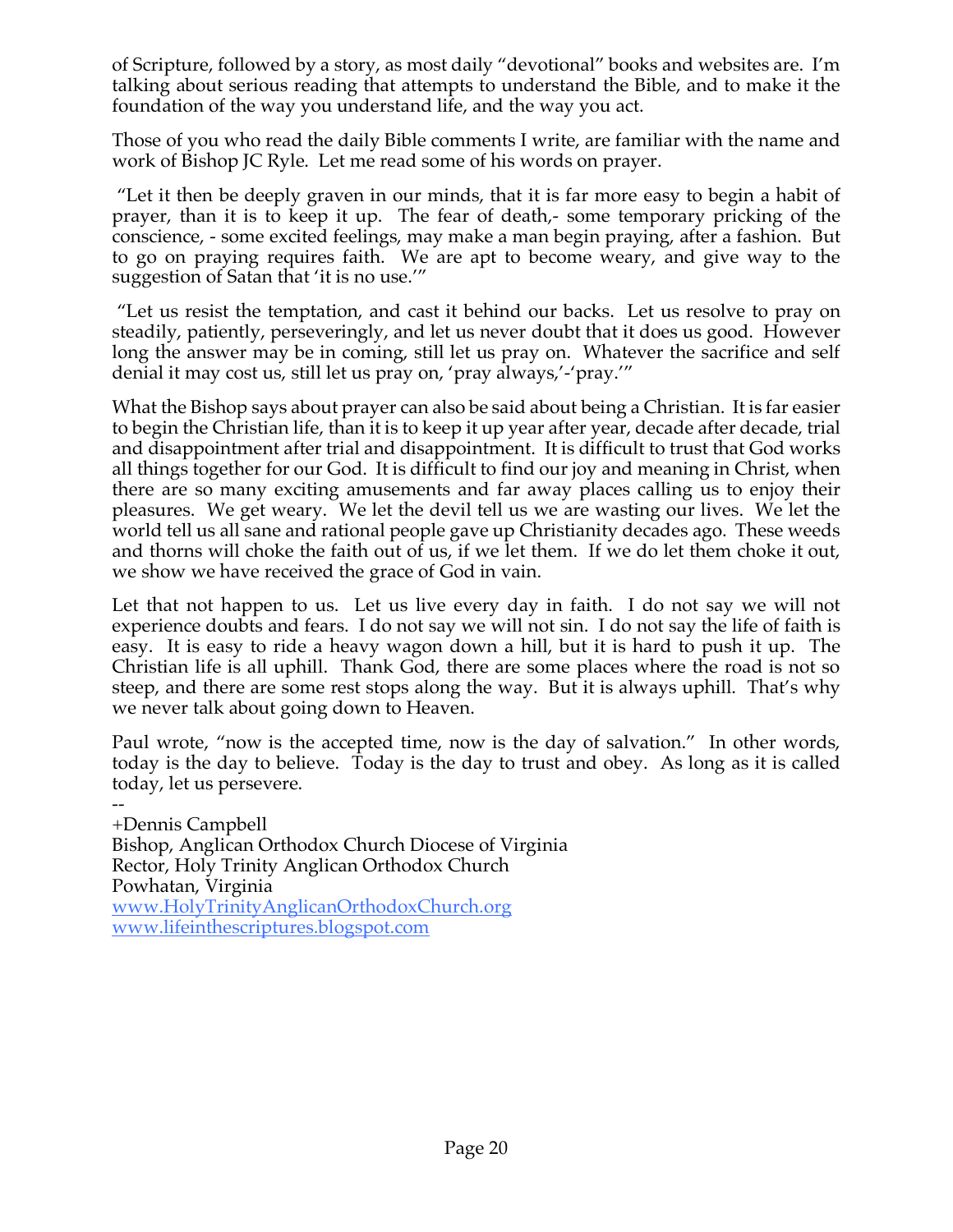of Scripture, followed by a story, as most daily "devotional" books and websites are. I'm talking about serious reading that attempts to understand the Bible, and to make it the foundation of the way you understand life, and the way you act.

Those of you who read the daily Bible comments I write, are familiar with the name and work of Bishop JC Ryle. Let me read some of his words on prayer.

"Let it then be deeply graven in our minds, that it is far more easy to begin a habit of prayer, than it is to keep it up. The fear of death,- some temporary pricking of the conscience, - some excited feelings, may make a man begin praying, after a fashion. But to go on praying requires faith. We are apt to become weary, and give way to the suggestion of Satan that 'it is no use.'"

"Let us resist the temptation, and cast it behind our backs. Let us resolve to pray on steadily, patiently, perseveringly, and let us never doubt that it does us good. However long the answer may be in coming, still let us pray on. Whatever the sacrifice and self denial it may cost us, still let us pray on, 'pray always,'-'pray.'"

What the Bishop says about prayer can also be said about being a Christian. It is far easier to begin the Christian life, than it is to keep it up year after year, decade after decade, trial and disappointment after trial and disappointment. It is difficult to trust that God works all things together for our God. It is difficult to find our joy and meaning in Christ, when there are so many exciting amusements and far away places calling us to enjoy their pleasures. We get weary. We let the devil tell us we are wasting our lives. We let the world tell us all sane and rational people gave up Christianity decades ago. These weeds and thorns will choke the faith out of us, if we let them. If we do let them choke it out, we show we have received the grace of God in vain.

Let that not happen to us. Let us live every day in faith. I do not say we will not experience doubts and fears. I do not say we will not sin. I do not say the life of faith is easy. It is easy to ride a heavy wagon down a hill, but it is hard to push it up. The Christian life is all uphill. Thank God, there are some places where the road is not so steep, and there are some rest stops along the way. But it is always uphill. That's why we never talk about going down to Heaven.

Paul wrote, "now is the accepted time, now is the day of salvation." In other words, today is the day to believe. Today is the day to trust and obey. As long as it is called today, let us persevere.

--
+Dennis Campbell
Bishop, Anglican Orthodox Church Diocese of Virginia
Rector, Holy Trinity Anglican Orthodox Church
Powhatan, Virginia
www.HolyTrinityAnglicanOrthodoxChurch.org
www.lifeinthescriptures.blogspot.com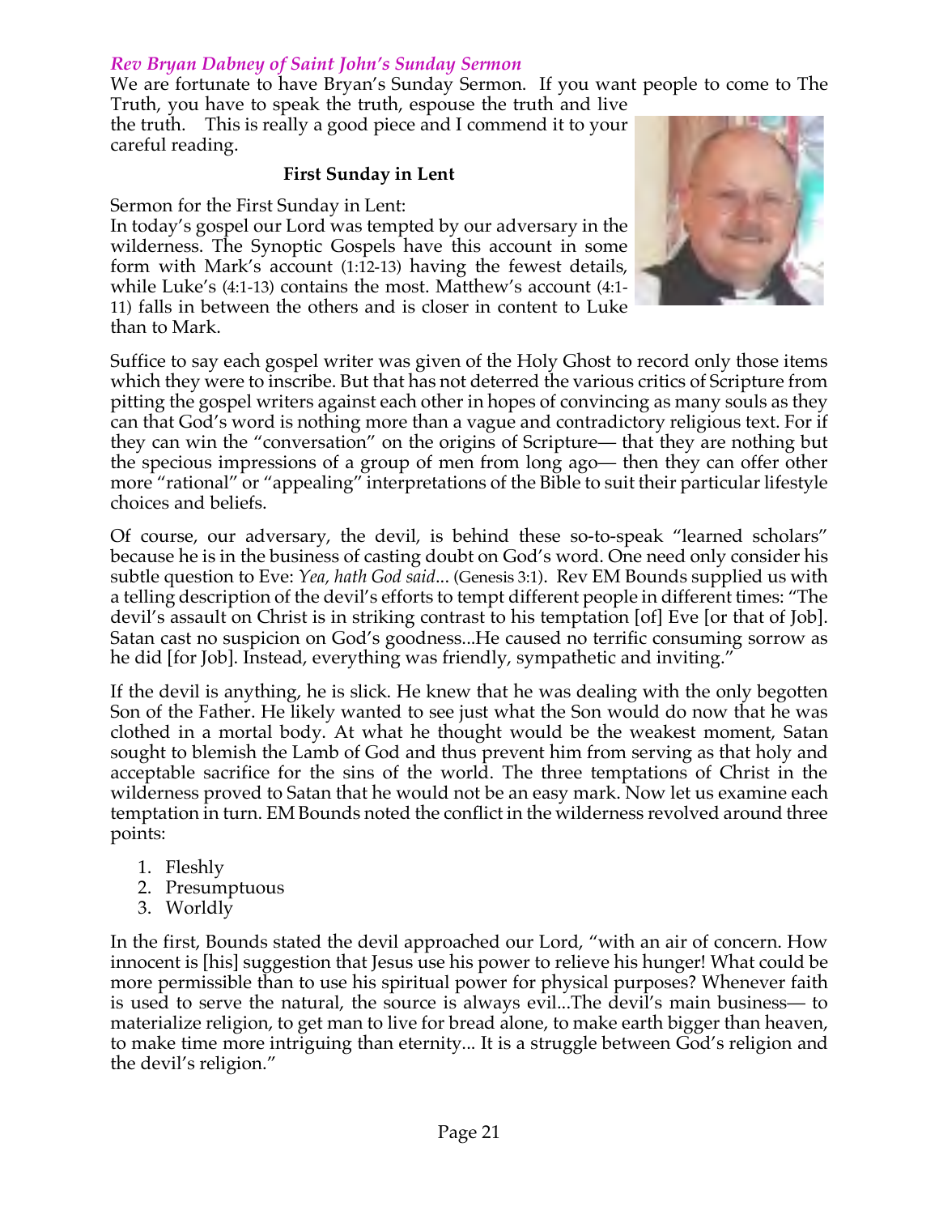*Rev Bryan Dabney of Saint John's Sunday Sermon*

We are fortunate to have Bryan's Sunday Sermon. If you want people to come to The Truth, you have to speak the truth, espouse the truth and live the truth. This is really a good piece and I commend it to your careful reading.

**First Sunday in Lent**

Sermon for the First Sunday in Lent:

In today's gospel our Lord was tempted by our adversary in the wilderness. The Synoptic Gospels have this account in some form with Mark's account (1:12-13) having the fewest details, while Luke's (4:1-13) contains the most. Matthew's account (4:1-11) falls in between the others and is closer in content to Luke than to Mark.

Suffice to say each gospel writer was given of the Holy Ghost to record only those items which they were to inscribe. But that has not deterred the various critics of Scripture from pitting the gospel writers against each other in hopes of convincing as many souls as they can that God's word is nothing more than a vague and contradictory religious text. For if they can win the "conversation" on the origins of Scripture— that they are nothing but the specious impressions of a group of men from long ago— then they can offer other more "rational" or "appealing" interpretations of the Bible to suit their particular lifestyle choices and beliefs.

Of course, our adversary, the devil, is behind these so-to-speak "learned scholars" because he is in the business of casting doubt on God's word. One need only consider his subtle question to Eve: *Yea, hath God said*... (Genesis 3:1). Rev EM Bounds supplied us with a telling description of the devil's efforts to tempt different people in different times: "The devil's assault on Christ is in striking contrast to his temptation [of] Eve [or that of Job]. Satan cast no suspicion on God's goodness...He caused no terrific consuming sorrow as he did [for Job]. Instead, everything was friendly, sympathetic and inviting."

If the devil is anything, he is slick. He knew that he was dealing with the only begotten Son of the Father. He likely wanted to see just what the Son would do now that he was clothed in a mortal body. At what he thought would be the weakest moment, Satan sought to blemish the Lamb of God and thus prevent him from serving as that holy and acceptable sacrifice for the sins of the world. The three temptations of Christ in the wilderness proved to Satan that he would not be an easy mark. Now let us examine each temptation in turn. EM Bounds noted the conflict in the wilderness revolved around three points:

1. Fleshly
2. Presumptuous
3. Worldly

In the first, Bounds stated the devil approached our Lord, "with an air of concern. How innocent is [his] suggestion that Jesus use his power to relieve his hunger! What could be more permissible than to use his spiritual power for physical purposes? Whenever faith is used to serve the natural, the source is always evil...The devil's main business— to materialize religion, to get man to live for bread alone, to make earth bigger than heaven, to make time more intriguing than eternity... It is a struggle between God's religion and the devil's religion."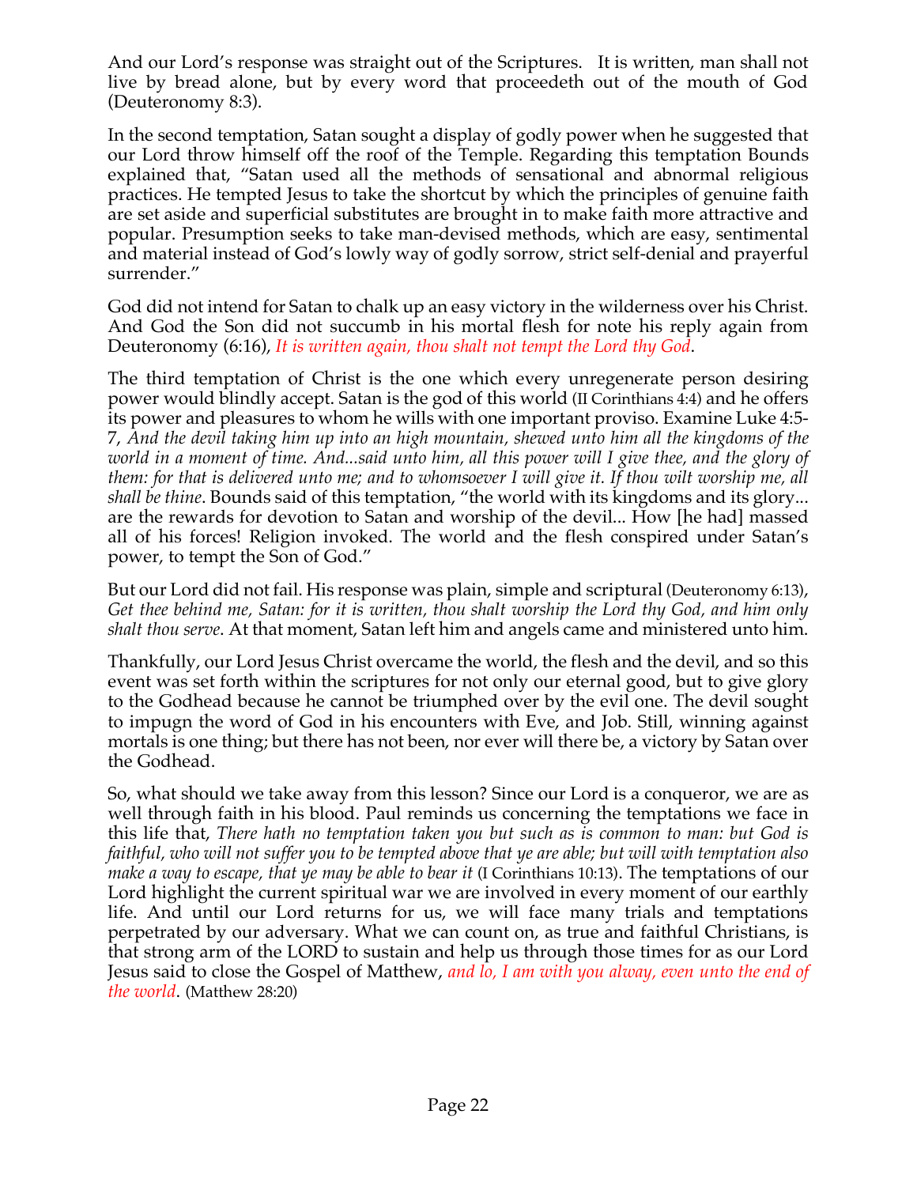And our Lord's response was straight out of the Scriptures. It is written, man shall not live by bread alone, but by every word that proceedeth out of the mouth of God (Deuteronomy 8:3).

In the second temptation, Satan sought a display of godly power when he suggested that our Lord throw himself off the roof of the Temple. Regarding this temptation Bounds explained that, "Satan used all the methods of sensational and abnormal religious practices. He tempted Jesus to take the shortcut by which the principles of genuine faith are set aside and superficial substitutes are brought in to make faith more attractive and popular. Presumption seeks to take man-devised methods, which are easy, sentimental and material instead of God's lowly way of godly sorrow, strict self-denial and prayerful surrender."

God did not intend for Satan to chalk up an easy victory in the wilderness over his Christ. And God the Son did not succumb in his mortal flesh for note his reply again from Deuteronomy (6:16), *It is written again, thou shalt not tempt the Lord thy God*.

The third temptation of Christ is the one which every unregenerate person desiring power would blindly accept. Satan is the god of this world (II Corinthians 4:4) and he offers its power and pleasures to whom he wills with one important proviso. Examine Luke 4:5-7, *And the devil taking him up into an high mountain, shewed unto him all the kingdoms of the world in a moment of time. And...said unto him, all this power will I give thee, and the glory of them: for that is delivered unto me; and to whomsoever I will give it. If thou wilt worship me, all shall be thine*. Bounds said of this temptation, "the world with its kingdoms and its glory... are the rewards for devotion to Satan and worship of the devil... How [he had] massed all of his forces! Religion invoked. The world and the flesh conspired under Satan's power, to tempt the Son of God."

But our Lord did not fail. His response was plain, simple and scriptural (Deuteronomy 6:13), *Get thee behind me, Satan: for it is written, thou shalt worship the Lord thy God, and him only shalt thou serve*. At that moment, Satan left him and angels came and ministered unto him.

Thankfully, our Lord Jesus Christ overcame the world, the flesh and the devil, and so this event was set forth within the scriptures for not only our eternal good, but to give glory to the Godhead because he cannot be triumphed over by the evil one. The devil sought to impugn the word of God in his encounters with Eve, and Job. Still, winning against mortals is one thing; but there has not been, nor ever will there be, a victory by Satan over the Godhead.

So, what should we take away from this lesson? Since our Lord is a conqueror, we are as well through faith in his blood. Paul reminds us concerning the temptations we face in this life that, *There hath no temptation taken you but such as is common to man: but God is faithful, who will not suffer you to be tempted above that ye are able; but will with temptation also make a way to escape, that ye may be able to bear it* (I Corinthians 10:13). The temptations of our Lord highlight the current spiritual war we are involved in every moment of our earthly life. And until our Lord returns for us, we will face many trials and temptations perpetrated by our adversary. What we can count on, as true and faithful Christians, is that strong arm of the LORD to sustain and help us through those times for as our Lord Jesus said to close the Gospel of Matthew, *and lo, I am with you alway, even unto the end of the world*. (Matthew 28:20)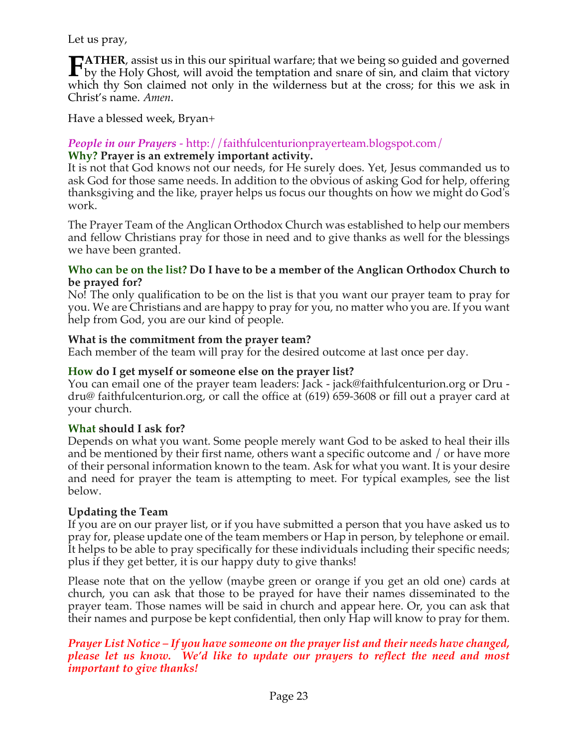Let us pray,

**FATHER**, assist us in this our spiritual warfare; that we being so guided and governed by the Holy Ghost, will avoid the temptation and snare of sin, and claim that victory which thy Son claimed not only in the wilderness but at the cross; for this we ask in Christ's name. *Amen*.

Have a blessed week, Bryan+

***People in our Prayers*** - http://faithfulcenturionprayerteam.blogspot.com/

**Why? Prayer is an extremely important activity.**

It is not that God knows not our needs, for He surely does. Yet, Jesus commanded us to ask God for those same needs. In addition to the obvious of asking God for help, offering thanksgiving and the like, prayer helps us focus our thoughts on how we might do God's work.

The Prayer Team of the Anglican Orthodox Church was established to help our members and fellow Christians pray for those in need and to give thanks as well for the blessings we have been granted.

**Who can be on the list? Do I have to be a member of the Anglican Orthodox Church to be prayed for?**

No! The only qualification to be on the list is that you want our prayer team to pray for you. We are Christians and are happy to pray for you, no matter who you are. If you want help from God, you are our kind of people.

**What is the commitment from the prayer team?**

Each member of the team will pray for the desired outcome at last once per day.

**How do I get myself or someone else on the prayer list?**

You can email one of the prayer team leaders: Jack - jack@faithfulcenturion.org or Dru - dru@ faithfulcenturion.org, or call the office at (619) 659-3608 or fill out a prayer card at your church.

**What should I ask for?**

Depends on what you want. Some people merely want God to be asked to heal their ills and be mentioned by their first name, others want a specific outcome and / or have more of their personal information known to the team. Ask for what you want. It is your desire and need for prayer the team is attempting to meet. For typical examples, see the list below.

**Updating the Team**

If you are on our prayer list, or if you have submitted a person that you have asked us to pray for, please update one of the team members or Hap in person, by telephone or email. It helps to be able to pray specifically for these individuals including their specific needs; plus if they get better, it is our happy duty to give thanks!

Please note that on the yellow (maybe green or orange if you get an old one) cards at church, you can ask that those to be prayed for have their names disseminated to the prayer team. Those names will be said in church and appear here. Or, you can ask that their names and purpose be kept confidential, then only Hap will know to pray for them.

***Prayer List Notice – If you have someone on the prayer list and their needs have changed, please let us know. We'd like to update our prayers to reflect the need and most important to give thanks!***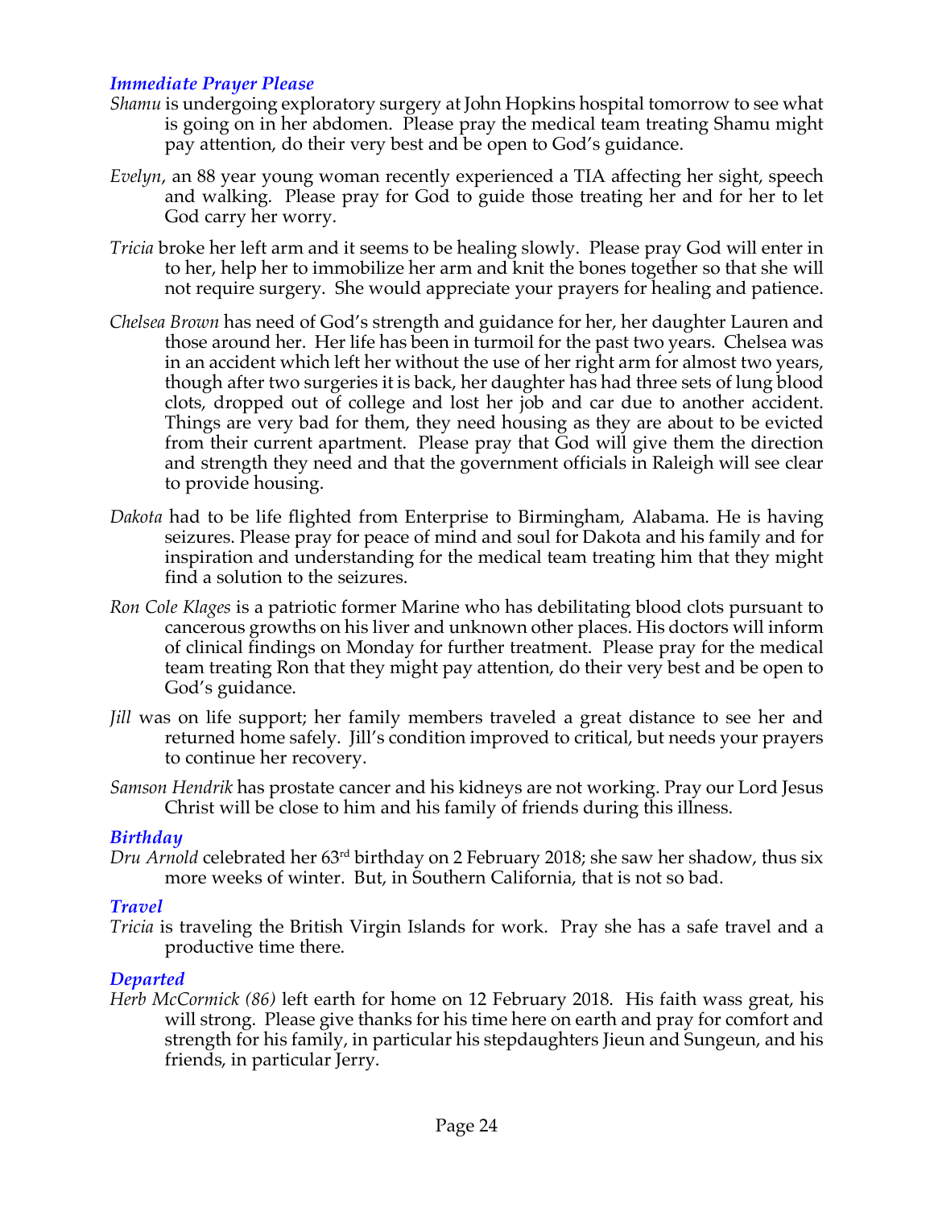### *Immediate Prayer Please*

*Shamu* is undergoing exploratory surgery at John Hopkins hospital tomorrow to see what is going on in her abdomen. Please pray the medical team treating Shamu might pay attention, do their very best and be open to God's guidance.

*Evelyn*, an 88 year young woman recently experienced a TIA affecting her sight, speech and walking. Please pray for God to guide those treating her and for her to let God carry her worry.

*Tricia* broke her left arm and it seems to be healing slowly. Please pray God will enter in to her, help her to immobilize her arm and knit the bones together so that she will not require surgery. She would appreciate your prayers for healing and patience.

*Chelsea Brown* has need of God's strength and guidance for her, her daughter Lauren and those around her. Her life has been in turmoil for the past two years. Chelsea was in an accident which left her without the use of her right arm for almost two years, though after two surgeries it is back, her daughter has had three sets of lung blood clots, dropped out of college and lost her job and car due to another accident. Things are very bad for them, they need housing as they are about to be evicted from their current apartment. Please pray that God will give them the direction and strength they need and that the government officials in Raleigh will see clear to provide housing.

*Dakota* had to be life flighted from Enterprise to Birmingham, Alabama. He is having seizures. Please pray for peace of mind and soul for Dakota and his family and for inspiration and understanding for the medical team treating him that they might find a solution to the seizures.

*Ron Cole Klages* is a patriotic former Marine who has debilitating blood clots pursuant to cancerous growths on his liver and unknown other places. His doctors will inform of clinical findings on Monday for further treatment. Please pray for the medical team treating Ron that they might pay attention, do their very best and be open to God's guidance.

*Jill* was on life support; her family members traveled a great distance to see her and returned home safely. Jill's condition improved to critical, but needs your prayers to continue her recovery.

*Samson Hendrik* has prostate cancer and his kidneys are not working. Pray our Lord Jesus Christ will be close to him and his family of friends during this illness.

### *Birthday*

*Dru Arnold* celebrated her 63rd birthday on 2 February 2018; she saw her shadow, thus six more weeks of winter. But, in Southern California, that is not so bad.

### *Travel*

*Tricia* is traveling the British Virgin Islands for work. Pray she has a safe travel and a productive time there.

### *Departed*

*Herb McCormick (86)* left earth for home on 12 February 2018. His faith wass great, his will strong. Please give thanks for his time here on earth and pray for comfort and strength for his family, in particular his stepdaughters Jieun and Sungeun, and his friends, in particular Jerry.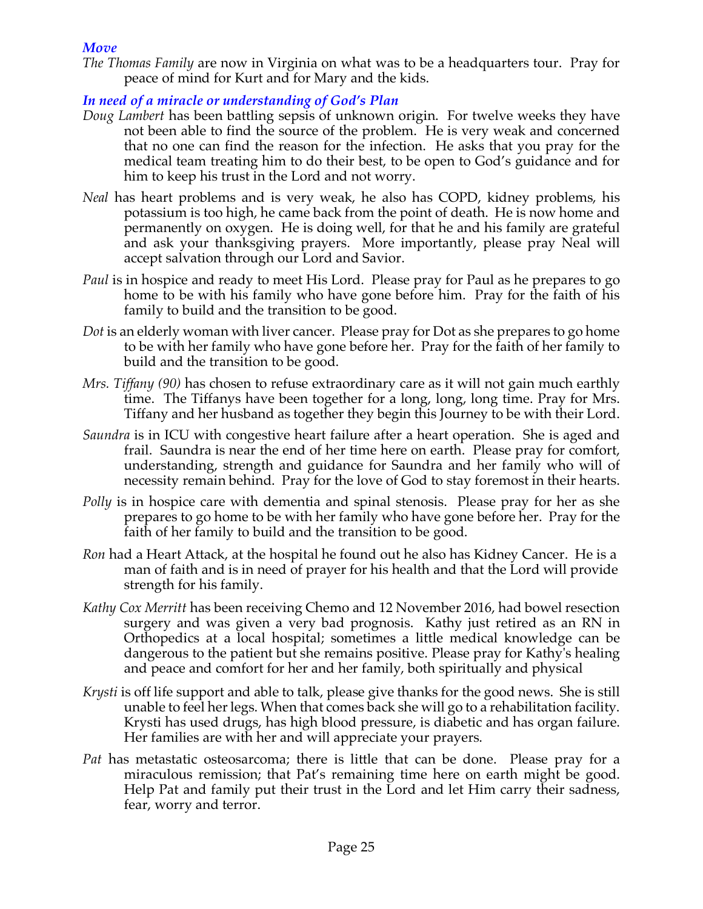### *Move*

*The Thomas Family* are now in Virginia on what was to be a headquarters tour. Pray for peace of mind for Kurt and for Mary and the kids.

### *In need of a miracle or understanding of God's Plan*

*Doug Lambert* has been battling sepsis of unknown origin. For twelve weeks they have not been able to find the source of the problem. He is very weak and concerned that no one can find the reason for the infection. He asks that you pray for the medical team treating him to do their best, to be open to God's guidance and for him to keep his trust in the Lord and not worry.

*Neal* has heart problems and is very weak, he also has COPD, kidney problems, his potassium is too high, he came back from the point of death. He is now home and permanently on oxygen. He is doing well, for that he and his family are grateful and ask your thanksgiving prayers. More importantly, please pray Neal will accept salvation through our Lord and Savior.

*Paul* is in hospice and ready to meet His Lord. Please pray for Paul as he prepares to go home to be with his family who have gone before him. Pray for the faith of his family to build and the transition to be good.

*Dot* is an elderly woman with liver cancer. Please pray for Dot as she prepares to go home to be with her family who have gone before her. Pray for the faith of her family to build and the transition to be good.

*Mrs. Tiffany (90)* has chosen to refuse extraordinary care as it will not gain much earthly time. The Tiffanys have been together for a long, long, long time. Pray for Mrs. Tiffany and her husband as together they begin this Journey to be with their Lord.

*Saundra* is in ICU with congestive heart failure after a heart operation. She is aged and frail. Saundra is near the end of her time here on earth. Please pray for comfort, understanding, strength and guidance for Saundra and her family who will of necessity remain behind. Pray for the love of God to stay foremost in their hearts.

*Polly* is in hospice care with dementia and spinal stenosis. Please pray for her as she prepares to go home to be with her family who have gone before her. Pray for the faith of her family to build and the transition to be good.

*Ron* had a Heart Attack, at the hospital he found out he also has Kidney Cancer. He is a man of faith and is in need of prayer for his health and that the Lord will provide strength for his family.

*Kathy Cox Merritt* has been receiving Chemo and 12 November 2016, had bowel resection surgery and was given a very bad prognosis. Kathy just retired as an RN in Orthopedics at a local hospital; sometimes a little medical knowledge can be dangerous to the patient but she remains positive. Please pray for Kathy's healing and peace and comfort for her and her family, both spiritually and physical

*Krysti* is off life support and able to talk, please give thanks for the good news. She is still unable to feel her legs. When that comes back she will go to a rehabilitation facility. Krysti has used drugs, has high blood pressure, is diabetic and has organ failure. Her families are with her and will appreciate your prayers.

*Pat* has metastatic osteosarcoma; there is little that can be done. Please pray for a miraculous remission; that Pat's remaining time here on earth might be good. Help Pat and family put their trust in the Lord and let Him carry their sadness, fear, worry and terror.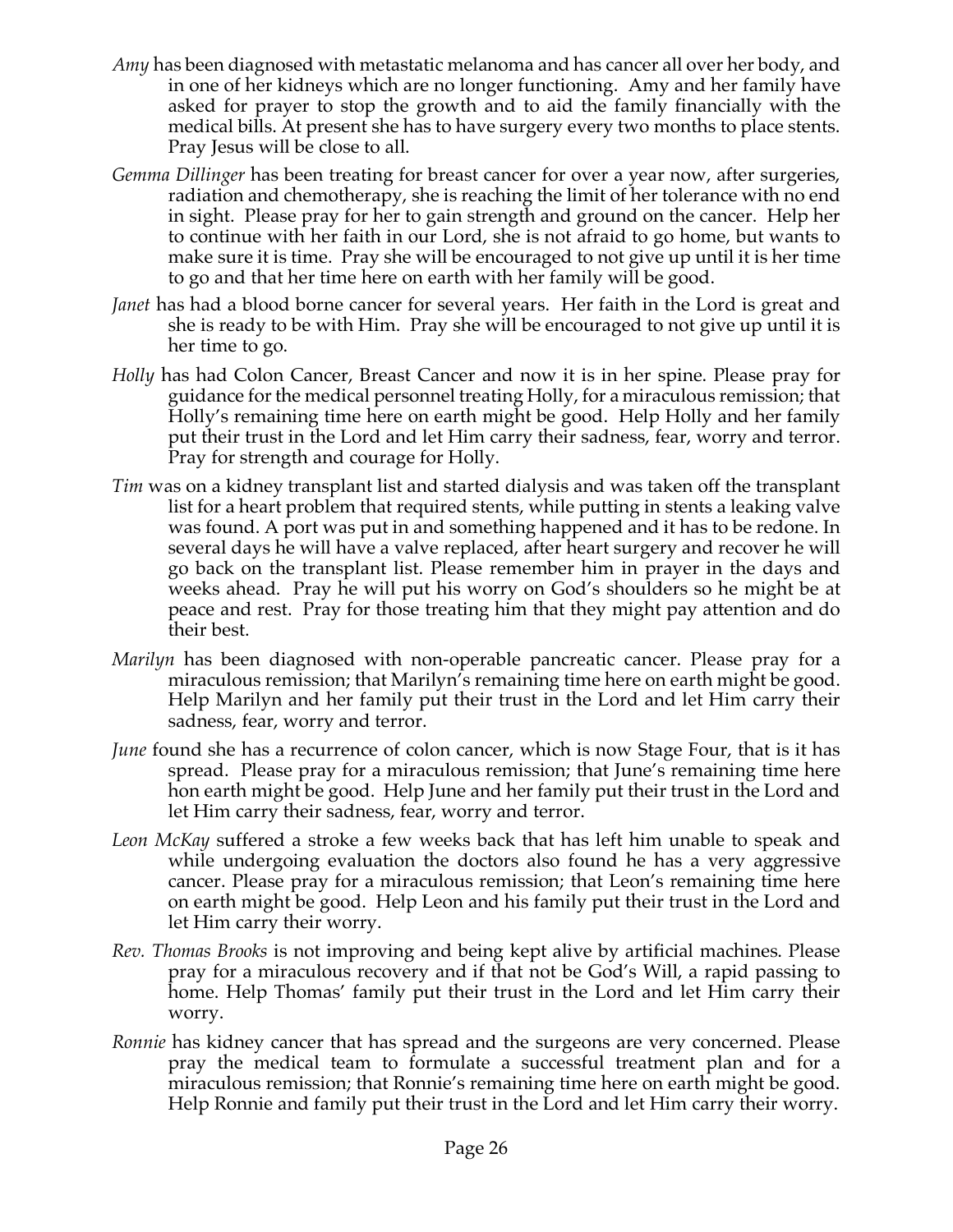*Amy* has been diagnosed with metastatic melanoma and has cancer all over her body, and in one of her kidneys which are no longer functioning. Amy and her family have asked for prayer to stop the growth and to aid the family financially with the medical bills. At present she has to have surgery every two months to place stents. Pray Jesus will be close to all.

*Gemma Dillinger* has been treating for breast cancer for over a year now, after surgeries, radiation and chemotherapy, she is reaching the limit of her tolerance with no end in sight. Please pray for her to gain strength and ground on the cancer. Help her to continue with her faith in our Lord, she is not afraid to go home, but wants to make sure it is time. Pray she will be encouraged to not give up until it is her time to go and that her time here on earth with her family will be good.

*Janet* has had a blood borne cancer for several years. Her faith in the Lord is great and she is ready to be with Him. Pray she will be encouraged to not give up until it is her time to go.

*Holly* has had Colon Cancer, Breast Cancer and now it is in her spine. Please pray for guidance for the medical personnel treating Holly, for a miraculous remission; that Holly's remaining time here on earth might be good. Help Holly and her family put their trust in the Lord and let Him carry their sadness, fear, worry and terror. Pray for strength and courage for Holly.

*Tim* was on a kidney transplant list and started dialysis and was taken off the transplant list for a heart problem that required stents, while putting in stents a leaking valve was found. A port was put in and something happened and it has to be redone. In several days he will have a valve replaced, after heart surgery and recover he will go back on the transplant list. Please remember him in prayer in the days and weeks ahead. Pray he will put his worry on God's shoulders so he might be at peace and rest. Pray for those treating him that they might pay attention and do their best.

*Marilyn* has been diagnosed with non-operable pancreatic cancer. Please pray for a miraculous remission; that Marilyn's remaining time here on earth might be good. Help Marilyn and her family put their trust in the Lord and let Him carry their sadness, fear, worry and terror.

*June* found she has a recurrence of colon cancer, which is now Stage Four, that is it has spread. Please pray for a miraculous remission; that June's remaining time here hon earth might be good. Help June and her family put their trust in the Lord and let Him carry their sadness, fear, worry and terror.

*Leon McKay* suffered a stroke a few weeks back that has left him unable to speak and while undergoing evaluation the doctors also found he has a very aggressive cancer. Please pray for a miraculous remission; that Leon's remaining time here on earth might be good. Help Leon and his family put their trust in the Lord and let Him carry their worry.

*Rev. Thomas Brooks* is not improving and being kept alive by artificial machines. Please pray for a miraculous recovery and if that not be God's Will, a rapid passing to home. Help Thomas' family put their trust in the Lord and let Him carry their worry.

*Ronnie* has kidney cancer that has spread and the surgeons are very concerned. Please pray the medical team to formulate a successful treatment plan and for a miraculous remission; that Ronnie's remaining time here on earth might be good. Help Ronnie and family put their trust in the Lord and let Him carry their worry.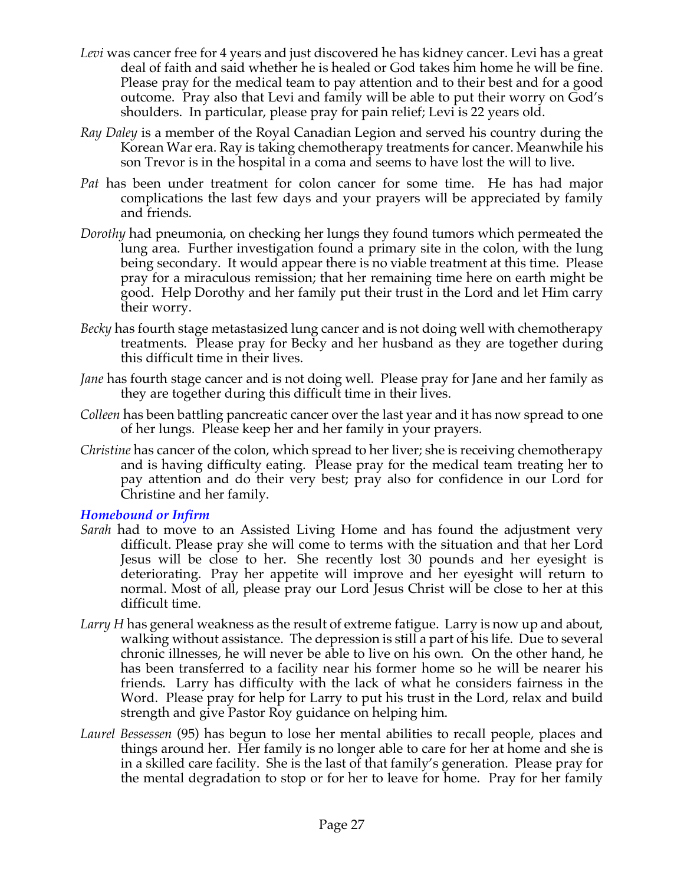*Levi* was cancer free for 4 years and just discovered he has kidney cancer. Levi has a great deal of faith and said whether he is healed or God takes him home he will be fine. Please pray for the medical team to pay attention and to their best and for a good outcome. Pray also that Levi and family will be able to put their worry on God's shoulders. In particular, please pray for pain relief; Levi is 22 years old.

*Ray Daley* is a member of the Royal Canadian Legion and served his country during the Korean War era. Ray is taking chemotherapy treatments for cancer. Meanwhile his son Trevor is in the hospital in a coma and seems to have lost the will to live.

*Pat* has been under treatment for colon cancer for some time. He has had major complications the last few days and your prayers will be appreciated by family and friends.

*Dorothy* had pneumonia, on checking her lungs they found tumors which permeated the lung area. Further investigation found a primary site in the colon, with the lung being secondary. It would appear there is no viable treatment at this time. Please pray for a miraculous remission; that her remaining time here on earth might be good. Help Dorothy and her family put their trust in the Lord and let Him carry their worry.

*Becky* has fourth stage metastasized lung cancer and is not doing well with chemotherapy treatments. Please pray for Becky and her husband as they are together during this difficult time in their lives.

*Jane* has fourth stage cancer and is not doing well. Please pray for Jane and her family as they are together during this difficult time in their lives.

*Colleen* has been battling pancreatic cancer over the last year and it has now spread to one of her lungs. Please keep her and her family in your prayers.

*Christine* has cancer of the colon, which spread to her liver; she is receiving chemotherapy and is having difficulty eating. Please pray for the medical team treating her to pay attention and do their very best; pray also for confidence in our Lord for Christine and her family.

### *Homebound or Infirm*

*Sarah* had to move to an Assisted Living Home and has found the adjustment very difficult. Please pray she will come to terms with the situation and that her Lord Jesus will be close to her. She recently lost 30 pounds and her eyesight is deteriorating. Pray her appetite will improve and her eyesight will return to normal. Most of all, please pray our Lord Jesus Christ will be close to her at this difficult time.

*Larry H* has general weakness as the result of extreme fatigue. Larry is now up and about, walking without assistance. The depression is still a part of his life. Due to several chronic illnesses, he will never be able to live on his own. On the other hand, he has been transferred to a facility near his former home so he will be nearer his friends. Larry has difficulty with the lack of what he considers fairness in the Word. Please pray for help for Larry to put his trust in the Lord, relax and build strength and give Pastor Roy guidance on helping him.

*Laurel Bessessen* (95) has begun to lose her mental abilities to recall people, places and things around her. Her family is no longer able to care for her at home and she is in a skilled care facility. She is the last of that family's generation. Please pray for the mental degradation to stop or for her to leave for home. Pray for her family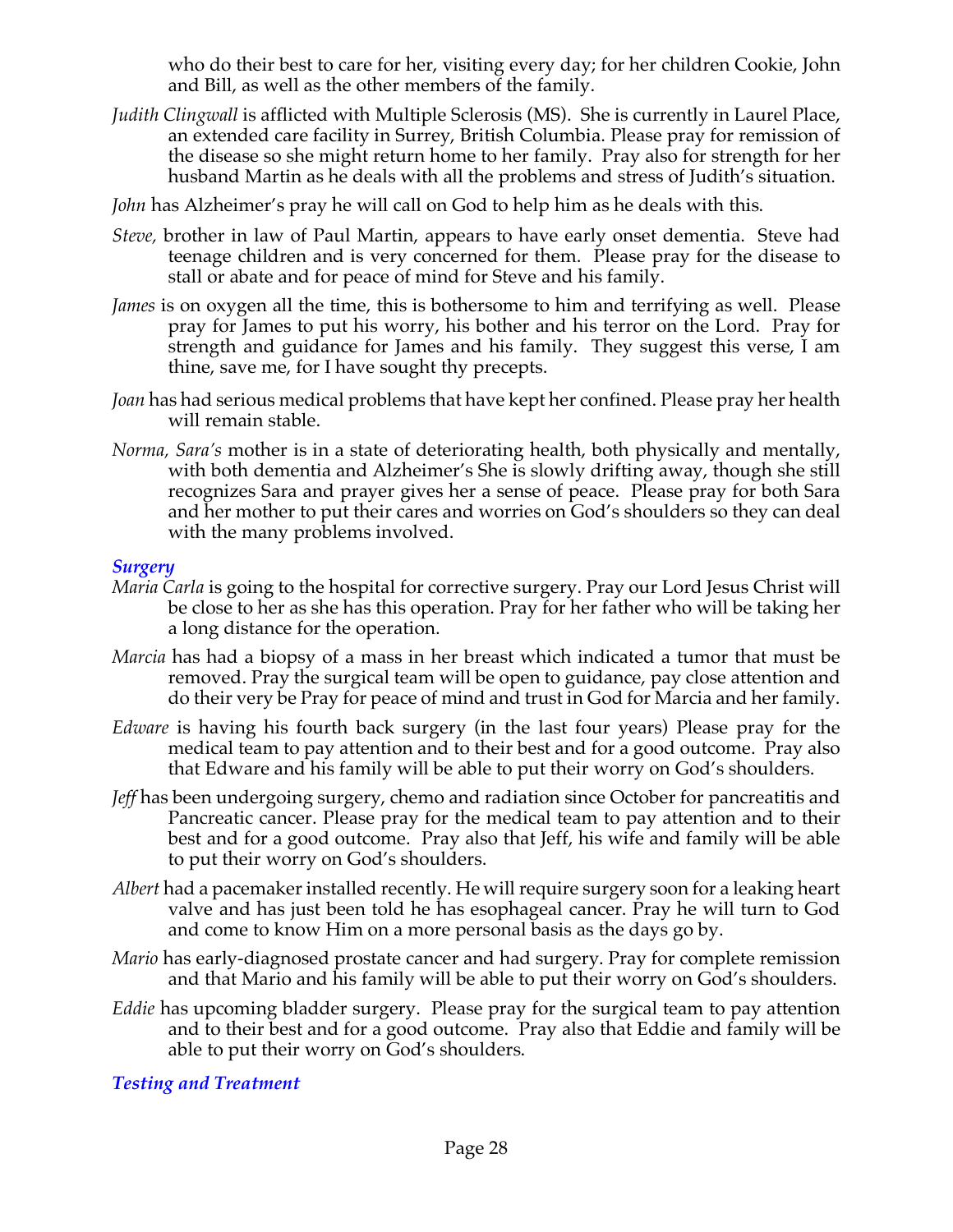who do their best to care for her, visiting every day; for her children Cookie, John and Bill, as well as the other members of the family.

*Judith Clingwall* is afflicted with Multiple Sclerosis (MS). She is currently in Laurel Place, an extended care facility in Surrey, British Columbia. Please pray for remission of the disease so she might return home to her family. Pray also for strength for her husband Martin as he deals with all the problems and stress of Judith's situation.

*John* has Alzheimer's pray he will call on God to help him as he deals with this.

*Steve,* brother in law of Paul Martin, appears to have early onset dementia. Steve had teenage children and is very concerned for them. Please pray for the disease to stall or abate and for peace of mind for Steve and his family.

*James* is on oxygen all the time, this is bothersome to him and terrifying as well. Please pray for James to put his worry, his bother and his terror on the Lord. Pray for strength and guidance for James and his family. They suggest this verse, I am thine, save me, for I have sought thy precepts.

*Joan* has had serious medical problems that have kept her confined. Please pray her health will remain stable.

*Norma, Sara's* mother is in a state of deteriorating health, both physically and mentally, with both dementia and Alzheimer's She is slowly drifting away, though she still recognizes Sara and prayer gives her a sense of peace. Please pray for both Sara and her mother to put their cares and worries on God's shoulders so they can deal with the many problems involved.

### *Surgery*

*Maria Carla* is going to the hospital for corrective surgery. Pray our Lord Jesus Christ will be close to her as she has this operation. Pray for her father who will be taking her a long distance for the operation.

*Marcia* has had a biopsy of a mass in her breast which indicated a tumor that must be removed. Pray the surgical team will be open to guidance, pay close attention and do their very be Pray for peace of mind and trust in God for Marcia and her family.

*Edware* is having his fourth back surgery (in the last four years) Please pray for the medical team to pay attention and to their best and for a good outcome. Pray also that Edware and his family will be able to put their worry on God's shoulders.

*Jeff* has been undergoing surgery, chemo and radiation since October for pancreatitis and Pancreatic cancer. Please pray for the medical team to pay attention and to their best and for a good outcome. Pray also that Jeff, his wife and family will be able to put their worry on God's shoulders.

*Albert* had a pacemaker installed recently. He will require surgery soon for a leaking heart valve and has just been told he has esophageal cancer. Pray he will turn to God and come to know Him on a more personal basis as the days go by.

*Mario* has early-diagnosed prostate cancer and had surgery. Pray for complete remission and that Mario and his family will be able to put their worry on God's shoulders.

*Eddie* has upcoming bladder surgery. Please pray for the surgical team to pay attention and to their best and for a good outcome. Pray also that Eddie and family will be able to put their worry on God's shoulders.

### *Testing and Treatment*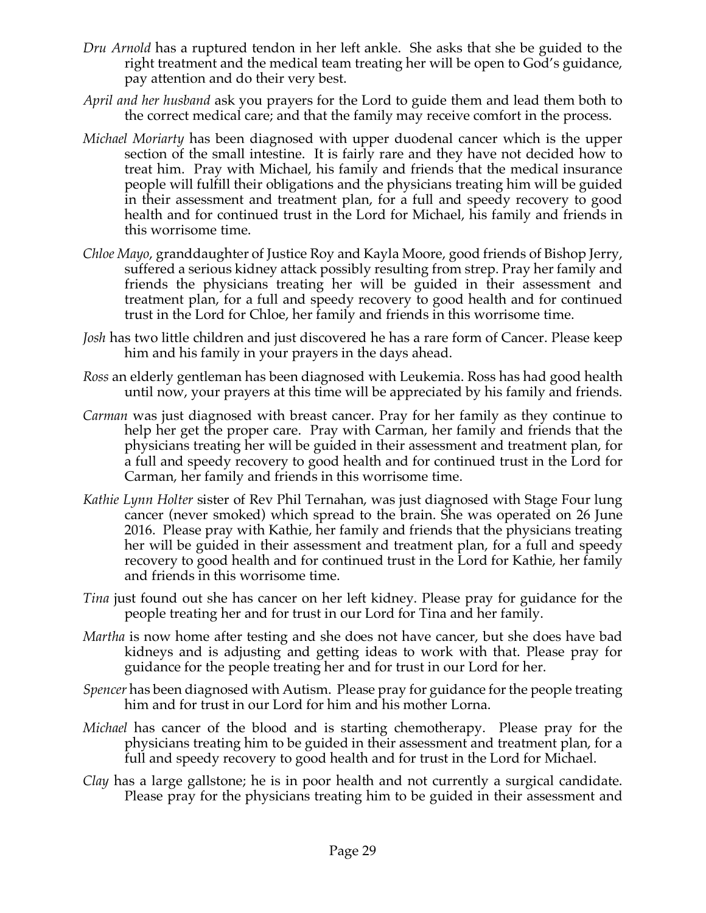*Dru Arnold* has a ruptured tendon in her left ankle. She asks that she be guided to the right treatment and the medical team treating her will be open to God's guidance, pay attention and do their very best.

*April and her husband* ask you prayers for the Lord to guide them and lead them both to the correct medical care; and that the family may receive comfort in the process.

*Michael Moriarty* has been diagnosed with upper duodenal cancer which is the upper section of the small intestine. It is fairly rare and they have not decided how to treat him. Pray with Michael, his family and friends that the medical insurance people will fulfill their obligations and the physicians treating him will be guided in their assessment and treatment plan, for a full and speedy recovery to good health and for continued trust in the Lord for Michael, his family and friends in this worrisome time.

*Chloe Mayo*, granddaughter of Justice Roy and Kayla Moore, good friends of Bishop Jerry, suffered a serious kidney attack possibly resulting from strep. Pray her family and friends the physicians treating her will be guided in their assessment and treatment plan, for a full and speedy recovery to good health and for continued trust in the Lord for Chloe, her family and friends in this worrisome time.

*Josh* has two little children and just discovered he has a rare form of Cancer. Please keep him and his family in your prayers in the days ahead.

*Ross* an elderly gentleman has been diagnosed with Leukemia. Ross has had good health until now, your prayers at this time will be appreciated by his family and friends.

*Carman* was just diagnosed with breast cancer. Pray for her family as they continue to help her get the proper care. Pray with Carman, her family and friends that the physicians treating her will be guided in their assessment and treatment plan, for a full and speedy recovery to good health and for continued trust in the Lord for Carman, her family and friends in this worrisome time.

*Kathie Lynn Holter* sister of Rev Phil Ternahan, was just diagnosed with Stage Four lung cancer (never smoked) which spread to the brain. She was operated on 26 June 2016. Please pray with Kathie, her family and friends that the physicians treating her will be guided in their assessment and treatment plan, for a full and speedy recovery to good health and for continued trust in the Lord for Kathie, her family and friends in this worrisome time.

*Tina* just found out she has cancer on her left kidney. Please pray for guidance for the people treating her and for trust in our Lord for Tina and her family.

*Martha* is now home after testing and she does not have cancer, but she does have bad kidneys and is adjusting and getting ideas to work with that. Please pray for guidance for the people treating her and for trust in our Lord for her.

*Spencer* has been diagnosed with Autism. Please pray for guidance for the people treating him and for trust in our Lord for him and his mother Lorna.

*Michael* has cancer of the blood and is starting chemotherapy. Please pray for the physicians treating him to be guided in their assessment and treatment plan, for a full and speedy recovery to good health and for trust in the Lord for Michael.

*Clay* has a large gallstone; he is in poor health and not currently a surgical candidate. Please pray for the physicians treating him to be guided in their assessment and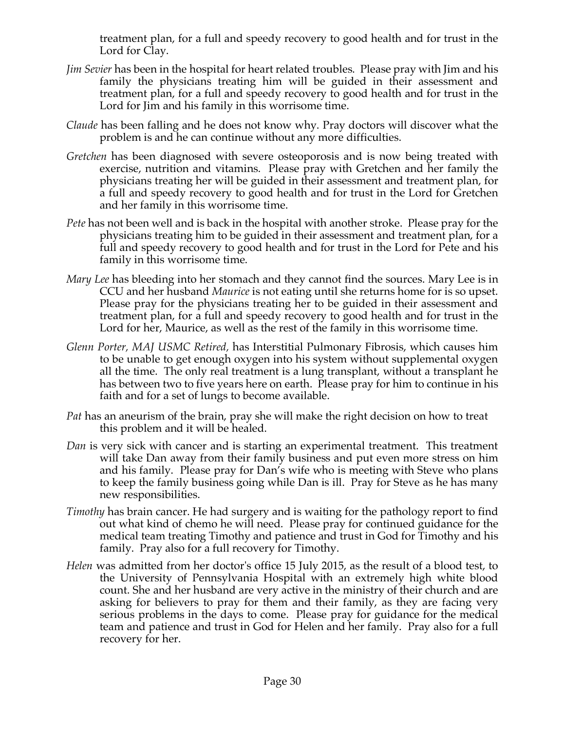treatment plan, for a full and speedy recovery to good health and for trust in the Lord for Clay.

*Jim Sevier* has been in the hospital for heart related troubles. Please pray with Jim and his family the physicians treating him will be guided in their assessment and treatment plan, for a full and speedy recovery to good health and for trust in the Lord for Jim and his family in this worrisome time.

*Claude* has been falling and he does not know why. Pray doctors will discover what the problem is and he can continue without any more difficulties.

*Gretchen* has been diagnosed with severe osteoporosis and is now being treated with exercise, nutrition and vitamins. Please pray with Gretchen and her family the physicians treating her will be guided in their assessment and treatment plan, for a full and speedy recovery to good health and for trust in the Lord for Gretchen and her family in this worrisome time.

*Pete* has not been well and is back in the hospital with another stroke. Please pray for the physicians treating him to be guided in their assessment and treatment plan, for a full and speedy recovery to good health and for trust in the Lord for Pete and his family in this worrisome time.

*Mary Lee* has bleeding into her stomach and they cannot find the sources. Mary Lee is in CCU and her husband *Maurice* is not eating until she returns home for is so upset. Please pray for the physicians treating her to be guided in their assessment and treatment plan, for a full and speedy recovery to good health and for trust in the Lord for her, Maurice, as well as the rest of the family in this worrisome time.

*Glenn Porter, MAJ USMC Retired,* has Interstitial Pulmonary Fibrosis, which causes him to be unable to get enough oxygen into his system without supplemental oxygen all the time. The only real treatment is a lung transplant, without a transplant he has between two to five years here on earth. Please pray for him to continue in his faith and for a set of lungs to become available.

*Pat* has an aneurism of the brain, pray she will make the right decision on how to treat this problem and it will be healed.

*Dan* is very sick with cancer and is starting an experimental treatment. This treatment will take Dan away from their family business and put even more stress on him and his family. Please pray for Dan's wife who is meeting with Steve who plans to keep the family business going while Dan is ill. Pray for Steve as he has many new responsibilities.

*Timothy* has brain cancer. He had surgery and is waiting for the pathology report to find out what kind of chemo he will need. Please pray for continued guidance for the medical team treating Timothy and patience and trust in God for Timothy and his family. Pray also for a full recovery for Timothy.

*Helen* was admitted from her doctor's office 15 July 2015, as the result of a blood test, to the University of Pennsylvania Hospital with an extremely high white blood count. She and her husband are very active in the ministry of their church and are asking for believers to pray for them and their family, as they are facing very serious problems in the days to come. Please pray for guidance for the medical team and patience and trust in God for Helen and her family. Pray also for a full recovery for her.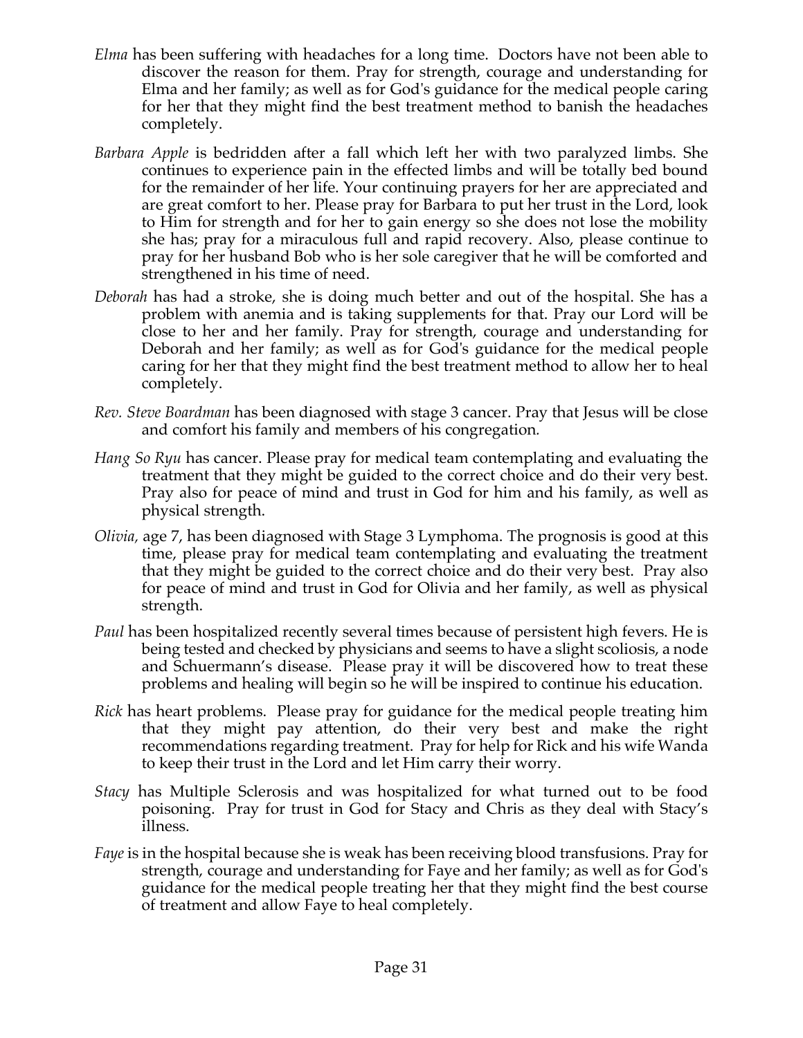*Elma* has been suffering with headaches for a long time. Doctors have not been able to discover the reason for them. Pray for strength, courage and understanding for Elma and her family; as well as for God's guidance for the medical people caring for her that they might find the best treatment method to banish the headaches completely.

*Barbara Apple* is bedridden after a fall which left her with two paralyzed limbs. She continues to experience pain in the effected limbs and will be totally bed bound for the remainder of her life. Your continuing prayers for her are appreciated and are great comfort to her. Please pray for Barbara to put her trust in the Lord, look to Him for strength and for her to gain energy so she does not lose the mobility she has; pray for a miraculous full and rapid recovery. Also, please continue to pray for her husband Bob who is her sole caregiver that he will be comforted and strengthened in his time of need.

*Deborah* has had a stroke, she is doing much better and out of the hospital. She has a problem with anemia and is taking supplements for that. Pray our Lord will be close to her and her family. Pray for strength, courage and understanding for Deborah and her family; as well as for God's guidance for the medical people caring for her that they might find the best treatment method to allow her to heal completely.

*Rev. Steve Boardman* has been diagnosed with stage 3 cancer. Pray that Jesus will be close and comfort his family and members of his congregation.

*Hang So Ryu* has cancer. Please pray for medical team contemplating and evaluating the treatment that they might be guided to the correct choice and do their very best. Pray also for peace of mind and trust in God for him and his family, as well as physical strength.

*Olivia,* age 7, has been diagnosed with Stage 3 Lymphoma. The prognosis is good at this time, please pray for medical team contemplating and evaluating the treatment that they might be guided to the correct choice and do their very best. Pray also for peace of mind and trust in God for Olivia and her family, as well as physical strength.

*Paul* has been hospitalized recently several times because of persistent high fevers. He is being tested and checked by physicians and seems to have a slight scoliosis, a node and Schuermann's disease. Please pray it will be discovered how to treat these problems and healing will begin so he will be inspired to continue his education.

*Rick* has heart problems. Please pray for guidance for the medical people treating him that they might pay attention, do their very best and make the right recommendations regarding treatment. Pray for help for Rick and his wife Wanda to keep their trust in the Lord and let Him carry their worry.

*Stacy* has Multiple Sclerosis and was hospitalized for what turned out to be food poisoning. Pray for trust in God for Stacy and Chris as they deal with Stacy's illness.

*Faye* is in the hospital because she is weak has been receiving blood transfusions. Pray for strength, courage and understanding for Faye and her family; as well as for God's guidance for the medical people treating her that they might find the best course of treatment and allow Faye to heal completely.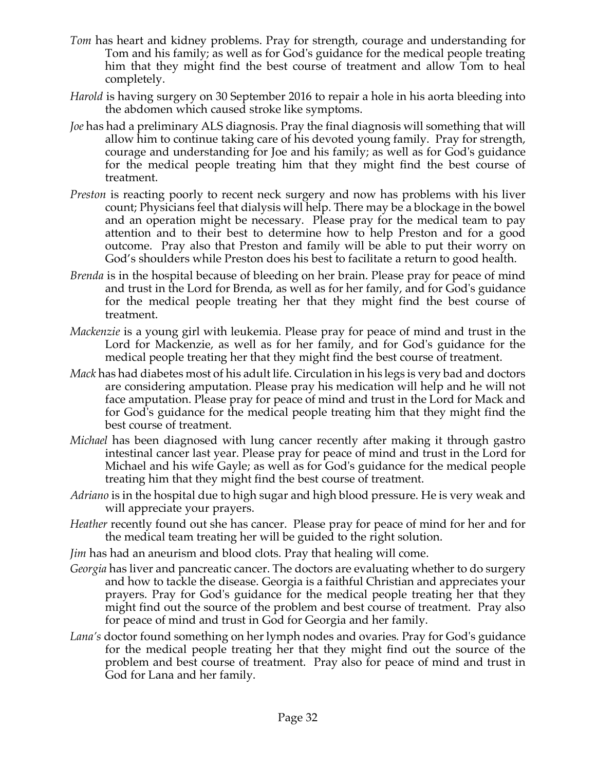*Tom* has heart and kidney problems. Pray for strength, courage and understanding for Tom and his family; as well as for God's guidance for the medical people treating him that they might find the best course of treatment and allow Tom to heal completely.

*Harold* is having surgery on 30 September 2016 to repair a hole in his aorta bleeding into the abdomen which caused stroke like symptoms.

*Joe* has had a preliminary ALS diagnosis. Pray the final diagnosis will something that will allow him to continue taking care of his devoted young family. Pray for strength, courage and understanding for Joe and his family; as well as for God's guidance for the medical people treating him that they might find the best course of treatment.

*Preston* is reacting poorly to recent neck surgery and now has problems with his liver count; Physicians feel that dialysis will help. There may be a blockage in the bowel and an operation might be necessary. Please pray for the medical team to pay attention and to their best to determine how to help Preston and for a good outcome. Pray also that Preston and family will be able to put their worry on God's shoulders while Preston does his best to facilitate a return to good health.

*Brenda* is in the hospital because of bleeding on her brain. Please pray for peace of mind and trust in the Lord for Brenda, as well as for her family, and for God's guidance for the medical people treating her that they might find the best course of treatment.

*Mackenzie* is a young girl with leukemia. Please pray for peace of mind and trust in the Lord for Mackenzie, as well as for her family, and for God's guidance for the medical people treating her that they might find the best course of treatment.

*Mack* has had diabetes most of his adult life. Circulation in his legs is very bad and doctors are considering amputation. Please pray his medication will help and he will not face amputation. Please pray for peace of mind and trust in the Lord for Mack and for God's guidance for the medical people treating him that they might find the best course of treatment.

*Michael* has been diagnosed with lung cancer recently after making it through gastro intestinal cancer last year. Please pray for peace of mind and trust in the Lord for Michael and his wife Gayle; as well as for God's guidance for the medical people treating him that they might find the best course of treatment.

*Adriano* is in the hospital due to high sugar and high blood pressure. He is very weak and will appreciate your prayers.

*Heather* recently found out she has cancer. Please pray for peace of mind for her and for the medical team treating her will be guided to the right solution.

*Jim* has had an aneurism and blood clots. Pray that healing will come.

*Georgia* has liver and pancreatic cancer. The doctors are evaluating whether to do surgery and how to tackle the disease. Georgia is a faithful Christian and appreciates your prayers. Pray for God's guidance for the medical people treating her that they might find out the source of the problem and best course of treatment. Pray also for peace of mind and trust in God for Georgia and her family.

*Lana's* doctor found something on her lymph nodes and ovaries. Pray for God's guidance for the medical people treating her that they might find out the source of the problem and best course of treatment. Pray also for peace of mind and trust in God for Lana and her family.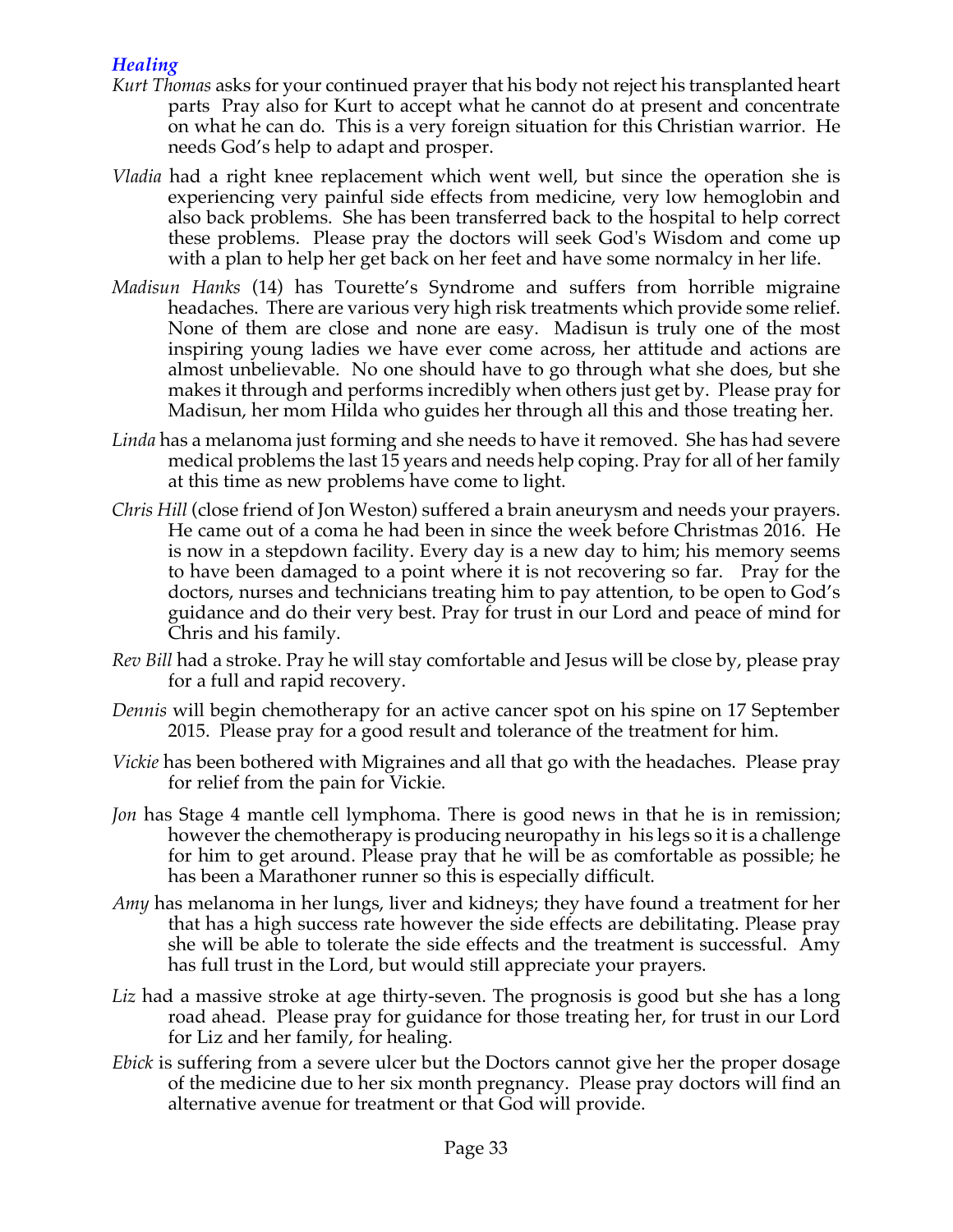### *Healing*

*Kurt Thomas* asks for your continued prayer that his body not reject his transplanted heart parts  Pray also for Kurt to accept what he cannot do at present and concentrate on what he can do.  This is a very foreign situation for this Christian warrior.  He needs God's help to adapt and prosper.

*Vladia* had a right knee replacement which went well, but since the operation she is experiencing very painful side effects from medicine, very low hemoglobin and also back problems.  She has been transferred back to the hospital to help correct these problems.  Please pray the doctors will seek God's Wisdom and come up with a plan to help her get back on her feet and have some normalcy in her life.

*Madisun Hanks* (14) has Tourette's Syndrome and suffers from horrible migraine headaches.  There are various very high risk treatments which provide some relief.  None of them are close and none are easy.  Madisun is truly one of the most inspiring young ladies we have ever come across, her attitude and actions are almost unbelievable.  No one should have to go through what she does, but she makes it through and performs incredibly when others just get by.  Please pray for Madisun, her mom Hilda who guides her through all this and those treating her.

*Linda* has a melanoma just forming and she needs to have it removed.  She has had severe medical problems the last 15 years and needs help coping. Pray for all of her family at this time as new problems have come to light.

*Chris Hill* (close friend of Jon Weston) suffered a brain aneurysm and needs your prayers.  He came out of a coma he had been in since the week before Christmas 2016.  He is now in a stepdown facility. Every day is a new day to him; his memory seems to have been damaged to a point where it is not recovering so far.   Pray for the doctors, nurses and technicians treating him to pay attention, to be open to God's guidance and do their very best. Pray for trust in our Lord and peace of mind for Chris and his family.

*Rev Bill* had a stroke. Pray he will stay comfortable and Jesus will be close by, please pray for a full and rapid recovery.

*Dennis* will begin chemotherapy for an active cancer spot on his spine on 17 September 2015.  Please pray for a good result and tolerance of the treatment for him.

*Vickie* has been bothered with Migraines and all that go with the headaches.  Please pray for relief from the pain for Vickie.

*Jon* has Stage 4 mantle cell lymphoma. There is good news in that he is in remission; however the chemotherapy is producing neuropathy in  his legs so it is a challenge for him to get around. Please pray that he will be as comfortable as possible; he has been a Marathoner runner so this is especially difficult.

*Amy* has melanoma in her lungs, liver and kidneys; they have found a treatment for her that has a high success rate however the side effects are debilitating. Please pray she will be able to tolerate the side effects and the treatment is successful.  Amy has full trust in the Lord, but would still appreciate your prayers.

*Liz* had a massive stroke at age thirty-seven. The prognosis is good but she has a long road ahead.  Please pray for guidance for those treating her, for trust in our Lord for Liz and her family, for healing.

*Ebick* is suffering from a severe ulcer but the Doctors cannot give her the proper dosage of the medicine due to her six month pregnancy.  Please pray doctors will find an alternative avenue for treatment or that God will provide.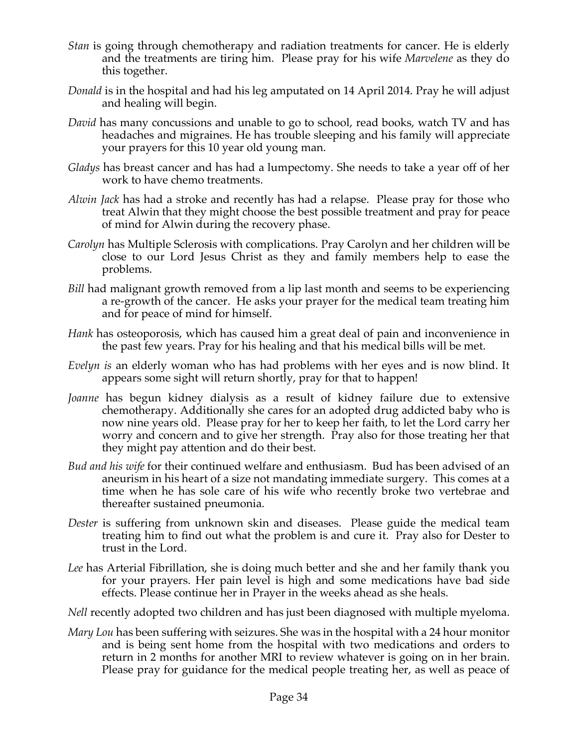*Stan* is going through chemotherapy and radiation treatments for cancer. He is elderly and the treatments are tiring him. Please pray for his wife *Marvelene* as they do this together.

*Donald* is in the hospital and had his leg amputated on 14 April 2014. Pray he will adjust and healing will begin.

*David* has many concussions and unable to go to school, read books, watch TV and has headaches and migraines. He has trouble sleeping and his family will appreciate your prayers for this 10 year old young man.

*Gladys* has breast cancer and has had a lumpectomy. She needs to take a year off of her work to have chemo treatments.

*Alwin Jack* has had a stroke and recently has had a relapse. Please pray for those who treat Alwin that they might choose the best possible treatment and pray for peace of mind for Alwin during the recovery phase.

*Carolyn* has Multiple Sclerosis with complications. Pray Carolyn and her children will be close to our Lord Jesus Christ as they and family members help to ease the problems.

*Bill* had malignant growth removed from a lip last month and seems to be experiencing a re-growth of the cancer. He asks your prayer for the medical team treating him and for peace of mind for himself.

*Hank* has osteoporosis, which has caused him a great deal of pain and inconvenience in the past few years. Pray for his healing and that his medical bills will be met.

*Evelyn is* an elderly woman who has had problems with her eyes and is now blind. It appears some sight will return shortly, pray for that to happen!

*Joanne* has begun kidney dialysis as a result of kidney failure due to extensive chemotherapy. Additionally she cares for an adopted drug addicted baby who is now nine years old. Please pray for her to keep her faith, to let the Lord carry her worry and concern and to give her strength. Pray also for those treating her that they might pay attention and do their best.

*Bud and his wife* for their continued welfare and enthusiasm. Bud has been advised of an aneurism in his heart of a size not mandating immediate surgery. This comes at a time when he has sole care of his wife who recently broke two vertebrae and thereafter sustained pneumonia.

*Dester* is suffering from unknown skin and diseases. Please guide the medical team treating him to find out what the problem is and cure it. Pray also for Dester to trust in the Lord.

*Lee* has Arterial Fibrillation, she is doing much better and she and her family thank you for your prayers. Her pain level is high and some medications have bad side effects. Please continue her in Prayer in the weeks ahead as she heals.

*Nell* recently adopted two children and has just been diagnosed with multiple myeloma.

*Mary Lou* has been suffering with seizures. She was in the hospital with a 24 hour monitor and is being sent home from the hospital with two medications and orders to return in 2 months for another MRI to review whatever is going on in her brain. Please pray for guidance for the medical people treating her, as well as peace of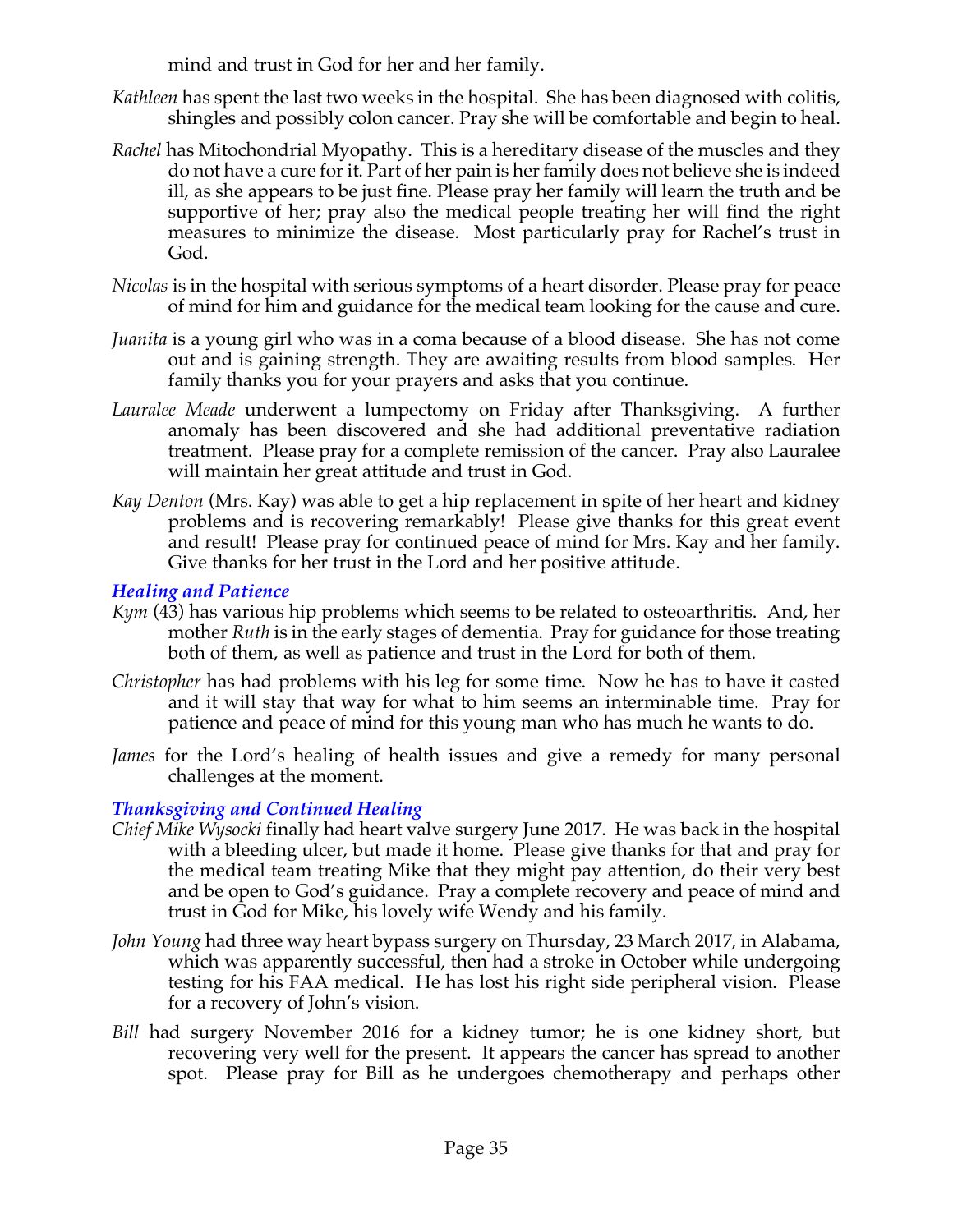mind and trust in God for her and her family.

*Kathleen* has spent the last two weeks in the hospital. She has been diagnosed with colitis, shingles and possibly colon cancer. Pray she will be comfortable and begin to heal.

*Rachel* has Mitochondrial Myopathy. This is a hereditary disease of the muscles and they do not have a cure for it. Part of her pain is her family does not believe she is indeed ill, as she appears to be just fine. Please pray her family will learn the truth and be supportive of her; pray also the medical people treating her will find the right measures to minimize the disease. Most particularly pray for Rachel's trust in God.

*Nicolas* is in the hospital with serious symptoms of a heart disorder. Please pray for peace of mind for him and guidance for the medical team looking for the cause and cure.

*Juanita* is a young girl who was in a coma because of a blood disease. She has not come out and is gaining strength. They are awaiting results from blood samples. Her family thanks you for your prayers and asks that you continue.

*Lauralee Meade* underwent a lumpectomy on Friday after Thanksgiving. A further anomaly has been discovered and she had additional preventative radiation treatment. Please pray for a complete remission of the cancer. Pray also Lauralee will maintain her great attitude and trust in God.

*Kay Denton* (Mrs. Kay) was able to get a hip replacement in spite of her heart and kidney problems and is recovering remarkably! Please give thanks for this great event and result! Please pray for continued peace of mind for Mrs. Kay and her family. Give thanks for her trust in the Lord and her positive attitude.

### *Healing and Patience*

*Kym* (43) has various hip problems which seems to be related to osteoarthritis. And, her mother *Ruth* is in the early stages of dementia. Pray for guidance for those treating both of them, as well as patience and trust in the Lord for both of them.

*Christopher* has had problems with his leg for some time. Now he has to have it casted and it will stay that way for what to him seems an interminable time. Pray for patience and peace of mind for this young man who has much he wants to do.

*James* for the Lord's healing of health issues and give a remedy for many personal challenges at the moment.

### *Thanksgiving and Continued Healing*

*Chief Mike Wysocki* finally had heart valve surgery June 2017. He was back in the hospital with a bleeding ulcer, but made it home. Please give thanks for that and pray for the medical team treating Mike that they might pay attention, do their very best and be open to God's guidance. Pray a complete recovery and peace of mind and trust in God for Mike, his lovely wife Wendy and his family.

*John Young* had three way heart bypass surgery on Thursday, 23 March 2017, in Alabama, which was apparently successful, then had a stroke in October while undergoing testing for his FAA medical. He has lost his right side peripheral vision. Please for a recovery of John's vision.

*Bill* had surgery November 2016 for a kidney tumor; he is one kidney short, but recovering very well for the present. It appears the cancer has spread to another spot. Please pray for Bill as he undergoes chemotherapy and perhaps other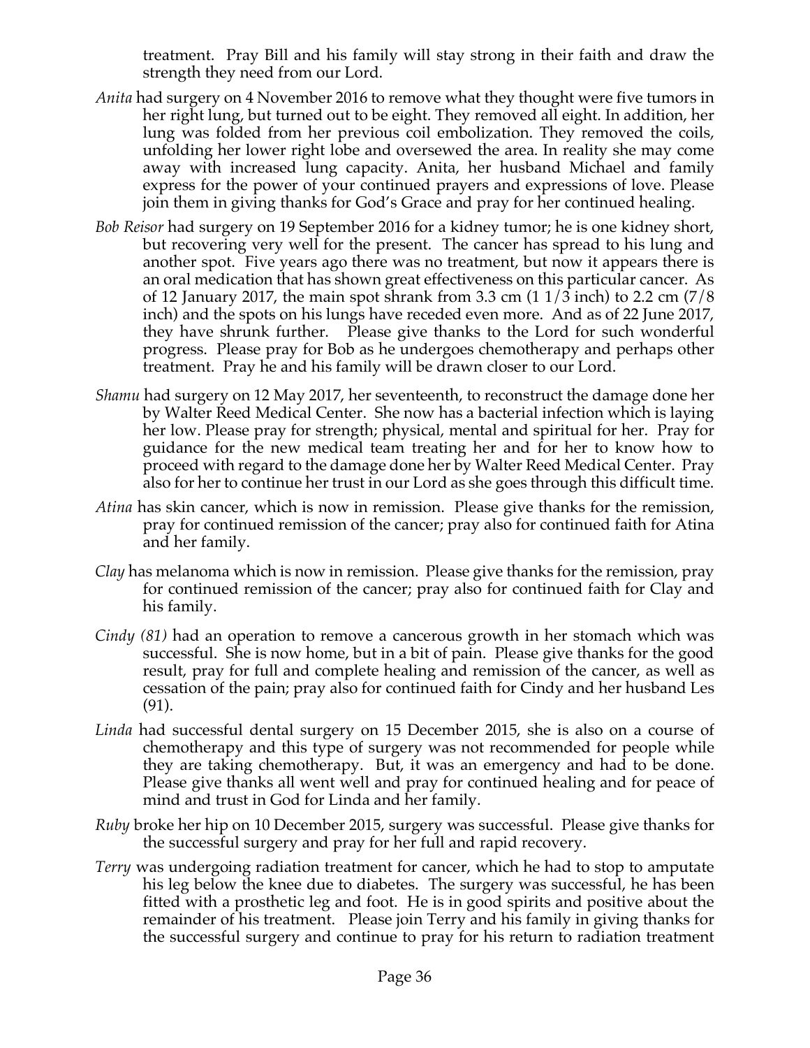treatment. Pray Bill and his family will stay strong in their faith and draw the strength they need from our Lord.

*Anita* had surgery on 4 November 2016 to remove what they thought were five tumors in her right lung, but turned out to be eight. They removed all eight. In addition, her lung was folded from her previous coil embolization. They removed the coils, unfolding her lower right lobe and oversewed the area. In reality she may come away with increased lung capacity. Anita, her husband Michael and family express for the power of your continued prayers and expressions of love. Please join them in giving thanks for God's Grace and pray for her continued healing.

*Bob Reisor* had surgery on 19 September 2016 for a kidney tumor; he is one kidney short, but recovering very well for the present. The cancer has spread to his lung and another spot. Five years ago there was no treatment, but now it appears there is an oral medication that has shown great effectiveness on this particular cancer. As of 12 January 2017, the main spot shrank from 3.3 cm (1 1/3 inch) to 2.2 cm (7/8 inch) and the spots on his lungs have receded even more. And as of 22 June 2017, they have shrunk further. Please give thanks to the Lord for such wonderful progress. Please pray for Bob as he undergoes chemotherapy and perhaps other treatment. Pray he and his family will be drawn closer to our Lord.

*Shamu* had surgery on 12 May 2017, her seventeenth, to reconstruct the damage done her by Walter Reed Medical Center. She now has a bacterial infection which is laying her low. Please pray for strength; physical, mental and spiritual for her. Pray for guidance for the new medical team treating her and for her to know how to proceed with regard to the damage done her by Walter Reed Medical Center. Pray also for her to continue her trust in our Lord as she goes through this difficult time.

*Atina* has skin cancer, which is now in remission. Please give thanks for the remission, pray for continued remission of the cancer; pray also for continued faith for Atina and her family.

*Clay* has melanoma which is now in remission. Please give thanks for the remission, pray for continued remission of the cancer; pray also for continued faith for Clay and his family.

*Cindy (81)* had an operation to remove a cancerous growth in her stomach which was successful. She is now home, but in a bit of pain. Please give thanks for the good result, pray for full and complete healing and remission of the cancer, as well as cessation of the pain; pray also for continued faith for Cindy and her husband Les (91).

*Linda* had successful dental surgery on 15 December 2015, she is also on a course of chemotherapy and this type of surgery was not recommended for people while they are taking chemotherapy. But, it was an emergency and had to be done. Please give thanks all went well and pray for continued healing and for peace of mind and trust in God for Linda and her family.

*Ruby* broke her hip on 10 December 2015, surgery was successful. Please give thanks for the successful surgery and pray for her full and rapid recovery.

*Terry* was undergoing radiation treatment for cancer, which he had to stop to amputate his leg below the knee due to diabetes. The surgery was successful, he has been fitted with a prosthetic leg and foot. He is in good spirits and positive about the remainder of his treatment. Please join Terry and his family in giving thanks for the successful surgery and continue to pray for his return to radiation treatment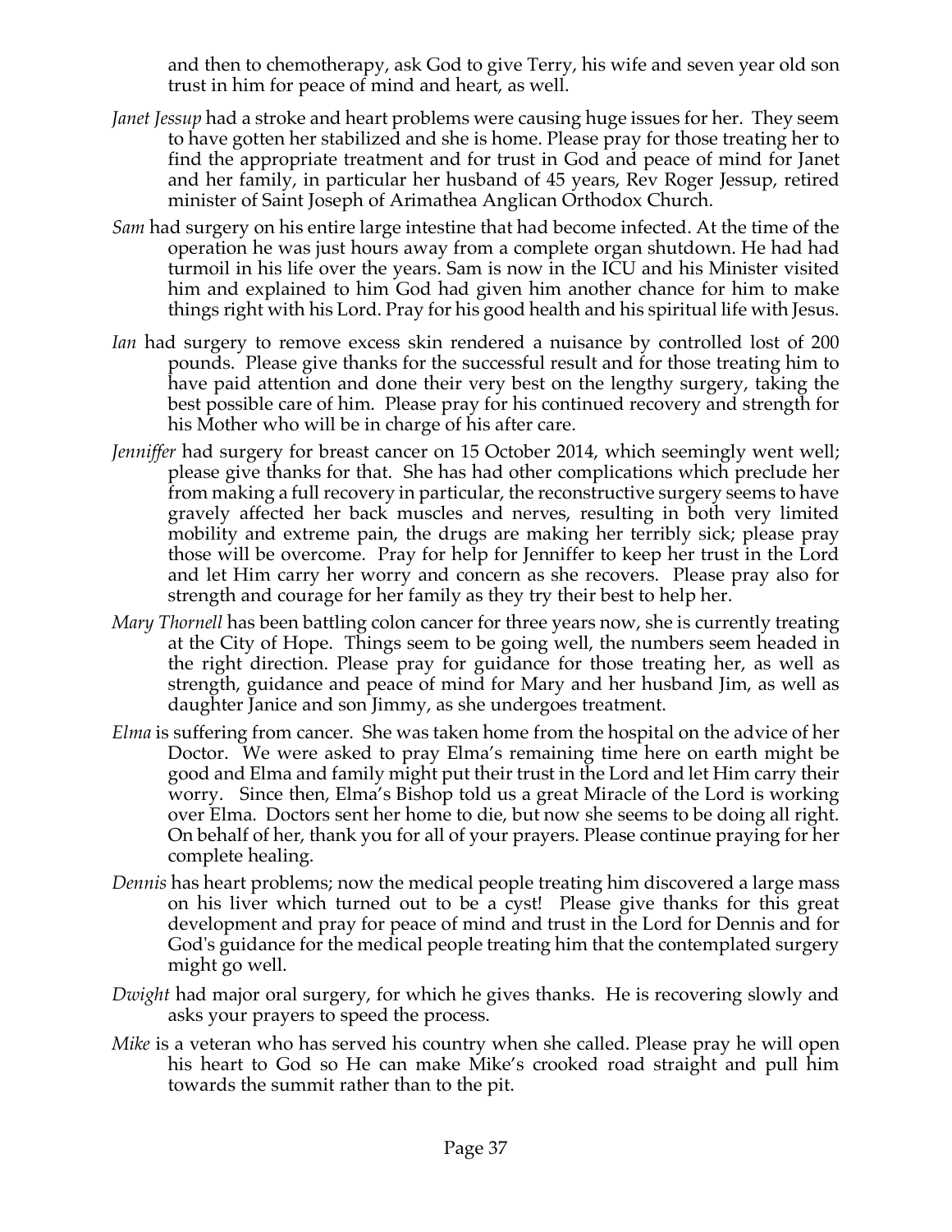and then to chemotherapy, ask God to give Terry, his wife and seven year old son trust in him for peace of mind and heart, as well.

*Janet Jessup* had a stroke and heart problems were causing huge issues for her. They seem to have gotten her stabilized and she is home. Please pray for those treating her to find the appropriate treatment and for trust in God and peace of mind for Janet and her family, in particular her husband of 45 years, Rev Roger Jessup, retired minister of Saint Joseph of Arimathea Anglican Orthodox Church.

*Sam* had surgery on his entire large intestine that had become infected. At the time of the operation he was just hours away from a complete organ shutdown. He had had turmoil in his life over the years. Sam is now in the ICU and his Minister visited him and explained to him God had given him another chance for him to make things right with his Lord. Pray for his good health and his spiritual life with Jesus.

*Ian* had surgery to remove excess skin rendered a nuisance by controlled lost of 200 pounds. Please give thanks for the successful result and for those treating him to have paid attention and done their very best on the lengthy surgery, taking the best possible care of him. Please pray for his continued recovery and strength for his Mother who will be in charge of his after care.

*Jenniffer* had surgery for breast cancer on 15 October 2014, which seemingly went well; please give thanks for that. She has had other complications which preclude her from making a full recovery in particular, the reconstructive surgery seems to have gravely affected her back muscles and nerves, resulting in both very limited mobility and extreme pain, the drugs are making her terribly sick; please pray those will be overcome. Pray for help for Jenniffer to keep her trust in the Lord and let Him carry her worry and concern as she recovers. Please pray also for strength and courage for her family as they try their best to help her.

*Mary Thornell* has been battling colon cancer for three years now, she is currently treating at the City of Hope. Things seem to be going well, the numbers seem headed in the right direction. Please pray for guidance for those treating her, as well as strength, guidance and peace of mind for Mary and her husband Jim, as well as daughter Janice and son Jimmy, as she undergoes treatment.

*Elma* is suffering from cancer. She was taken home from the hospital on the advice of her Doctor. We were asked to pray Elma's remaining time here on earth might be good and Elma and family might put their trust in the Lord and let Him carry their worry. Since then, Elma's Bishop told us a great Miracle of the Lord is working over Elma. Doctors sent her home to die, but now she seems to be doing all right. On behalf of her, thank you for all of your prayers. Please continue praying for her complete healing.

*Dennis* has heart problems; now the medical people treating him discovered a large mass on his liver which turned out to be a cyst! Please give thanks for this great development and pray for peace of mind and trust in the Lord for Dennis and for God's guidance for the medical people treating him that the contemplated surgery might go well.

*Dwight* had major oral surgery, for which he gives thanks. He is recovering slowly and asks your prayers to speed the process.

*Mike* is a veteran who has served his country when she called. Please pray he will open his heart to God so He can make Mike's crooked road straight and pull him towards the summit rather than to the pit.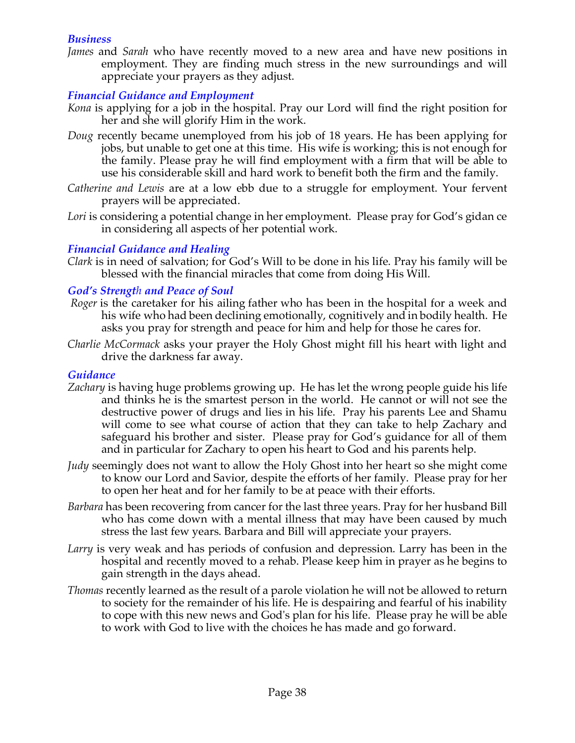### *Business*

*James* and *Sarah* who have recently moved to a new area and have new positions in employment. They are finding much stress in the new surroundings and will appreciate your prayers as they adjust.

### *Financial Guidance and Employment*

*Kona* is applying for a job in the hospital. Pray our Lord will find the right position for her and she will glorify Him in the work.

*Doug* recently became unemployed from his job of 18 years. He has been applying for jobs, but unable to get one at this time. His wife is working; this is not enough for the family. Please pray he will find employment with a firm that will be able to use his considerable skill and hard work to benefit both the firm and the family.

*Catherine and Lewis* are at a low ebb due to a struggle for employment. Your fervent prayers will be appreciated.

*Lori* is considering a potential change in her employment. Please pray for God's gidan ce in considering all aspects of her potential work.

### *Financial Guidance and Healing*

*Clark* is in need of salvation; for God's Will to be done in his life. Pray his family will be blessed with the financial miracles that come from doing His Will.

### *God's Strength and Peace of Soul*

*Roger* is the caretaker for his ailing father who has been in the hospital for a week and his wife who had been declining emotionally, cognitively and in bodily health. He asks you pray for strength and peace for him and help for those he cares for.

*Charlie McCormack* asks your prayer the Holy Ghost might fill his heart with light and drive the darkness far away.

### *Guidance*

*Zachary* is having huge problems growing up. He has let the wrong people guide his life and thinks he is the smartest person in the world. He cannot or will not see the destructive power of drugs and lies in his life. Pray his parents Lee and Shamu will come to see what course of action that they can take to help Zachary and safeguard his brother and sister. Please pray for God's guidance for all of them and in particular for Zachary to open his heart to God and his parents help.

*Judy* seemingly does not want to allow the Holy Ghost into her heart so she might come to know our Lord and Savior, despite the efforts of her family. Please pray for her to open her heat and for her family to be at peace with their efforts.

*Barbara* has been recovering from cancer for the last three years. Pray for her husband Bill who has come down with a mental illness that may have been caused by much stress the last few years. Barbara and Bill will appreciate your prayers.

*Larry* is very weak and has periods of confusion and depression. Larry has been in the hospital and recently moved to a rehab. Please keep him in prayer as he begins to gain strength in the days ahead.

*Thomas* recently learned as the result of a parole violation he will not be allowed to return to society for the remainder of his life. He is despairing and fearful of his inability to cope with this new news and God's plan for his life. Please pray he will be able to work with God to live with the choices he has made and go forward.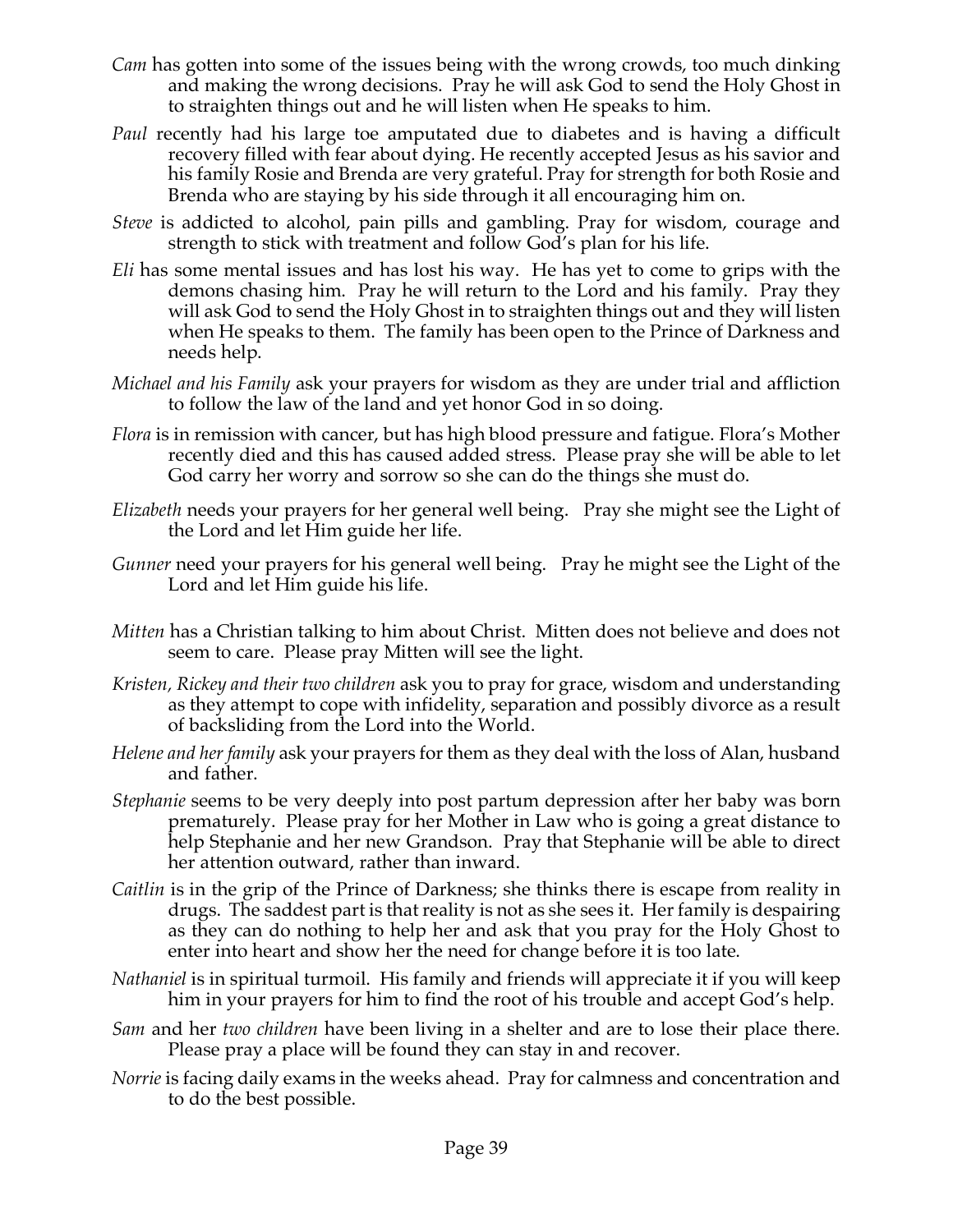*Cam* has gotten into some of the issues being with the wrong crowds, too much dinking and making the wrong decisions. Pray he will ask God to send the Holy Ghost in to straighten things out and he will listen when He speaks to him.

*Paul* recently had his large toe amputated due to diabetes and is having a difficult recovery filled with fear about dying. He recently accepted Jesus as his savior and his family Rosie and Brenda are very grateful. Pray for strength for both Rosie and Brenda who are staying by his side through it all encouraging him on.

*Steve* is addicted to alcohol, pain pills and gambling. Pray for wisdom, courage and strength to stick with treatment and follow God's plan for his life.

*Eli* has some mental issues and has lost his way. He has yet to come to grips with the demons chasing him. Pray he will return to the Lord and his family. Pray they will ask God to send the Holy Ghost in to straighten things out and they will listen when He speaks to them. The family has been open to the Prince of Darkness and needs help.

*Michael and his Family* ask your prayers for wisdom as they are under trial and affliction to follow the law of the land and yet honor God in so doing.

*Flora* is in remission with cancer, but has high blood pressure and fatigue. Flora's Mother recently died and this has caused added stress. Please pray she will be able to let God carry her worry and sorrow so she can do the things she must do.

*Elizabeth* needs your prayers for her general well being. Pray she might see the Light of the Lord and let Him guide her life.

*Gunner* need your prayers for his general well being. Pray he might see the Light of the Lord and let Him guide his life.

*Mitten* has a Christian talking to him about Christ. Mitten does not believe and does not seem to care. Please pray Mitten will see the light.

*Kristen, Rickey and their two children* ask you to pray for grace, wisdom and understanding as they attempt to cope with infidelity, separation and possibly divorce as a result of backsliding from the Lord into the World.

*Helene and her family* ask your prayers for them as they deal with the loss of Alan, husband and father.

*Stephanie* seems to be very deeply into post partum depression after her baby was born prematurely. Please pray for her Mother in Law who is going a great distance to help Stephanie and her new Grandson. Pray that Stephanie will be able to direct her attention outward, rather than inward.

*Caitlin* is in the grip of the Prince of Darkness; she thinks there is escape from reality in drugs. The saddest part is that reality is not as she sees it. Her family is despairing as they can do nothing to help her and ask that you pray for the Holy Ghost to enter into heart and show her the need for change before it is too late.

*Nathaniel* is in spiritual turmoil. His family and friends will appreciate it if you will keep him in your prayers for him to find the root of his trouble and accept God's help.

*Sam* and her *two children* have been living in a shelter and are to lose their place there. Please pray a place will be found they can stay in and recover.

*Norrie* is facing daily exams in the weeks ahead. Pray for calmness and concentration and to do the best possible.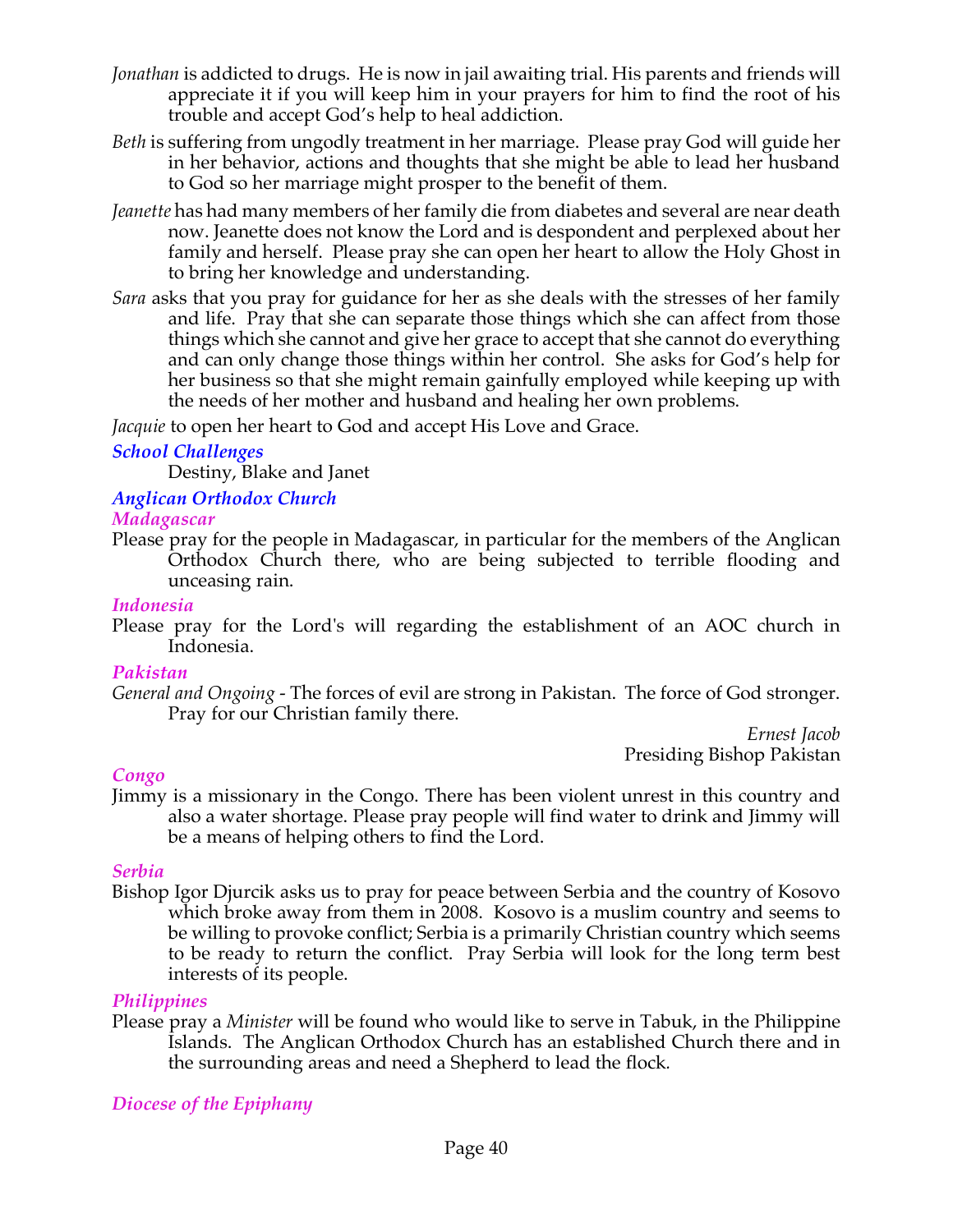*Jonathan* is addicted to drugs. He is now in jail awaiting trial. His parents and friends will appreciate it if you will keep him in your prayers for him to find the root of his trouble and accept God's help to heal addiction.

*Beth* is suffering from ungodly treatment in her marriage. Please pray God will guide her in her behavior, actions and thoughts that she might be able to lead her husband to God so her marriage might prosper to the benefit of them.

*Jeanette* has had many members of her family die from diabetes and several are near death now. Jeanette does not know the Lord and is despondent and perplexed about her family and herself. Please pray she can open her heart to allow the Holy Ghost in to bring her knowledge and understanding.

*Sara* asks that you pray for guidance for her as she deals with the stresses of her family and life. Pray that she can separate those things which she can affect from those things which she cannot and give her grace to accept that she cannot do everything and can only change those things within her control. She asks for God's help for her business so that she might remain gainfully employed while keeping up with the needs of her mother and husband and healing her own problems.

*Jacquie* to open her heart to God and accept His Love and Grace.

### *School Challenges*

Destiny, Blake and Janet

### *Anglican Orthodox Church*

#### *Madagascar*

Please pray for the people in Madagascar, in particular for the members of the Anglican Orthodox Church there, who are being subjected to terrible flooding and unceasing rain.

#### *Indonesia*

Please pray for the Lord's will regarding the establishment of an AOC church in Indonesia.

#### *Pakistan*

*General and Ongoing* - The forces of evil are strong in Pakistan. The force of God stronger. Pray for our Christian family there.

*Ernest Jacob*
Presiding Bishop Pakistan

#### *Congo*

Jimmy is a missionary in the Congo. There has been violent unrest in this country and also a water shortage. Please pray people will find water to drink and Jimmy will be a means of helping others to find the Lord.

#### *Serbia*

Bishop Igor Djurcik asks us to pray for peace between Serbia and the country of Kosovo which broke away from them in 2008. Kosovo is a muslim country and seems to be willing to provoke conflict; Serbia is a primarily Christian country which seems to be ready to return the conflict. Pray Serbia will look for the long term best interests of its people.

#### *Philippines*

Please pray a *Minister* will be found who would like to serve in Tabuk, in the Philippine Islands. The Anglican Orthodox Church has an established Church there and in the surrounding areas and need a Shepherd to lead the flock.

#### *Diocese of the Epiphany*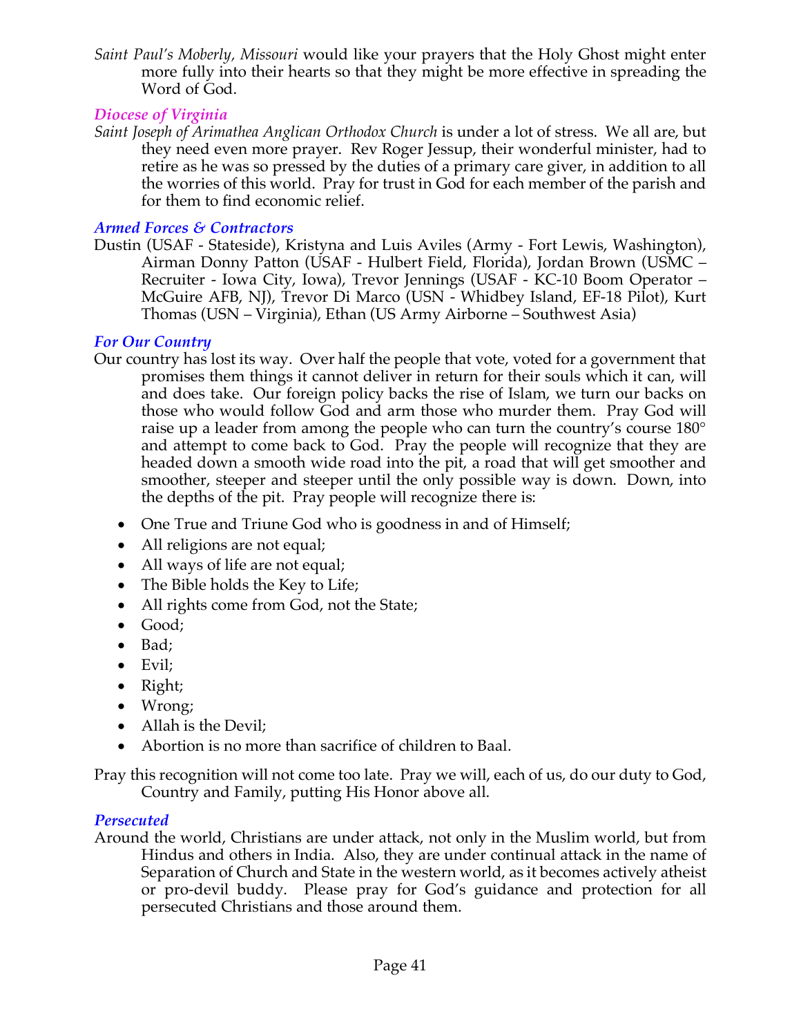*Saint Paul's Moberly, Missouri* would like your prayers that the Holy Ghost might enter more fully into their hearts so that they might be more effective in spreading the Word of God.

### *Diocese of Virginia*

*Saint Joseph of Arimathea Anglican Orthodox Church* is under a lot of stress. We all are, but they need even more prayer. Rev Roger Jessup, their wonderful minister, had to retire as he was so pressed by the duties of a primary care giver, in addition to all the worries of this world. Pray for trust in God for each member of the parish and for them to find economic relief.

### *Armed Forces & Contractors*

Dustin (USAF - Stateside), Kristyna and Luis Aviles (Army - Fort Lewis, Washington), Airman Donny Patton (USAF - Hulbert Field, Florida), Jordan Brown (USMC – Recruiter - Iowa City, Iowa), Trevor Jennings (USAF - KC-10 Boom Operator – McGuire AFB, NJ), Trevor Di Marco (USN - Whidbey Island, EF-18 Pilot), Kurt Thomas (USN – Virginia), Ethan (US Army Airborne – Southwest Asia)

### *For Our Country*

Our country has lost its way. Over half the people that vote, voted for a government that promises them things it cannot deliver in return for their souls which it can, will and does take. Our foreign policy backs the rise of Islam, we turn our backs on those who would follow God and arm those who murder them. Pray God will raise up a leader from among the people who can turn the country's course 180° and attempt to come back to God. Pray the people will recognize that they are headed down a smooth wide road into the pit, a road that will get smoother and smoother, steeper and steeper until the only possible way is down. Down, into the depths of the pit. Pray people will recognize there is:

- One True and Triune God who is goodness in and of Himself;
- All religions are not equal;
- All ways of life are not equal;
- The Bible holds the Key to Life;
- All rights come from God, not the State;
- Good;
- Bad;
- Evil;
- Right;
- Wrong;
- Allah is the Devil;
- Abortion is no more than sacrifice of children to Baal.

Pray this recognition will not come too late. Pray we will, each of us, do our duty to God, Country and Family, putting His Honor above all.

### *Persecuted*

Around the world, Christians are under attack, not only in the Muslim world, but from Hindus and others in India. Also, they are under continual attack in the name of Separation of Church and State in the western world, as it becomes actively atheist or pro-devil buddy. Please pray for God's guidance and protection for all persecuted Christians and those around them.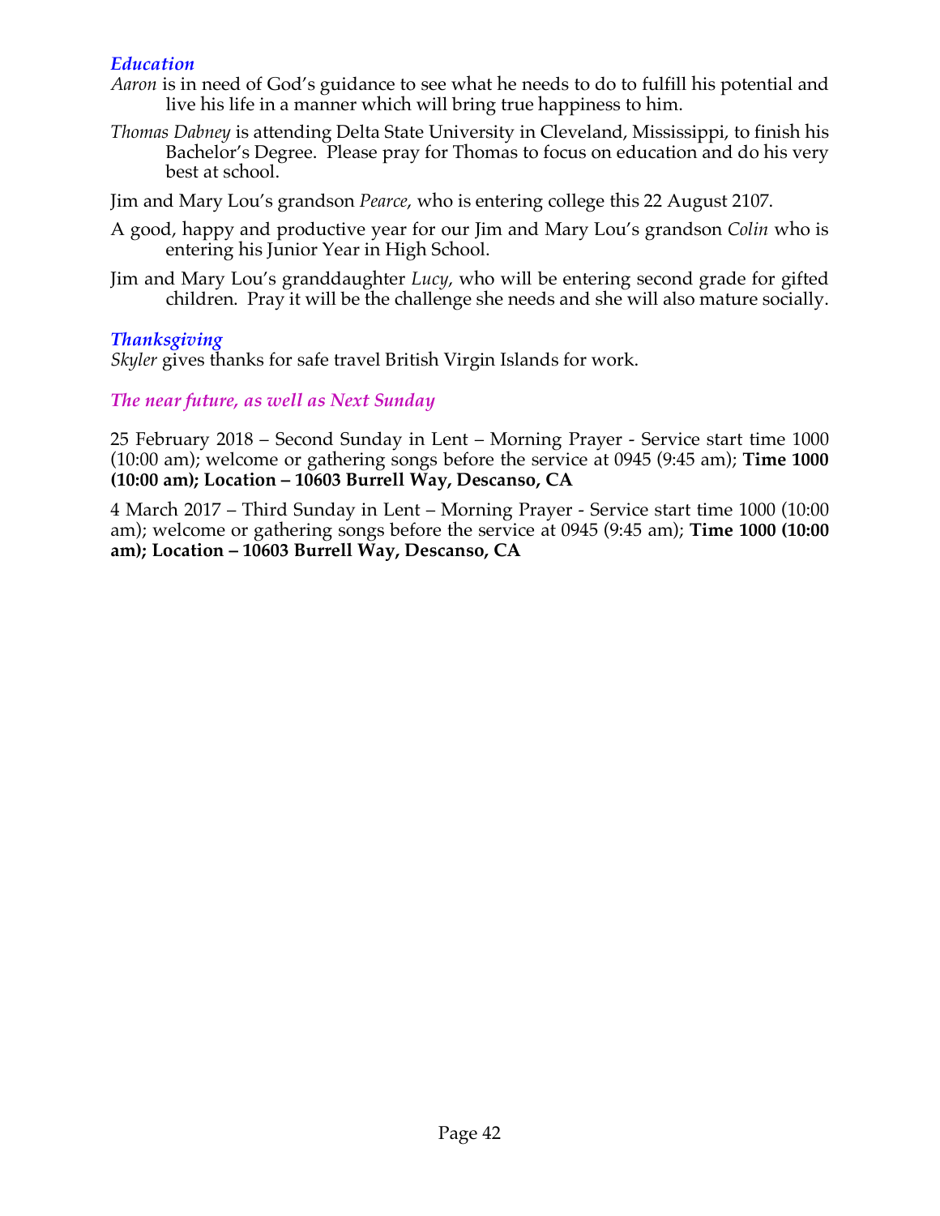### *Education*

*Aaron* is in need of God's guidance to see what he needs to do to fulfill his potential and live his life in a manner which will bring true happiness to him.

*Thomas Dabney* is attending Delta State University in Cleveland, Mississippi, to finish his Bachelor's Degree. Please pray for Thomas to focus on education and do his very best at school.

Jim and Mary Lou's grandson *Pearce*, who is entering college this 22 August 2107.

A good, happy and productive year for our Jim and Mary Lou's grandson *Colin* who is entering his Junior Year in High School.

Jim and Mary Lou's granddaughter *Lucy*, who will be entering second grade for gifted children. Pray it will be the challenge she needs and she will also mature socially.

### *Thanksgiving*

*Skyler* gives thanks for safe travel British Virgin Islands for work.

### *The near future, as well as Next Sunday*

25 February 2018 – Second Sunday in Lent – Morning Prayer - Service start time 1000 (10:00 am); welcome or gathering songs before the service at 0945 (9:45 am); **Time 1000 (10:00 am); Location – 10603 Burrell Way, Descanso, CA**

4 March 2017 – Third Sunday in Lent – Morning Prayer - Service start time 1000 (10:00 am); welcome or gathering songs before the service at 0945 (9:45 am); **Time 1000 (10:00 am); Location – 10603 Burrell Way, Descanso, CA**